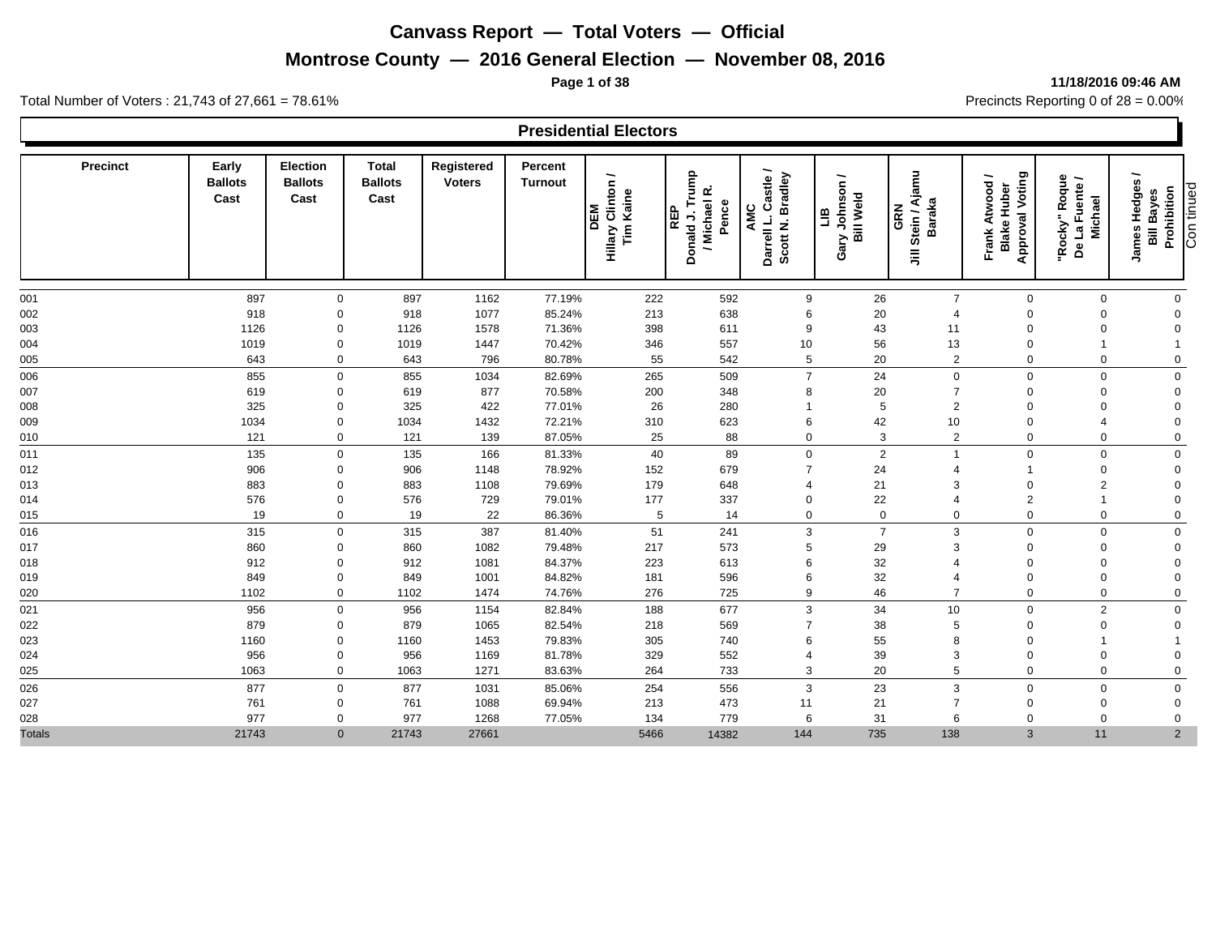# Canvass Report — Total Voters — Official

## Montrose County — 2016 General Election — November 08, 2016

11/18/2016 09:46 AM

Total Number of Voters : 21,743 of 27,661 = 78.61%

Precincts Reporting 0 of 28 = 0.00%

### Presidential Electors

| Precinct | Early Ballots Cast | Election Ballots Cast | Total Ballots Cast | Registered Voters | Percent Turnout | DEM Hillary Clinton / Tim Kaine | REP Donald J. Trump / Michael R. Pence | AMC Darrell L. Castle / Scott N. Bradley | LIB Gary Johnson / Bill Weld | GRN Jill Stein / Ajamu Baraka | Frank Atwood / Blake Huber Approval Voting | "Rocky" Roque De La Fuente / Michael | James Hedges / Bill Bayes Prohibition |
|---|---|---|---|---|---|---|---|---|---|---|---|---|---|
| 001 | 897 | 0 | 897 | 1162 | 77.19% | 222 | 592 | 9 | 26 | 7 | 0 | 0 | 0 |
| 002 | 918 | 0 | 918 | 1077 | 85.24% | 213 | 638 | 6 | 20 | 4 | 0 | 0 | 0 |
| 003 | 1126 | 0 | 1126 | 1578 | 71.36% | 398 | 611 | 9 | 43 | 11 | 0 | 0 | 0 |
| 004 | 1019 | 0 | 1019 | 1447 | 70.42% | 346 | 557 | 10 | 56 | 13 | 0 | 1 | 1 |
| 005 | 643 | 0 | 643 | 796 | 80.78% | 55 | 542 | 5 | 20 | 2 | 0 | 0 | 0 |
| 006 | 855 | 0 | 855 | 1034 | 82.69% | 265 | 509 | 7 | 24 | 0 | 0 | 0 | 0 |
| 007 | 619 | 0 | 619 | 877 | 70.58% | 200 | 348 | 8 | 20 | 7 | 0 | 0 | 0 |
| 008 | 325 | 0 | 325 | 422 | 77.01% | 26 | 280 | 1 | 5 | 2 | 0 | 0 | 0 |
| 009 | 1034 | 0 | 1034 | 1432 | 72.21% | 310 | 623 | 6 | 42 | 10 | 0 | 4 | 0 |
| 010 | 121 | 0 | 121 | 139 | 87.05% | 25 | 88 | 0 | 3 | 2 | 0 | 0 | 0 |
| 011 | 135 | 0 | 135 | 166 | 81.33% | 40 | 89 | 0 | 2 | 1 | 0 | 0 | 0 |
| 012 | 906 | 0 | 906 | 1148 | 78.92% | 152 | 679 | 7 | 24 | 4 | 1 | 0 | 0 |
| 013 | 883 | 0 | 883 | 1108 | 79.69% | 179 | 648 | 4 | 21 | 3 | 0 | 2 | 0 |
| 014 | 576 | 0 | 576 | 729 | 79.01% | 177 | 337 | 0 | 22 | 4 | 2 | 1 | 0 |
| 015 | 19 | 0 | 19 | 22 | 86.36% | 5 | 14 | 0 | 0 | 0 | 0 | 0 | 0 |
| 016 | 315 | 0 | 315 | 387 | 81.40% | 51 | 241 | 3 | 7 | 3 | 0 | 0 | 0 |
| 017 | 860 | 0 | 860 | 1082 | 79.48% | 217 | 573 | 5 | 29 | 3 | 0 | 0 | 0 |
| 018 | 912 | 0 | 912 | 1081 | 84.37% | 223 | 613 | 6 | 32 | 4 | 0 | 0 | 0 |
| 019 | 849 | 0 | 849 | 1001 | 84.82% | 181 | 596 | 6 | 32 | 4 | 0 | 0 | 0 |
| 020 | 1102 | 0 | 1102 | 1474 | 74.76% | 276 | 725 | 9 | 46 | 7 | 0 | 0 | 0 |
| 021 | 956 | 0 | 956 | 1154 | 82.84% | 188 | 677 | 3 | 34 | 10 | 0 | 2 | 0 |
| 022 | 879 | 0 | 879 | 1065 | 82.54% | 218 | 569 | 7 | 38 | 5 | 0 | 0 | 0 |
| 023 | 1160 | 0 | 1160 | 1453 | 79.83% | 305 | 740 | 6 | 55 | 8 | 0 | 1 | 1 |
| 024 | 956 | 0 | 956 | 1169 | 81.78% | 329 | 552 | 4 | 39 | 3 | 0 | 0 | 0 |
| 025 | 1063 | 0 | 1063 | 1271 | 83.63% | 264 | 733 | 3 | 20 | 5 | 0 | 0 | 0 |
| 026 | 877 | 0 | 877 | 1031 | 85.06% | 254 | 556 | 3 | 23 | 3 | 0 | 0 | 0 |
| 027 | 761 | 0 | 761 | 1088 | 69.94% | 213 | 473 | 11 | 21 | 7 | 0 | 0 | 0 |
| 028 | 977 | 0 | 977 | 1268 | 77.05% | 134 | 779 | 6 | 31 | 6 | 0 | 0 | 0 |
| Totals | 21743 | 0 | 21743 | 27661 | | 5466 | 14382 | 144 | 735 | 138 | 3 | 11 | 2 |

Continued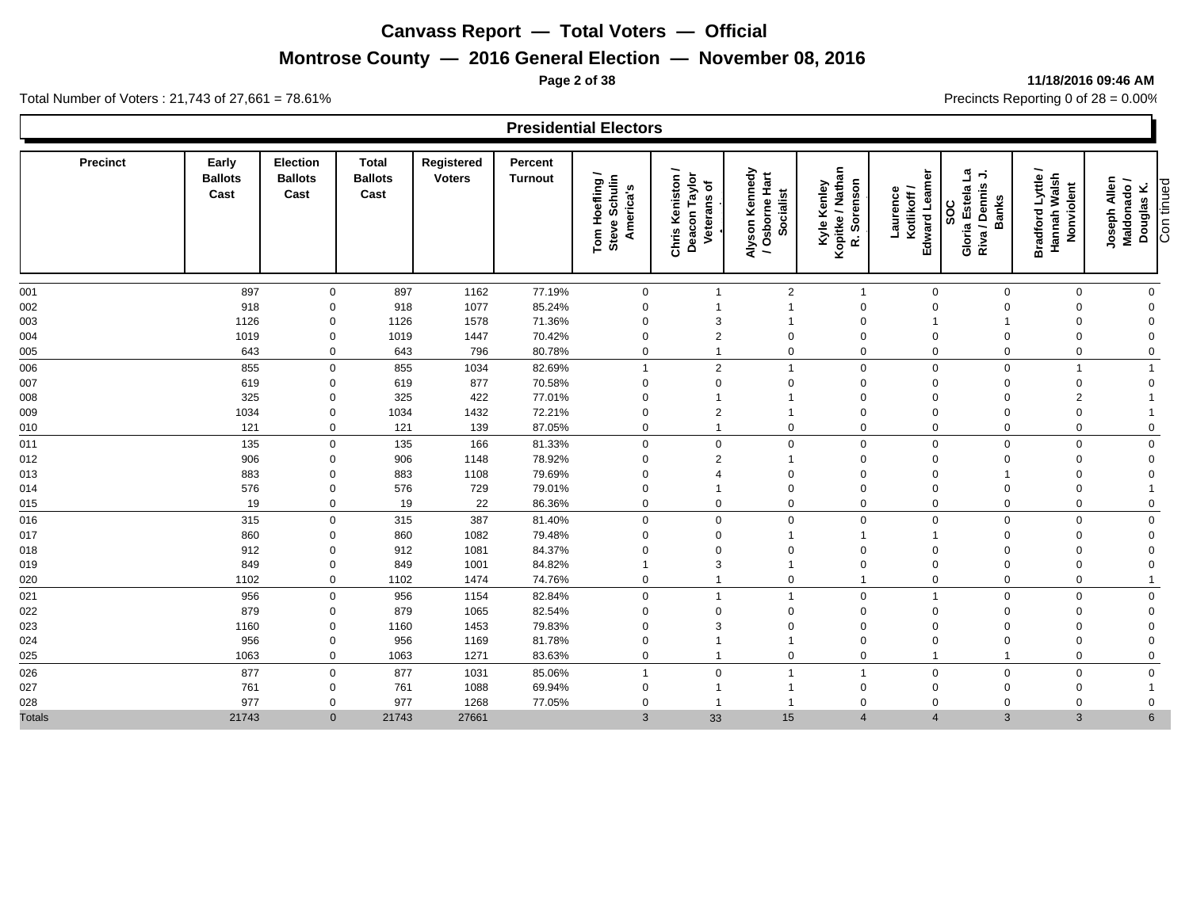# Canvass Report — Total Voters — Official

## Montrose County — 2016 General Election — November 08, 2016

11/18/2016 09:46 AM

Total Number of Voters : 21,743 of 27,661 = 78.61%

Precincts Reporting 0 of 28 = 0.00%

### Presidential Electors

| Precinct | Early Ballots Cast | Election Ballots Cast | Total Ballots Cast | Registered Voters | Percent Turnout | Tom Hoefling / Steve Schulin America's | Chris Keniston / Deacon Taylor Veterans of | Alyson Kennedy / Osborne Hart Socialist | Kyle Kenley Kopitke / Nathan R. Sorenson | Laurence Kotlikoff / Edward Leamer | SOC Gloria Estela La Riva / Dennis J. Banks | Bradford Lyttle / Hannah Walsh Nonviolent | Joseph Allen Maldonado / Douglas K. |
|---|---|---|---|---|---|---|---|---|---|---|---|---|---|
| 001 | 897 | 0 | 897 | 1162 | 77.19% | 0 | 1 | 2 | 1 | 0 | 0 | 0 | 0 |
| 002 | 918 | 0 | 918 | 1077 | 85.24% | 0 | 1 | 1 | 0 | 0 | 0 | 0 | 0 |
| 003 | 1126 | 0 | 1126 | 1578 | 71.36% | 0 | 3 | 1 | 0 | 1 | 1 | 0 | 0 |
| 004 | 1019 | 0 | 1019 | 1447 | 70.42% | 0 | 2 | 0 | 0 | 0 | 0 | 0 | 0 |
| 005 | 643 | 0 | 643 | 796 | 80.78% | 0 | 1 | 0 | 0 | 0 | 0 | 0 | 0 |
| 006 | 855 | 0 | 855 | 1034 | 82.69% | 1 | 2 | 1 | 0 | 0 | 0 | 1 | 1 |
| 007 | 619 | 0 | 619 | 877 | 70.58% | 0 | 0 | 0 | 0 | 0 | 0 | 0 | 0 |
| 008 | 325 | 0 | 325 | 422 | 77.01% | 0 | 1 | 1 | 0 | 0 | 0 | 2 | 1 |
| 009 | 1034 | 0 | 1034 | 1432 | 72.21% | 0 | 2 | 1 | 0 | 0 | 0 | 0 | 1 |
| 010 | 121 | 0 | 121 | 139 | 87.05% | 0 | 1 | 0 | 0 | 0 | 0 | 0 | 0 |
| 011 | 135 | 0 | 135 | 166 | 81.33% | 0 | 0 | 0 | 0 | 0 | 0 | 0 | 0 |
| 012 | 906 | 0 | 906 | 1148 | 78.92% | 0 | 2 | 1 | 0 | 0 | 0 | 0 | 0 |
| 013 | 883 | 0 | 883 | 1108 | 79.69% | 0 | 4 | 0 | 0 | 0 | 1 | 0 | 0 |
| 014 | 576 | 0 | 576 | 729 | 79.01% | 0 | 1 | 0 | 0 | 0 | 0 | 0 | 1 |
| 015 | 19 | 0 | 19 | 22 | 86.36% | 0 | 0 | 0 | 0 | 0 | 0 | 0 | 0 |
| 016 | 315 | 0 | 315 | 387 | 81.40% | 0 | 0 | 0 | 0 | 0 | 0 | 0 | 0 |
| 017 | 860 | 0 | 860 | 1082 | 79.48% | 0 | 0 | 1 | 1 | 1 | 0 | 0 | 0 |
| 018 | 912 | 0 | 912 | 1081 | 84.37% | 0 | 0 | 0 | 0 | 0 | 0 | 0 | 0 |
| 019 | 849 | 0 | 849 | 1001 | 84.82% | 1 | 3 | 1 | 0 | 0 | 0 | 0 | 0 |
| 020 | 1102 | 0 | 1102 | 1474 | 74.76% | 0 | 1 | 0 | 1 | 0 | 0 | 0 | 1 |
| 021 | 956 | 0 | 956 | 1154 | 82.84% | 0 | 1 | 1 | 0 | 1 | 0 | 0 | 0 |
| 022 | 879 | 0 | 879 | 1065 | 82.54% | 0 | 0 | 0 | 0 | 0 | 0 | 0 | 0 |
| 023 | 1160 | 0 | 1160 | 1453 | 79.83% | 0 | 3 | 0 | 0 | 0 | 0 | 0 | 0 |
| 024 | 956 | 0 | 956 | 1169 | 81.78% | 0 | 1 | 1 | 0 | 0 | 0 | 0 | 0 |
| 025 | 1063 | 0 | 1063 | 1271 | 83.63% | 0 | 1 | 0 | 0 | 1 | 1 | 0 | 0 |
| 026 | 877 | 0 | 877 | 1031 | 85.06% | 1 | 0 | 1 | 1 | 0 | 0 | 0 | 0 |
| 027 | 761 | 0 | 761 | 1088 | 69.94% | 0 | 1 | 1 | 0 | 0 | 0 | 0 | 1 |
| 028 | 977 | 0 | 977 | 1268 | 77.05% | 0 | 1 | 1 | 0 | 0 | 0 | 0 | 0 |
| Totals | 21743 | 0 | 21743 | 27661 | | 3 | 33 | 15 | 4 | 4 | 3 | 3 | 6 |

Continued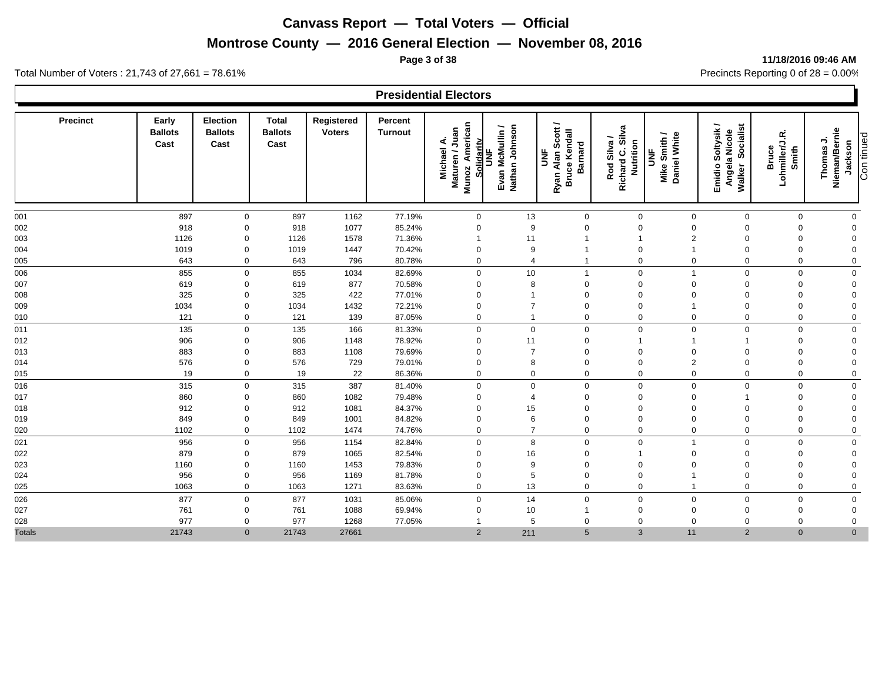# Canvass Report — Total Voters — Official

## Montrose County — 2016 General Election — November 08, 2016

**11/18/2016 09:46 AM**

Total Number of Voters : 21,743 of 27,661 = 78.61%

Precincts Reporting 0 of 28 = 0.00%

### Presidential Electors

| Precinct | Early Ballots Cast | Election Ballots Cast | Total Ballots Cast | Registered Voters | Percent Turnout | Michael A. Maturen / Juan Munoz American Solidarity | UNF Evan McMullin / Nathan Johnson | UNF Ryan Alan Scott / Bruce Kendall Barnard | Rod Silva / Richard C. Silva Nutrition | UNF Mike Smith / Daniel White | Emidio Soltysik / Angela Nicole Walker Socialist | Bruce Lohmiller/J.R. Smith | Thomas J. Nieman/Bernie Jackson |
|---|---|---|---|---|---|---|---|---|---|---|---|---|---|
| 001 | 897 | 0 | 897 | 1162 | 77.19% | 0 | 13 | 0 | 0 | 0 | 0 | 0 | 0 |
| 002 | 918 | 0 | 918 | 1077 | 85.24% | 0 | 9 | 0 | 0 | 0 | 0 | 0 | 0 |
| 003 | 1126 | 0 | 1126 | 1578 | 71.36% | 1 | 11 | 1 | 1 | 2 | 0 | 0 | 0 |
| 004 | 1019 | 0 | 1019 | 1447 | 70.42% | 0 | 9 | 1 | 0 | 1 | 0 | 0 | 0 |
| 005 | 643 | 0 | 643 | 796 | 80.78% | 0 | 4 | 1 | 0 | 0 | 0 | 0 | 0 |
| 006 | 855 | 0 | 855 | 1034 | 82.69% | 0 | 10 | 1 | 0 | 1 | 0 | 0 | 0 |
| 007 | 619 | 0 | 619 | 877 | 70.58% | 0 | 8 | 0 | 0 | 0 | 0 | 0 | 0 |
| 008 | 325 | 0 | 325 | 422 | 77.01% | 0 | 1 | 0 | 0 | 0 | 0 | 0 | 0 |
| 009 | 1034 | 0 | 1034 | 1432 | 72.21% | 0 | 7 | 0 | 0 | 1 | 0 | 0 | 0 |
| 010 | 121 | 0 | 121 | 139 | 87.05% | 0 | 1 | 0 | 0 | 0 | 0 | 0 | 0 |
| 011 | 135 | 0 | 135 | 166 | 81.33% | 0 | 0 | 0 | 0 | 0 | 0 | 0 | 0 |
| 012 | 906 | 0 | 906 | 1148 | 78.92% | 0 | 11 | 0 | 1 | 1 | 1 | 0 | 0 |
| 013 | 883 | 0 | 883 | 1108 | 79.69% | 0 | 7 | 0 | 0 | 0 | 0 | 0 | 0 |
| 014 | 576 | 0 | 576 | 729 | 79.01% | 0 | 8 | 0 | 0 | 2 | 0 | 0 | 0 |
| 015 | 19 | 0 | 19 | 22 | 86.36% | 0 | 0 | 0 | 0 | 0 | 0 | 0 | 0 |
| 016 | 315 | 0 | 315 | 387 | 81.40% | 0 | 0 | 0 | 0 | 0 | 0 | 0 | 0 |
| 017 | 860 | 0 | 860 | 1082 | 79.48% | 0 | 4 | 0 | 0 | 0 | 1 | 0 | 0 |
| 018 | 912 | 0 | 912 | 1081 | 84.37% | 0 | 15 | 0 | 0 | 0 | 0 | 0 | 0 |
| 019 | 849 | 0 | 849 | 1001 | 84.82% | 0 | 6 | 0 | 0 | 0 | 0 | 0 | 0 |
| 020 | 1102 | 0 | 1102 | 1474 | 74.76% | 0 | 7 | 0 | 0 | 0 | 0 | 0 | 0 |
| 021 | 956 | 0 | 956 | 1154 | 82.84% | 0 | 8 | 0 | 0 | 1 | 0 | 0 | 0 |
| 022 | 879 | 0 | 879 | 1065 | 82.54% | 0 | 16 | 0 | 1 | 0 | 0 | 0 | 0 |
| 023 | 1160 | 0 | 1160 | 1453 | 79.83% | 0 | 9 | 0 | 0 | 0 | 0 | 0 | 0 |
| 024 | 956 | 0 | 956 | 1169 | 81.78% | 0 | 5 | 0 | 0 | 1 | 0 | 0 | 0 |
| 025 | 1063 | 0 | 1063 | 1271 | 83.63% | 0 | 13 | 0 | 0 | 1 | 0 | 0 | 0 |
| 026 | 877 | 0 | 877 | 1031 | 85.06% | 0 | 14 | 0 | 0 | 0 | 0 | 0 | 0 |
| 027 | 761 | 0 | 761 | 1088 | 69.94% | 0 | 10 | 1 | 0 | 0 | 0 | 0 | 0 |
| 028 | 977 | 0 | 977 | 1268 | 77.05% | 1 | 5 | 0 | 0 | 0 | 0 | 0 | 0 |
| Totals | 21743 | 0 | 21743 | 27661 | | 2 | 211 | 5 | 3 | 11 | 2 | 0 | 0 |

Continued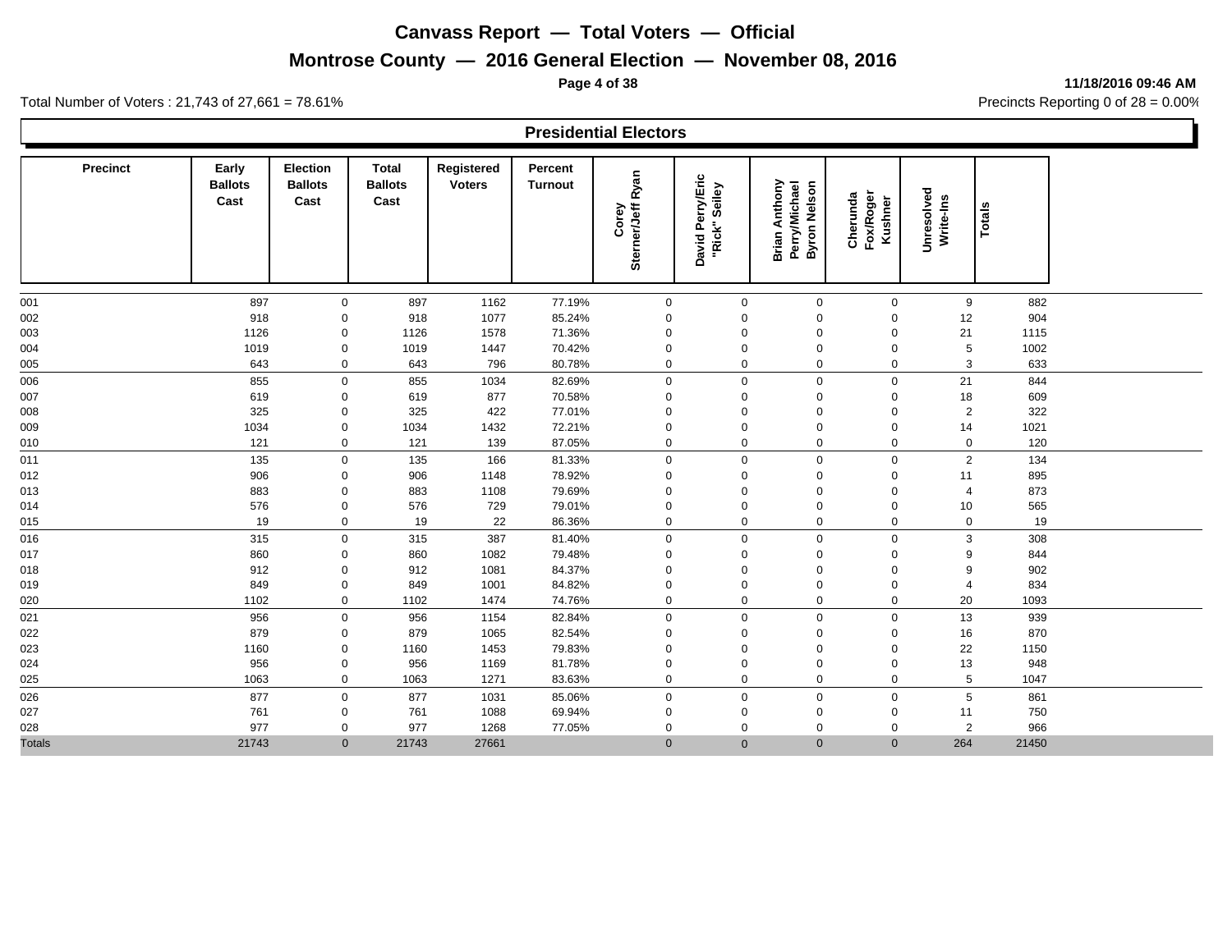# Canvass Report — Total Voters — Official

## Montrose County — 2016 General Election — November 08, 2016

11/18/2016 09:46 AM

Total Number of Voters : 21,743 of 27,661 = 78.61%

Precincts Reporting 0 of 28 = 0.00%

### Presidential Electors

| Precinct | Early Ballots Cast | Election Ballots Cast | Total Ballots Cast | Registered Voters | Percent Turnout | Corey Sterner/Jeff Ryan | David Perry/Eric "Rick" Seiley | Brian Anthony Perry/Michael Byron Nelson | Cherunda Fox/Roger Kushner | Unresolved Write-Ins | Totals |
|---|---|---|---|---|---|---|---|---|---|---|---|
| 001 | 897 | 0 | 897 | 1162 | 77.19% | 0 | 0 | 0 | 0 | 9 | 882 |
| 002 | 918 | 0 | 918 | 1077 | 85.24% | 0 | 0 | 0 | 0 | 12 | 904 |
| 003 | 1126 | 0 | 1126 | 1578 | 71.36% | 0 | 0 | 0 | 0 | 21 | 1115 |
| 004 | 1019 | 0 | 1019 | 1447 | 70.42% | 0 | 0 | 0 | 0 | 5 | 1002 |
| 005 | 643 | 0 | 643 | 796 | 80.78% | 0 | 0 | 0 | 0 | 3 | 633 |
| 006 | 855 | 0 | 855 | 1034 | 82.69% | 0 | 0 | 0 | 0 | 21 | 844 |
| 007 | 619 | 0 | 619 | 877 | 70.58% | 0 | 0 | 0 | 0 | 18 | 609 |
| 008 | 325 | 0 | 325 | 422 | 77.01% | 0 | 0 | 0 | 0 | 2 | 322 |
| 009 | 1034 | 0 | 1034 | 1432 | 72.21% | 0 | 0 | 0 | 0 | 14 | 1021 |
| 010 | 121 | 0 | 121 | 139 | 87.05% | 0 | 0 | 0 | 0 | 0 | 120 |
| 011 | 135 | 0 | 135 | 166 | 81.33% | 0 | 0 | 0 | 0 | 2 | 134 |
| 012 | 906 | 0 | 906 | 1148 | 78.92% | 0 | 0 | 0 | 0 | 11 | 895 |
| 013 | 883 | 0 | 883 | 1108 | 79.69% | 0 | 0 | 0 | 0 | 4 | 873 |
| 014 | 576 | 0 | 576 | 729 | 79.01% | 0 | 0 | 0 | 0 | 10 | 565 |
| 015 | 19 | 0 | 19 | 22 | 86.36% | 0 | 0 | 0 | 0 | 0 | 19 |
| 016 | 315 | 0 | 315 | 387 | 81.40% | 0 | 0 | 0 | 0 | 3 | 308 |
| 017 | 860 | 0 | 860 | 1082 | 79.48% | 0 | 0 | 0 | 0 | 9 | 844 |
| 018 | 912 | 0 | 912 | 1081 | 84.37% | 0 | 0 | 0 | 0 | 9 | 902 |
| 019 | 849 | 0 | 849 | 1001 | 84.82% | 0 | 0 | 0 | 0 | 4 | 834 |
| 020 | 1102 | 0 | 1102 | 1474 | 74.76% | 0 | 0 | 0 | 0 | 20 | 1093 |
| 021 | 956 | 0 | 956 | 1154 | 82.84% | 0 | 0 | 0 | 0 | 13 | 939 |
| 022 | 879 | 0 | 879 | 1065 | 82.54% | 0 | 0 | 0 | 0 | 16 | 870 |
| 023 | 1160 | 0 | 1160 | 1453 | 79.83% | 0 | 0 | 0 | 0 | 22 | 1150 |
| 024 | 956 | 0 | 956 | 1169 | 81.78% | 0 | 0 | 0 | 0 | 13 | 948 |
| 025 | 1063 | 0 | 1063 | 1271 | 83.63% | 0 | 0 | 0 | 0 | 5 | 1047 |
| 026 | 877 | 0 | 877 | 1031 | 85.06% | 0 | 0 | 0 | 0 | 5 | 861 |
| 027 | 761 | 0 | 761 | 1088 | 69.94% | 0 | 0 | 0 | 0 | 11 | 750 |
| 028 | 977 | 0 | 977 | 1268 | 77.05% | 0 | 0 | 0 | 0 | 2 | 966 |
| Totals | 21743 | 0 | 21743 | 27661 | | 0 | 0 | 0 | 0 | 264 | 21450 |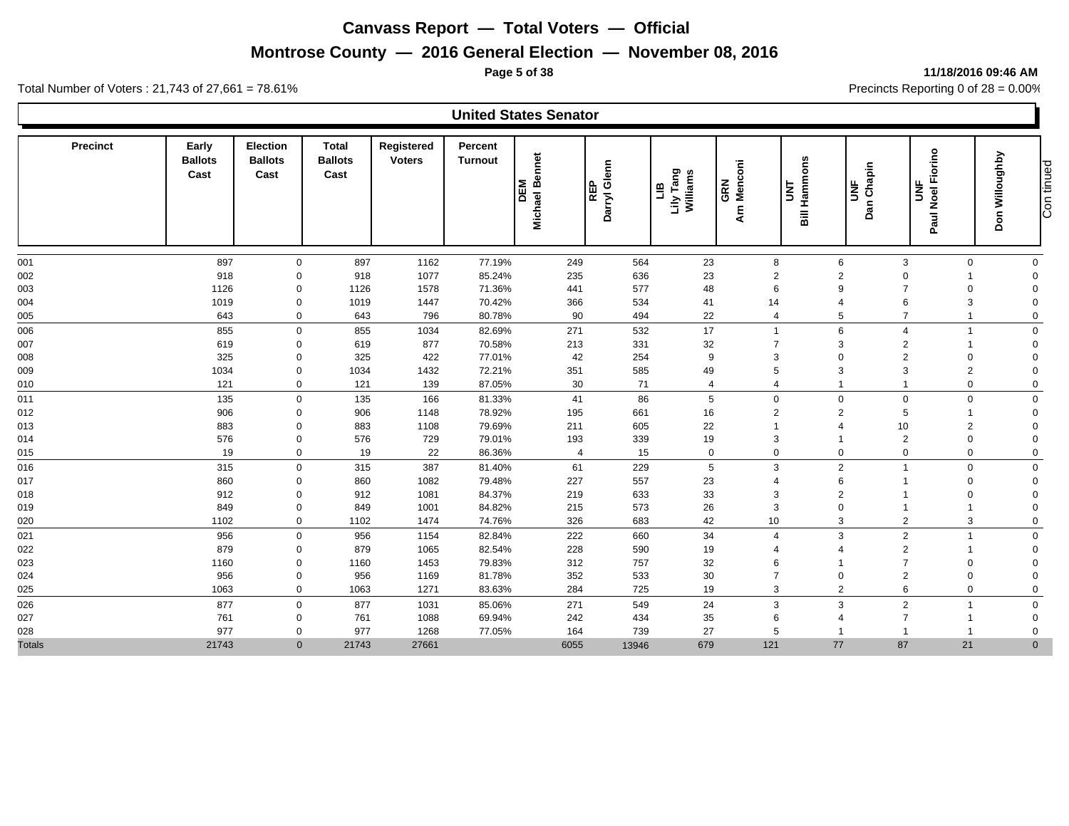# Canvass Report — Total Voters — Official

## Montrose County — 2016 General Election — November 08, 2016

Total Number of Voters : 21,743 of 27,661 = 78.61%

Precincts Reporting 0 of 28 = 0.00%

11/18/2016 09:46 AM

### United States Senator

| Precinct | Early Ballots Cast | Election Ballots Cast | Total Ballots Cast | Registered Voters | Percent Turnout | DEM Michael Bennet | REP Darryl Glenn | LIB Lily Tang Williams | GRN Arn Menconi | UNT Bill Hammons | UNF Dan Chapin | UNF Paul Noel Fiorino | Don Willoughby |
|---|---|---|---|---|---|---|---|---|---|---|---|---|---|
| 001 | 897 | 0 | 897 | 1162 | 77.19% | 249 | 564 | 23 | 8 | 6 | 3 | 0 | 0 |
| 002 | 918 | 0 | 918 | 1077 | 85.24% | 235 | 636 | 23 | 2 | 2 | 0 | 1 | 0 |
| 003 | 1126 | 0 | 1126 | 1578 | 71.36% | 441 | 577 | 48 | 6 | 9 | 7 | 0 | 0 |
| 004 | 1019 | 0 | 1019 | 1447 | 70.42% | 366 | 534 | 41 | 14 | 4 | 6 | 3 | 0 |
| 005 | 643 | 0 | 643 | 796 | 80.78% | 90 | 494 | 22 | 4 | 5 | 7 | 1 | 0 |
| 006 | 855 | 0 | 855 | 1034 | 82.69% | 271 | 532 | 17 | 1 | 6 | 4 | 1 | 0 |
| 007 | 619 | 0 | 619 | 877 | 70.58% | 213 | 331 | 32 | 7 | 3 | 2 | 1 | 0 |
| 008 | 325 | 0 | 325 | 422 | 77.01% | 42 | 254 | 9 | 3 | 0 | 2 | 0 | 0 |
| 009 | 1034 | 0 | 1034 | 1432 | 72.21% | 351 | 585 | 49 | 5 | 3 | 3 | 2 | 0 |
| 010 | 121 | 0 | 121 | 139 | 87.05% | 30 | 71 | 4 | 4 | 1 | 1 | 0 | 0 |
| 011 | 135 | 0 | 135 | 166 | 81.33% | 41 | 86 | 5 | 0 | 0 | 0 | 0 | 0 |
| 012 | 906 | 0 | 906 | 1148 | 78.92% | 195 | 661 | 16 | 2 | 2 | 5 | 1 | 0 |
| 013 | 883 | 0 | 883 | 1108 | 79.69% | 211 | 605 | 22 | 1 | 4 | 10 | 2 | 0 |
| 014 | 576 | 0 | 576 | 729 | 79.01% | 193 | 339 | 19 | 3 | 1 | 2 | 0 | 0 |
| 015 | 19 | 0 | 19 | 22 | 86.36% | 4 | 15 | 0 | 0 | 0 | 0 | 0 | 0 |
| 016 | 315 | 0 | 315 | 387 | 81.40% | 61 | 229 | 5 | 3 | 2 | 1 | 0 | 0 |
| 017 | 860 | 0 | 860 | 1082 | 79.48% | 227 | 557 | 23 | 4 | 6 | 1 | 0 | 0 |
| 018 | 912 | 0 | 912 | 1081 | 84.37% | 219 | 633 | 33 | 3 | 2 | 1 | 0 | 0 |
| 019 | 849 | 0 | 849 | 1001 | 84.82% | 215 | 573 | 26 | 3 | 0 | 1 | 1 | 0 |
| 020 | 1102 | 0 | 1102 | 1474 | 74.76% | 326 | 683 | 42 | 10 | 3 | 2 | 3 | 0 |
| 021 | 956 | 0 | 956 | 1154 | 82.84% | 222 | 660 | 34 | 4 | 3 | 2 | 1 | 0 |
| 022 | 879 | 0 | 879 | 1065 | 82.54% | 228 | 590 | 19 | 4 | 4 | 2 | 1 | 0 |
| 023 | 1160 | 0 | 1160 | 1453 | 79.83% | 312 | 757 | 32 | 6 | 1 | 7 | 0 | 0 |
| 024 | 956 | 0 | 956 | 1169 | 81.78% | 352 | 533 | 30 | 7 | 0 | 2 | 0 | 0 |
| 025 | 1063 | 0 | 1063 | 1271 | 83.63% | 284 | 725 | 19 | 3 | 2 | 6 | 0 | 0 |
| 026 | 877 | 0 | 877 | 1031 | 85.06% | 271 | 549 | 24 | 3 | 3 | 2 | 1 | 0 |
| 027 | 761 | 0 | 761 | 1088 | 69.94% | 242 | 434 | 35 | 6 | 4 | 7 | 1 | 0 |
| 028 | 977 | 0 | 977 | 1268 | 77.05% | 164 | 739 | 27 | 5 | 1 | 1 | 1 | 0 |
| Totals | 21743 | 0 | 21743 | 27661 | | 6055 | 13946 | 679 | 121 | 77 | 87 | 21 | 0 |

Continued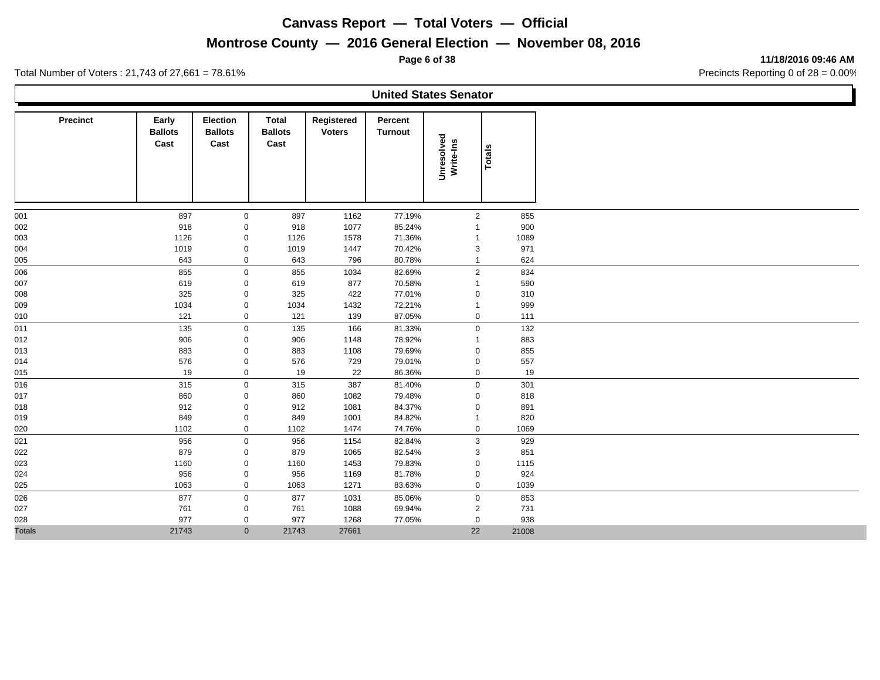# Canvass Report — Total Voters — Official

## Montrose County — 2016 General Election — November 08, 2016

11/18/2016 09:46 AM

Total Number of Voters : 21,743 of 27,661 = 78.61%

Precincts Reporting 0 of 28 = 0.00%

### United States Senator

| Precinct | Early Ballots Cast | Election Ballots Cast | Total Ballots Cast | Registered Voters | Percent Turnout | Unresolved Write-Ins | Totals |
|---|---|---|---|---|---|---|---|
| 001 | 897 | 0 | 897 | 1162 | 77.19% | 2 | 855 |
| 002 | 918 | 0 | 918 | 1077 | 85.24% | 1 | 900 |
| 003 | 1126 | 0 | 1126 | 1578 | 71.36% | 1 | 1089 |
| 004 | 1019 | 0 | 1019 | 1447 | 70.42% | 3 | 971 |
| 005 | 643 | 0 | 643 | 796 | 80.78% | 1 | 624 |
| 006 | 855 | 0 | 855 | 1034 | 82.69% | 2 | 834 |
| 007 | 619 | 0 | 619 | 877 | 70.58% | 1 | 590 |
| 008 | 325 | 0 | 325 | 422 | 77.01% | 0 | 310 |
| 009 | 1034 | 0 | 1034 | 1432 | 72.21% | 1 | 999 |
| 010 | 121 | 0 | 121 | 139 | 87.05% | 0 | 111 |
| 011 | 135 | 0 | 135 | 166 | 81.33% | 0 | 132 |
| 012 | 906 | 0 | 906 | 1148 | 78.92% | 1 | 883 |
| 013 | 883 | 0 | 883 | 1108 | 79.69% | 0 | 855 |
| 014 | 576 | 0 | 576 | 729 | 79.01% | 0 | 557 |
| 015 | 19 | 0 | 19 | 22 | 86.36% | 0 | 19 |
| 016 | 315 | 0 | 315 | 387 | 81.40% | 0 | 301 |
| 017 | 860 | 0 | 860 | 1082 | 79.48% | 0 | 818 |
| 018 | 912 | 0 | 912 | 1081 | 84.37% | 0 | 891 |
| 019 | 849 | 0 | 849 | 1001 | 84.82% | 1 | 820 |
| 020 | 1102 | 0 | 1102 | 1474 | 74.76% | 0 | 1069 |
| 021 | 956 | 0 | 956 | 1154 | 82.84% | 3 | 929 |
| 022 | 879 | 0 | 879 | 1065 | 82.54% | 3 | 851 |
| 023 | 1160 | 0 | 1160 | 1453 | 79.83% | 0 | 1115 |
| 024 | 956 | 0 | 956 | 1169 | 81.78% | 0 | 924 |
| 025 | 1063 | 0 | 1063 | 1271 | 83.63% | 0 | 1039 |
| 026 | 877 | 0 | 877 | 1031 | 85.06% | 0 | 853 |
| 027 | 761 | 0 | 761 | 1088 | 69.94% | 2 | 731 |
| 028 | 977 | 0 | 977 | 1268 | 77.05% | 0 | 938 |
| Totals | 21743 | 0 | 21743 | 27661 | | 22 | 21008 |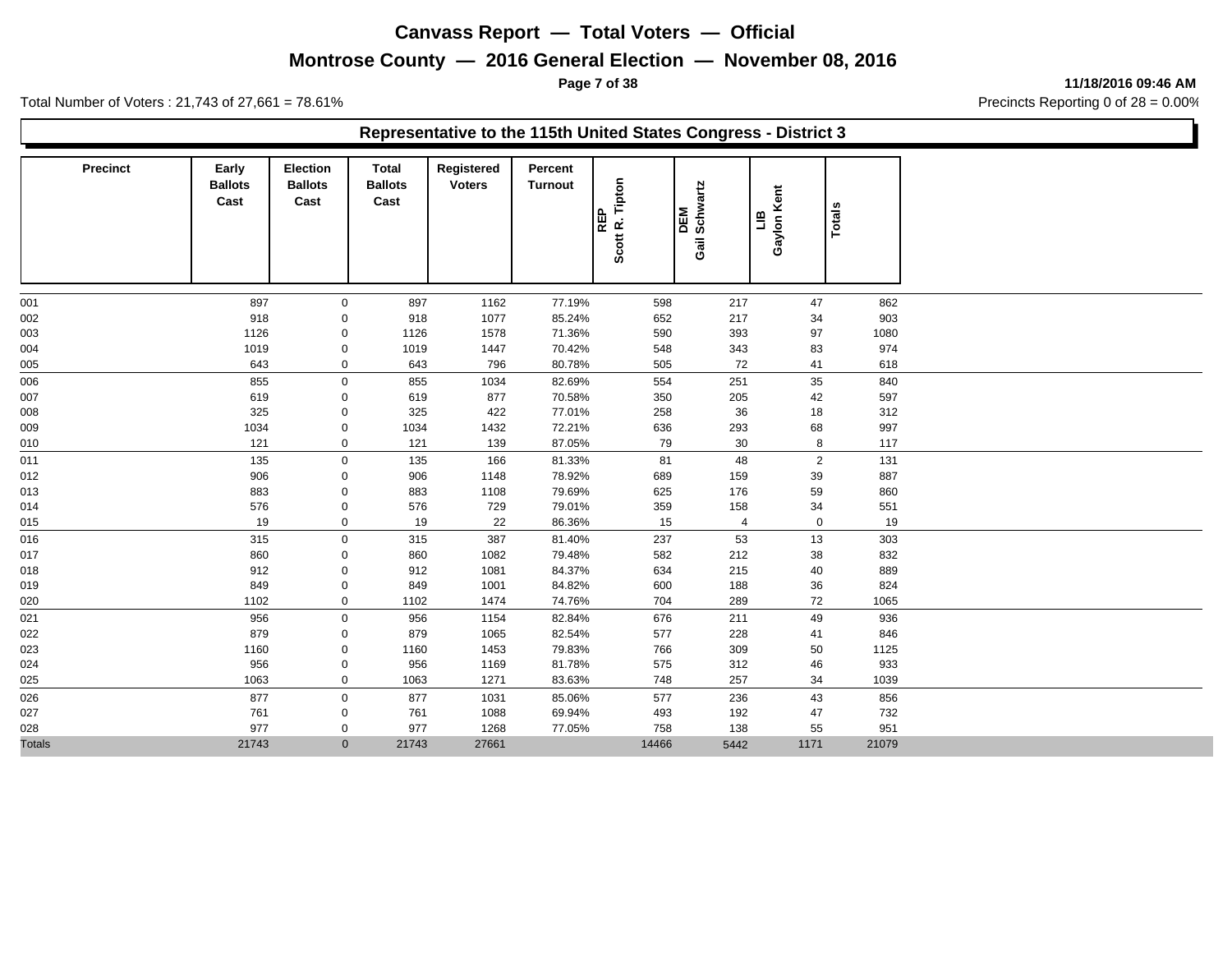# Canvass Report — Total Voters — Official

## Montrose County — 2016 General Election — November 08, 2016

11/18/2016 09:46 AM

Total Number of Voters : 21,743 of 27,661 = 78.61%

Precincts Reporting 0 of 28 = 0.00%

### Representative to the 115th United States Congress - District 3

| Precinct | Early Ballots Cast | Election Ballots Cast | Total Ballots Cast | Registered Voters | Percent Turnout | REP Scott R. Tipton | DEM Gail Schwartz | LIB Gaylon Kent | Totals |
|---|---|---|---|---|---|---|---|---|---|
| 001 | 897 | 0 | 897 | 1162 | 77.19% | 598 | 217 | 47 | 862 |
| 002 | 918 | 0 | 918 | 1077 | 85.24% | 652 | 217 | 34 | 903 |
| 003 | 1126 | 0 | 1126 | 1578 | 71.36% | 590 | 393 | 97 | 1080 |
| 004 | 1019 | 0 | 1019 | 1447 | 70.42% | 548 | 343 | 83 | 974 |
| 005 | 643 | 0 | 643 | 796 | 80.78% | 505 | 72 | 41 | 618 |
| 006 | 855 | 0 | 855 | 1034 | 82.69% | 554 | 251 | 35 | 840 |
| 007 | 619 | 0 | 619 | 877 | 70.58% | 350 | 205 | 42 | 597 |
| 008 | 325 | 0 | 325 | 422 | 77.01% | 258 | 36 | 18 | 312 |
| 009 | 1034 | 0 | 1034 | 1432 | 72.21% | 636 | 293 | 68 | 997 |
| 010 | 121 | 0 | 121 | 139 | 87.05% | 79 | 30 | 8 | 117 |
| 011 | 135 | 0 | 135 | 166 | 81.33% | 81 | 48 | 2 | 131 |
| 012 | 906 | 0 | 906 | 1148 | 78.92% | 689 | 159 | 39 | 887 |
| 013 | 883 | 0 | 883 | 1108 | 79.69% | 625 | 176 | 59 | 860 |
| 014 | 576 | 0 | 576 | 729 | 79.01% | 359 | 158 | 34 | 551 |
| 015 | 19 | 0 | 19 | 22 | 86.36% | 15 | 4 | 0 | 19 |
| 016 | 315 | 0 | 315 | 387 | 81.40% | 237 | 53 | 13 | 303 |
| 017 | 860 | 0 | 860 | 1082 | 79.48% | 582 | 212 | 38 | 832 |
| 018 | 912 | 0 | 912 | 1081 | 84.37% | 634 | 215 | 40 | 889 |
| 019 | 849 | 0 | 849 | 1001 | 84.82% | 600 | 188 | 36 | 824 |
| 020 | 1102 | 0 | 1102 | 1474 | 74.76% | 704 | 289 | 72 | 1065 |
| 021 | 956 | 0 | 956 | 1154 | 82.84% | 676 | 211 | 49 | 936 |
| 022 | 879 | 0 | 879 | 1065 | 82.54% | 577 | 228 | 41 | 846 |
| 023 | 1160 | 0 | 1160 | 1453 | 79.83% | 766 | 309 | 50 | 1125 |
| 024 | 956 | 0 | 956 | 1169 | 81.78% | 575 | 312 | 46 | 933 |
| 025 | 1063 | 0 | 1063 | 1271 | 83.63% | 748 | 257 | 34 | 1039 |
| 026 | 877 | 0 | 877 | 1031 | 85.06% | 577 | 236 | 43 | 856 |
| 027 | 761 | 0 | 761 | 1088 | 69.94% | 493 | 192 | 47 | 732 |
| 028 | 977 | 0 | 977 | 1268 | 77.05% | 758 | 138 | 55 | 951 |
| Totals | 21743 | 0 | 21743 | 27661 | | 14466 | 5442 | 1171 | 21079 |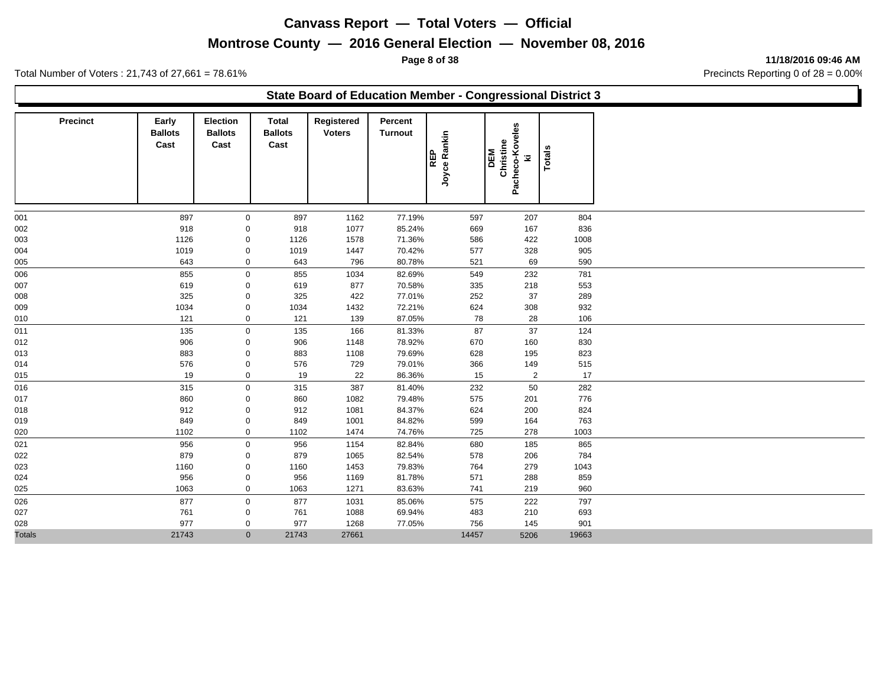# Canvass Report — Total Voters — Official

## Montrose County — 2016 General Election — November 08, 2016

11/18/2016 09:46 AM

Total Number of Voters : 21,743 of 27,661 = 78.61%

Precincts Reporting 0 of 28 = 0.00%

### State Board of Education Member - Congressional District 3

| Precinct | Early Ballots Cast | Election Ballots Cast | Total Ballots Cast | Registered Voters | Percent Turnout | REP Joyce Rankin | DEM Christine Pacheco-Koveleski | Totals |
|---|---|---|---|---|---|---|---|---|
| 001 | 897 | 0 | 897 | 1162 | 77.19% | 597 | 207 | 804 |
| 002 | 918 | 0 | 918 | 1077 | 85.24% | 669 | 167 | 836 |
| 003 | 1126 | 0 | 1126 | 1578 | 71.36% | 586 | 422 | 1008 |
| 004 | 1019 | 0 | 1019 | 1447 | 70.42% | 577 | 328 | 905 |
| 005 | 643 | 0 | 643 | 796 | 80.78% | 521 | 69 | 590 |
| 006 | 855 | 0 | 855 | 1034 | 82.69% | 549 | 232 | 781 |
| 007 | 619 | 0 | 619 | 877 | 70.58% | 335 | 218 | 553 |
| 008 | 325 | 0 | 325 | 422 | 77.01% | 252 | 37 | 289 |
| 009 | 1034 | 0 | 1034 | 1432 | 72.21% | 624 | 308 | 932 |
| 010 | 121 | 0 | 121 | 139 | 87.05% | 78 | 28 | 106 |
| 011 | 135 | 0 | 135 | 166 | 81.33% | 87 | 37 | 124 |
| 012 | 906 | 0 | 906 | 1148 | 78.92% | 670 | 160 | 830 |
| 013 | 883 | 0 | 883 | 1108 | 79.69% | 628 | 195 | 823 |
| 014 | 576 | 0 | 576 | 729 | 79.01% | 366 | 149 | 515 |
| 015 | 19 | 0 | 19 | 22 | 86.36% | 15 | 2 | 17 |
| 016 | 315 | 0 | 315 | 387 | 81.40% | 232 | 50 | 282 |
| 017 | 860 | 0 | 860 | 1082 | 79.48% | 575 | 201 | 776 |
| 018 | 912 | 0 | 912 | 1081 | 84.37% | 624 | 200 | 824 |
| 019 | 849 | 0 | 849 | 1001 | 84.82% | 599 | 164 | 763 |
| 020 | 1102 | 0 | 1102 | 1474 | 74.76% | 725 | 278 | 1003 |
| 021 | 956 | 0 | 956 | 1154 | 82.84% | 680 | 185 | 865 |
| 022 | 879 | 0 | 879 | 1065 | 82.54% | 578 | 206 | 784 |
| 023 | 1160 | 0 | 1160 | 1453 | 79.83% | 764 | 279 | 1043 |
| 024 | 956 | 0 | 956 | 1169 | 81.78% | 571 | 288 | 859 |
| 025 | 1063 | 0 | 1063 | 1271 | 83.63% | 741 | 219 | 960 |
| 026 | 877 | 0 | 877 | 1031 | 85.06% | 575 | 222 | 797 |
| 027 | 761 | 0 | 761 | 1088 | 69.94% | 483 | 210 | 693 |
| 028 | 977 | 0 | 977 | 1268 | 77.05% | 756 | 145 | 901 |
| Totals | 21743 | 0 | 21743 | 27661 | | 14457 | 5206 | 19663 |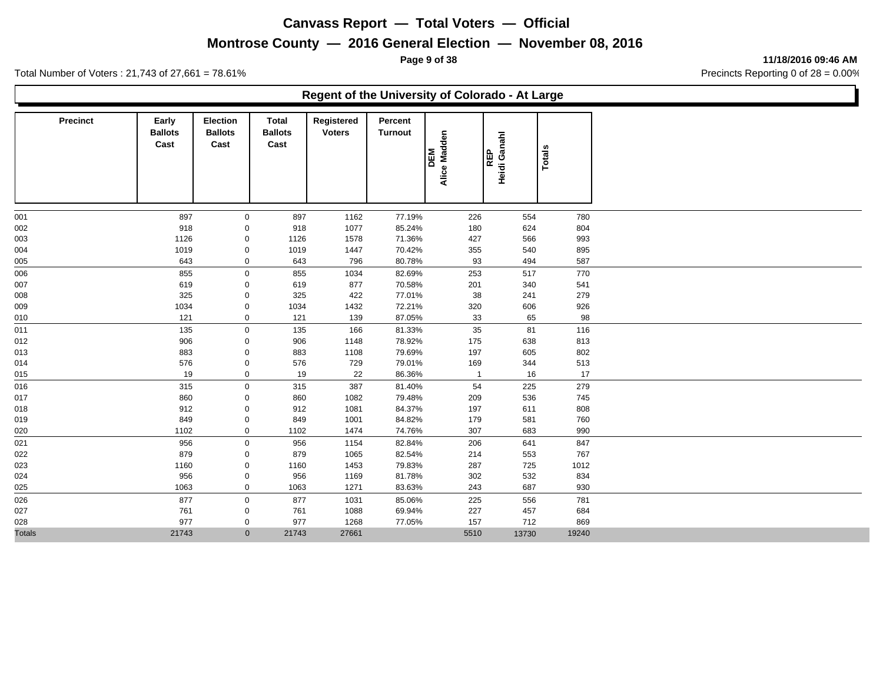# Canvass Report — Total Voters — Official

## Montrose County — 2016 General Election — November 08, 2016

11/18/2016 09:46 AM

Total Number of Voters : 21,743 of 27,661 = 78.61%

Precincts Reporting 0 of 28 = 0.00%

### Regent of the University of Colorado - At Large

| Precinct | Early Ballots Cast | Election Ballots Cast | Total Ballots Cast | Registered Voters | Percent Turnout | DEM Alice Madden | REP Heidi Ganahl | Totals |
|---|---|---|---|---|---|---|---|---|
| 001 | 897 | 0 | 897 | 1162 | 77.19% | 226 | 554 | 780 |
| 002 | 918 | 0 | 918 | 1077 | 85.24% | 180 | 624 | 804 |
| 003 | 1126 | 0 | 1126 | 1578 | 71.36% | 427 | 566 | 993 |
| 004 | 1019 | 0 | 1019 | 1447 | 70.42% | 355 | 540 | 895 |
| 005 | 643 | 0 | 643 | 796 | 80.78% | 93 | 494 | 587 |
| 006 | 855 | 0 | 855 | 1034 | 82.69% | 253 | 517 | 770 |
| 007 | 619 | 0 | 619 | 877 | 70.58% | 201 | 340 | 541 |
| 008 | 325 | 0 | 325 | 422 | 77.01% | 38 | 241 | 279 |
| 009 | 1034 | 0 | 1034 | 1432 | 72.21% | 320 | 606 | 926 |
| 010 | 121 | 0 | 121 | 139 | 87.05% | 33 | 65 | 98 |
| 011 | 135 | 0 | 135 | 166 | 81.33% | 35 | 81 | 116 |
| 012 | 906 | 0 | 906 | 1148 | 78.92% | 175 | 638 | 813 |
| 013 | 883 | 0 | 883 | 1108 | 79.69% | 197 | 605 | 802 |
| 014 | 576 | 0 | 576 | 729 | 79.01% | 169 | 344 | 513 |
| 015 | 19 | 0 | 19 | 22 | 86.36% | 1 | 16 | 17 |
| 016 | 315 | 0 | 315 | 387 | 81.40% | 54 | 225 | 279 |
| 017 | 860 | 0 | 860 | 1082 | 79.48% | 209 | 536 | 745 |
| 018 | 912 | 0 | 912 | 1081 | 84.37% | 197 | 611 | 808 |
| 019 | 849 | 0 | 849 | 1001 | 84.82% | 179 | 581 | 760 |
| 020 | 1102 | 0 | 1102 | 1474 | 74.76% | 307 | 683 | 990 |
| 021 | 956 | 0 | 956 | 1154 | 82.84% | 206 | 641 | 847 |
| 022 | 879 | 0 | 879 | 1065 | 82.54% | 214 | 553 | 767 |
| 023 | 1160 | 0 | 1160 | 1453 | 79.83% | 287 | 725 | 1012 |
| 024 | 956 | 0 | 956 | 1169 | 81.78% | 302 | 532 | 834 |
| 025 | 1063 | 0 | 1063 | 1271 | 83.63% | 243 | 687 | 930 |
| 026 | 877 | 0 | 877 | 1031 | 85.06% | 225 | 556 | 781 |
| 027 | 761 | 0 | 761 | 1088 | 69.94% | 227 | 457 | 684 |
| 028 | 977 | 0 | 977 | 1268 | 77.05% | 157 | 712 | 869 |
| Totals | 21743 | 0 | 21743 | 27661 | | 5510 | 13730 | 19240 |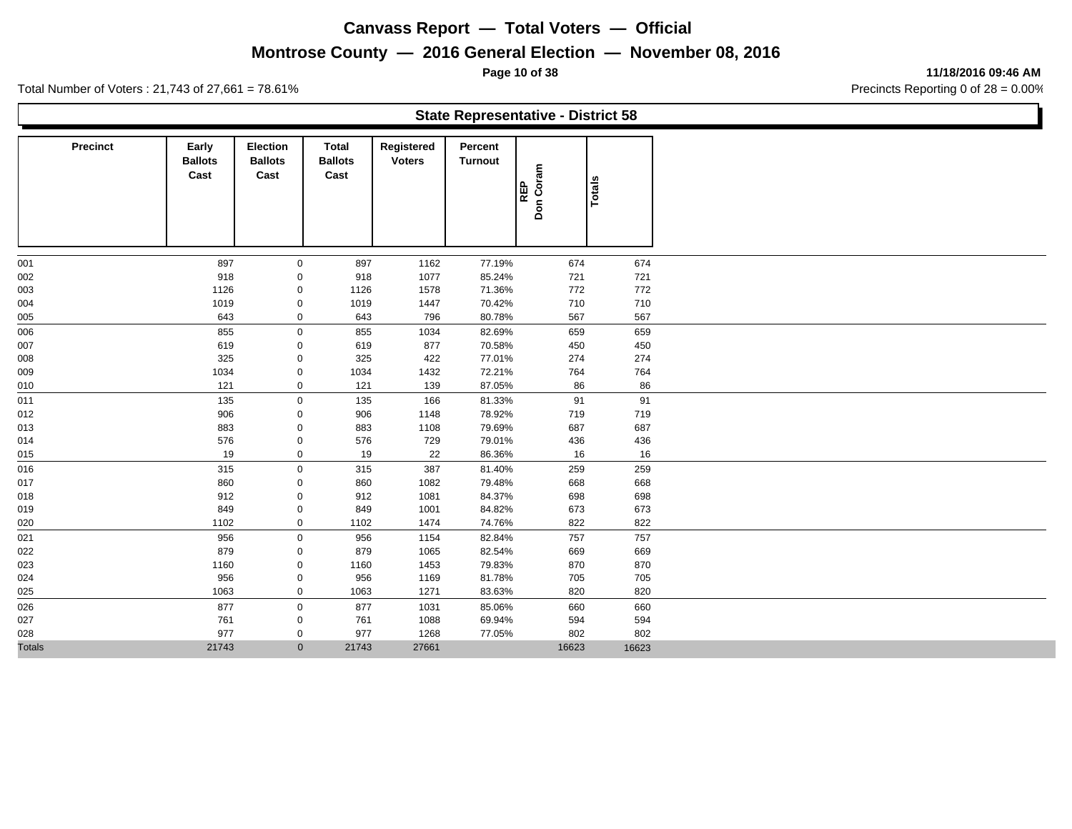# Canvass Report — Total Voters — Official

## Montrose County — 2016 General Election — November 08, 2016

11/18/2016 09:46 AM

Total Number of Voters : 21,743 of 27,661 = 78.61%

Precincts Reporting 0 of 28 = 0.00%

### State Representative - District 58

| Precinct | Early Ballots Cast | Election Ballots Cast | Total Ballots Cast | Registered Voters | Percent Turnout | REP Don Coram | Totals |
|---|---|---|---|---|---|---|---|
| 001 | 897 | 0 | 897 | 1162 | 77.19% | 674 | 674 |
| 002 | 918 | 0 | 918 | 1077 | 85.24% | 721 | 721 |
| 003 | 1126 | 0 | 1126 | 1578 | 71.36% | 772 | 772 |
| 004 | 1019 | 0 | 1019 | 1447 | 70.42% | 710 | 710 |
| 005 | 643 | 0 | 643 | 796 | 80.78% | 567 | 567 |
| 006 | 855 | 0 | 855 | 1034 | 82.69% | 659 | 659 |
| 007 | 619 | 0 | 619 | 877 | 70.58% | 450 | 450 |
| 008 | 325 | 0 | 325 | 422 | 77.01% | 274 | 274 |
| 009 | 1034 | 0 | 1034 | 1432 | 72.21% | 764 | 764 |
| 010 | 121 | 0 | 121 | 139 | 87.05% | 86 | 86 |
| 011 | 135 | 0 | 135 | 166 | 81.33% | 91 | 91 |
| 012 | 906 | 0 | 906 | 1148 | 78.92% | 719 | 719 |
| 013 | 883 | 0 | 883 | 1108 | 79.69% | 687 | 687 |
| 014 | 576 | 0 | 576 | 729 | 79.01% | 436 | 436 |
| 015 | 19 | 0 | 19 | 22 | 86.36% | 16 | 16 |
| 016 | 315 | 0 | 315 | 387 | 81.40% | 259 | 259 |
| 017 | 860 | 0 | 860 | 1082 | 79.48% | 668 | 668 |
| 018 | 912 | 0 | 912 | 1081 | 84.37% | 698 | 698 |
| 019 | 849 | 0 | 849 | 1001 | 84.82% | 673 | 673 |
| 020 | 1102 | 0 | 1102 | 1474 | 74.76% | 822 | 822 |
| 021 | 956 | 0 | 956 | 1154 | 82.84% | 757 | 757 |
| 022 | 879 | 0 | 879 | 1065 | 82.54% | 669 | 669 |
| 023 | 1160 | 0 | 1160 | 1453 | 79.83% | 870 | 870 |
| 024 | 956 | 0 | 956 | 1169 | 81.78% | 705 | 705 |
| 025 | 1063 | 0 | 1063 | 1271 | 83.63% | 820 | 820 |
| 026 | 877 | 0 | 877 | 1031 | 85.06% | 660 | 660 |
| 027 | 761 | 0 | 761 | 1088 | 69.94% | 594 | 594 |
| 028 | 977 | 0 | 977 | 1268 | 77.05% | 802 | 802 |
| Totals | 21743 | 0 | 21743 | 27661 | | 16623 | 16623 |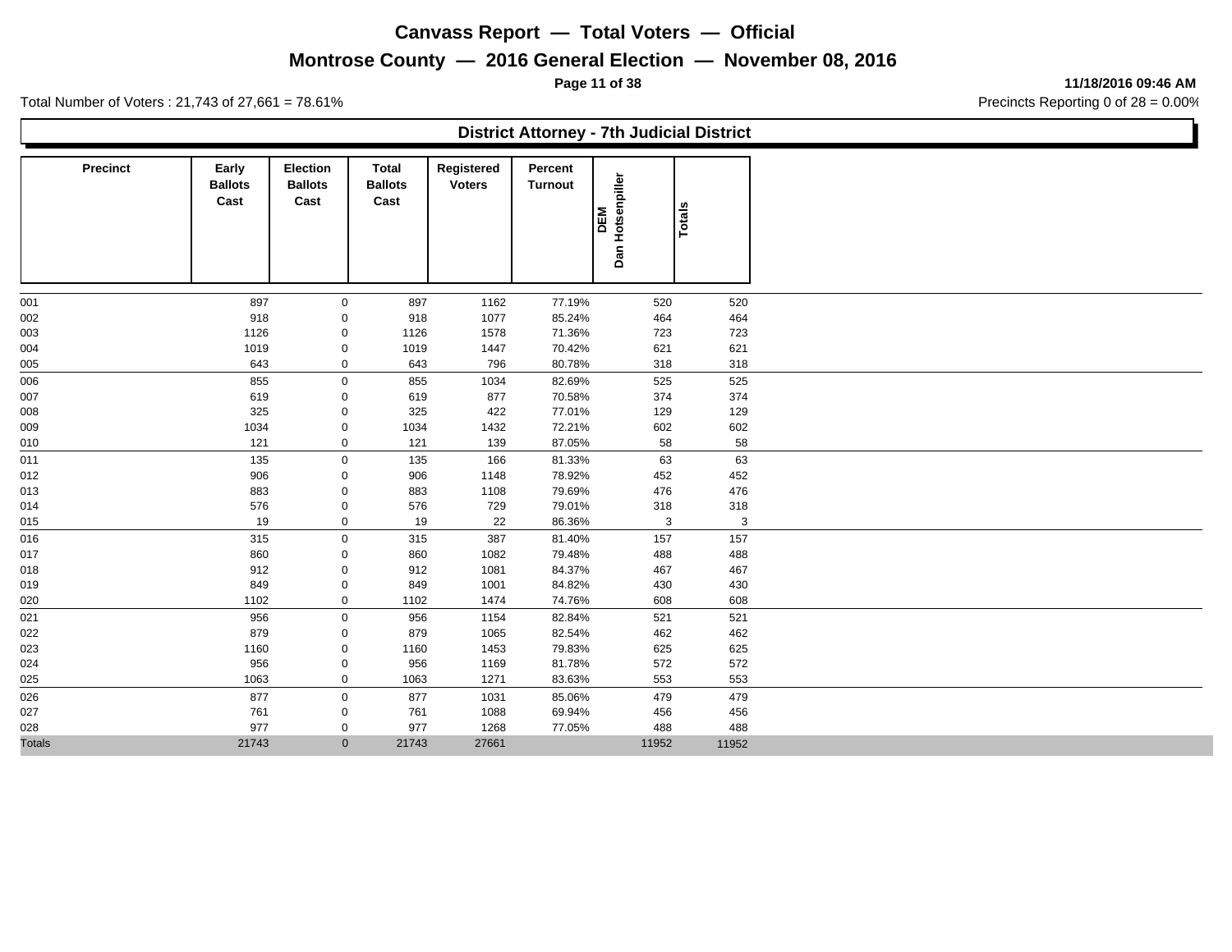# Canvass Report — Total Voters — Official

## Montrose County — 2016 General Election — November 08, 2016

11/18/2016 09:46 AM

Total Number of Voters : 21,743 of 27,661 = 78.61%

Precincts Reporting 0 of 28 = 0.00%

### District Attorney - 7th Judicial District

| Precinct | Early Ballots Cast | Election Ballots Cast | Total Ballots Cast | Registered Voters | Percent Turnout | DEM Dan Hotsenpiller | Totals |
|---|---|---|---|---|---|---|---|
| 001 | 897 | 0 | 897 | 1162 | 77.19% | 520 | 520 |
| 002 | 918 | 0 | 918 | 1077 | 85.24% | 464 | 464 |
| 003 | 1126 | 0 | 1126 | 1578 | 71.36% | 723 | 723 |
| 004 | 1019 | 0 | 1019 | 1447 | 70.42% | 621 | 621 |
| 005 | 643 | 0 | 643 | 796 | 80.78% | 318 | 318 |
| 006 | 855 | 0 | 855 | 1034 | 82.69% | 525 | 525 |
| 007 | 619 | 0 | 619 | 877 | 70.58% | 374 | 374 |
| 008 | 325 | 0 | 325 | 422 | 77.01% | 129 | 129 |
| 009 | 1034 | 0 | 1034 | 1432 | 72.21% | 602 | 602 |
| 010 | 121 | 0 | 121 | 139 | 87.05% | 58 | 58 |
| 011 | 135 | 0 | 135 | 166 | 81.33% | 63 | 63 |
| 012 | 906 | 0 | 906 | 1148 | 78.92% | 452 | 452 |
| 013 | 883 | 0 | 883 | 1108 | 79.69% | 476 | 476 |
| 014 | 576 | 0 | 576 | 729 | 79.01% | 318 | 318 |
| 015 | 19 | 0 | 19 | 22 | 86.36% | 3 | 3 |
| 016 | 315 | 0 | 315 | 387 | 81.40% | 157 | 157 |
| 017 | 860 | 0 | 860 | 1082 | 79.48% | 488 | 488 |
| 018 | 912 | 0 | 912 | 1081 | 84.37% | 467 | 467 |
| 019 | 849 | 0 | 849 | 1001 | 84.82% | 430 | 430 |
| 020 | 1102 | 0 | 1102 | 1474 | 74.76% | 608 | 608 |
| 021 | 956 | 0 | 956 | 1154 | 82.84% | 521 | 521 |
| 022 | 879 | 0 | 879 | 1065 | 82.54% | 462 | 462 |
| 023 | 1160 | 0 | 1160 | 1453 | 79.83% | 625 | 625 |
| 024 | 956 | 0 | 956 | 1169 | 81.78% | 572 | 572 |
| 025 | 1063 | 0 | 1063 | 1271 | 83.63% | 553 | 553 |
| 026 | 877 | 0 | 877 | 1031 | 85.06% | 479 | 479 |
| 027 | 761 | 0 | 761 | 1088 | 69.94% | 456 | 456 |
| 028 | 977 | 0 | 977 | 1268 | 77.05% | 488 | 488 |
| Totals | 21743 | 0 | 21743 | 27661 | | 11952 | 11952 |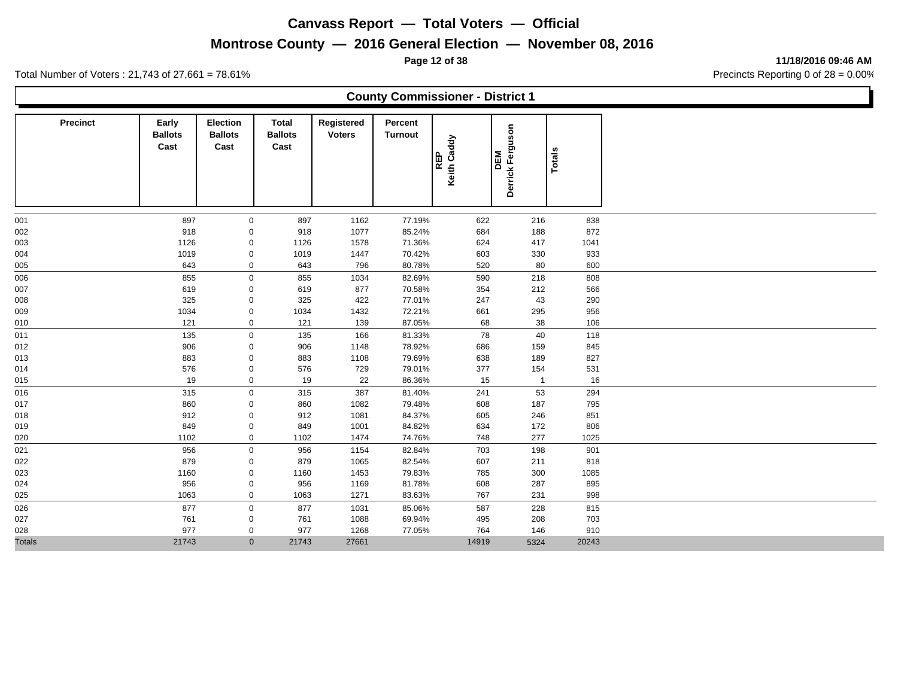# Canvass Report — Total Voters — Official

## Montrose County — 2016 General Election — November 08, 2016

11/18/2016 09:46 AM

Total Number of Voters : 21,743 of 27,661 = 78.61%

Precincts Reporting 0 of 28 = 0.00%

### County Commissioner - District 1

| Precinct | Early Ballots Cast | Election Ballots Cast | Total Ballots Cast | Registered Voters | Percent Turnout | REP Keith Caddy | DEM Derrick Ferguson | Totals |
|---|---|---|---|---|---|---|---|---|
| 001 | 897 | 0 | 897 | 1162 | 77.19% | 622 | 216 | 838 |
| 002 | 918 | 0 | 918 | 1077 | 85.24% | 684 | 188 | 872 |
| 003 | 1126 | 0 | 1126 | 1578 | 71.36% | 624 | 417 | 1041 |
| 004 | 1019 | 0 | 1019 | 1447 | 70.42% | 603 | 330 | 933 |
| 005 | 643 | 0 | 643 | 796 | 80.78% | 520 | 80 | 600 |
| 006 | 855 | 0 | 855 | 1034 | 82.69% | 590 | 218 | 808 |
| 007 | 619 | 0 | 619 | 877 | 70.58% | 354 | 212 | 566 |
| 008 | 325 | 0 | 325 | 422 | 77.01% | 247 | 43 | 290 |
| 009 | 1034 | 0 | 1034 | 1432 | 72.21% | 661 | 295 | 956 |
| 010 | 121 | 0 | 121 | 139 | 87.05% | 68 | 38 | 106 |
| 011 | 135 | 0 | 135 | 166 | 81.33% | 78 | 40 | 118 |
| 012 | 906 | 0 | 906 | 1148 | 78.92% | 686 | 159 | 845 |
| 013 | 883 | 0 | 883 | 1108 | 79.69% | 638 | 189 | 827 |
| 014 | 576 | 0 | 576 | 729 | 79.01% | 377 | 154 | 531 |
| 015 | 19 | 0 | 19 | 22 | 86.36% | 15 | 1 | 16 |
| 016 | 315 | 0 | 315 | 387 | 81.40% | 241 | 53 | 294 |
| 017 | 860 | 0 | 860 | 1082 | 79.48% | 608 | 187 | 795 |
| 018 | 912 | 0 | 912 | 1081 | 84.37% | 605 | 246 | 851 |
| 019 | 849 | 0 | 849 | 1001 | 84.82% | 634 | 172 | 806 |
| 020 | 1102 | 0 | 1102 | 1474 | 74.76% | 748 | 277 | 1025 |
| 021 | 956 | 0 | 956 | 1154 | 82.84% | 703 | 198 | 901 |
| 022 | 879 | 0 | 879 | 1065 | 82.54% | 607 | 211 | 818 |
| 023 | 1160 | 0 | 1160 | 1453 | 79.83% | 785 | 300 | 1085 |
| 024 | 956 | 0 | 956 | 1169 | 81.78% | 608 | 287 | 895 |
| 025 | 1063 | 0 | 1063 | 1271 | 83.63% | 767 | 231 | 998 |
| 026 | 877 | 0 | 877 | 1031 | 85.06% | 587 | 228 | 815 |
| 027 | 761 | 0 | 761 | 1088 | 69.94% | 495 | 208 | 703 |
| 028 | 977 | 0 | 977 | 1268 | 77.05% | 764 | 146 | 910 |
| Totals | 21743 | 0 | 21743 | 27661 | | 14919 | 5324 | 20243 |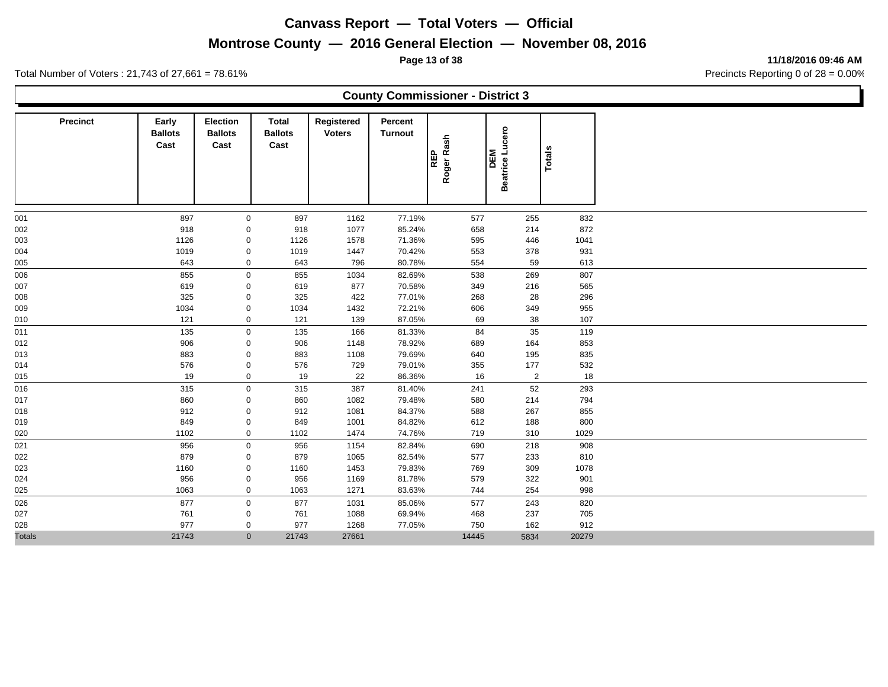# Canvass Report — Total Voters — Official

## Montrose County — 2016 General Election — November 08, 2016

11/18/2016 09:46 AM

Total Number of Voters : 21,743 of 27,661 = 78.61%

Precincts Reporting 0 of 28 = 0.00%

### County Commissioner - District 3

| Precinct | Early Ballots Cast | Election Ballots Cast | Total Ballots Cast | Registered Voters | Percent Turnout | REP Roger Rash | DEM Beatrice Lucero | Totals |
|---|---|---|---|---|---|---|---|---|
| 001 | 897 | 0 | 897 | 1162 | 77.19% | 577 | 255 | 832 |
| 002 | 918 | 0 | 918 | 1077 | 85.24% | 658 | 214 | 872 |
| 003 | 1126 | 0 | 1126 | 1578 | 71.36% | 595 | 446 | 1041 |
| 004 | 1019 | 0 | 1019 | 1447 | 70.42% | 553 | 378 | 931 |
| 005 | 643 | 0 | 643 | 796 | 80.78% | 554 | 59 | 613 |
| 006 | 855 | 0 | 855 | 1034 | 82.69% | 538 | 269 | 807 |
| 007 | 619 | 0 | 619 | 877 | 70.58% | 349 | 216 | 565 |
| 008 | 325 | 0 | 325 | 422 | 77.01% | 268 | 28 | 296 |
| 009 | 1034 | 0 | 1034 | 1432 | 72.21% | 606 | 349 | 955 |
| 010 | 121 | 0 | 121 | 139 | 87.05% | 69 | 38 | 107 |
| 011 | 135 | 0 | 135 | 166 | 81.33% | 84 | 35 | 119 |
| 012 | 906 | 0 | 906 | 1148 | 78.92% | 689 | 164 | 853 |
| 013 | 883 | 0 | 883 | 1108 | 79.69% | 640 | 195 | 835 |
| 014 | 576 | 0 | 576 | 729 | 79.01% | 355 | 177 | 532 |
| 015 | 19 | 0 | 19 | 22 | 86.36% | 16 | 2 | 18 |
| 016 | 315 | 0 | 315 | 387 | 81.40% | 241 | 52 | 293 |
| 017 | 860 | 0 | 860 | 1082 | 79.48% | 580 | 214 | 794 |
| 018 | 912 | 0 | 912 | 1081 | 84.37% | 588 | 267 | 855 |
| 019 | 849 | 0 | 849 | 1001 | 84.82% | 612 | 188 | 800 |
| 020 | 1102 | 0 | 1102 | 1474 | 74.76% | 719 | 310 | 1029 |
| 021 | 956 | 0 | 956 | 1154 | 82.84% | 690 | 218 | 908 |
| 022 | 879 | 0 | 879 | 1065 | 82.54% | 577 | 233 | 810 |
| 023 | 1160 | 0 | 1160 | 1453 | 79.83% | 769 | 309 | 1078 |
| 024 | 956 | 0 | 956 | 1169 | 81.78% | 579 | 322 | 901 |
| 025 | 1063 | 0 | 1063 | 1271 | 83.63% | 744 | 254 | 998 |
| 026 | 877 | 0 | 877 | 1031 | 85.06% | 577 | 243 | 820 |
| 027 | 761 | 0 | 761 | 1088 | 69.94% | 468 | 237 | 705 |
| 028 | 977 | 0 | 977 | 1268 | 77.05% | 750 | 162 | 912 |
| Totals | 21743 | 0 | 21743 | 27661 | | 14445 | 5834 | 20279 |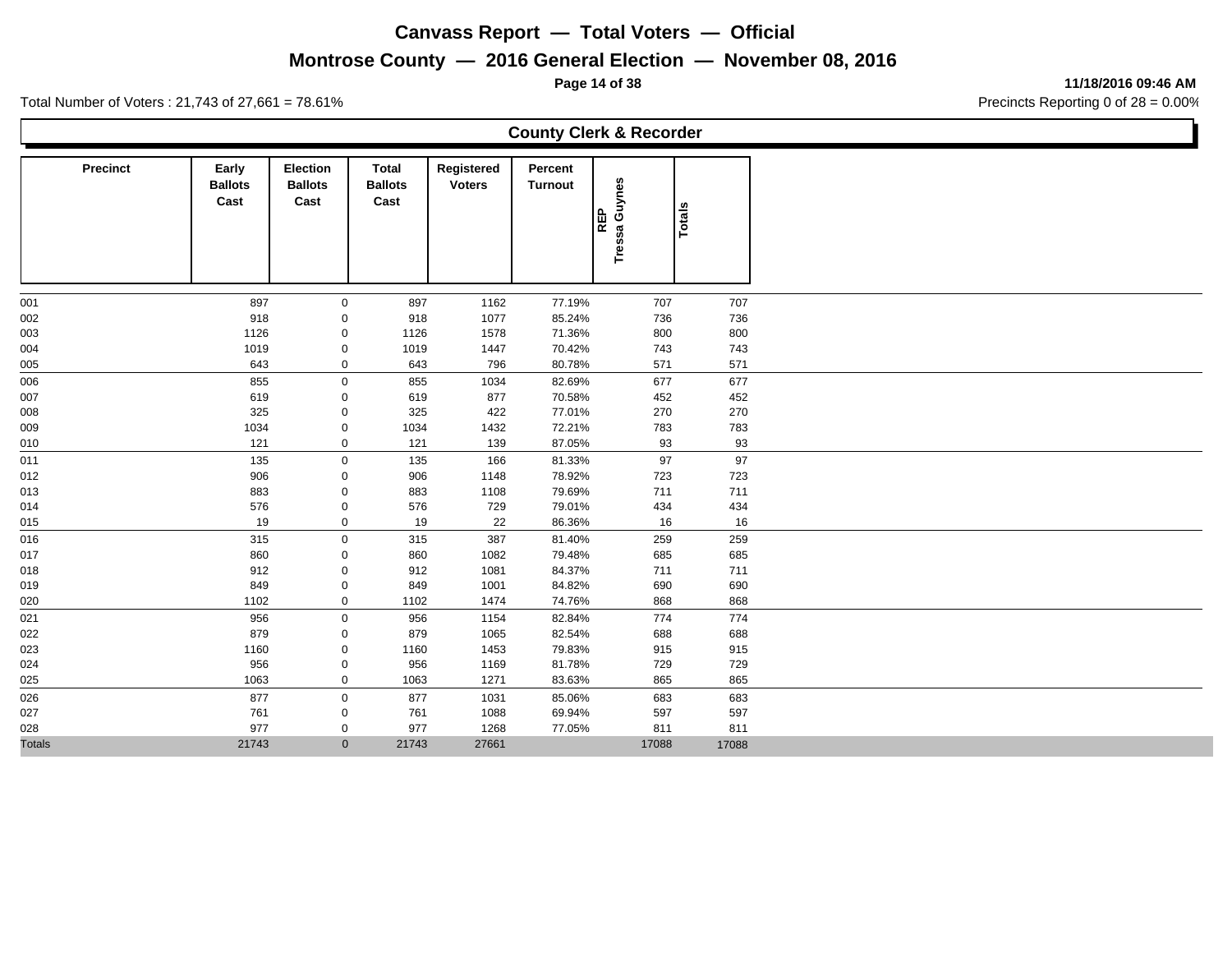# Canvass Report — Total Voters — Official

## Montrose County — 2016 General Election — November 08, 2016

11/18/2016 09:46 AM

Total Number of Voters : 21,743 of 27,661 = 78.61%

Precincts Reporting 0 of 28 = 0.00%

### County Clerk & Recorder

| Precinct | Early Ballots Cast | Election Ballots Cast | Total Ballots Cast | Registered Voters | Percent Turnout | REP Tressa Guynes | Totals |
|---|---|---|---|---|---|---|---|
| 001 | 897 | 0 | 897 | 1162 | 77.19% | 707 | 707 |
| 002 | 918 | 0 | 918 | 1077 | 85.24% | 736 | 736 |
| 003 | 1126 | 0 | 1126 | 1578 | 71.36% | 800 | 800 |
| 004 | 1019 | 0 | 1019 | 1447 | 70.42% | 743 | 743 |
| 005 | 643 | 0 | 643 | 796 | 80.78% | 571 | 571 |
| 006 | 855 | 0 | 855 | 1034 | 82.69% | 677 | 677 |
| 007 | 619 | 0 | 619 | 877 | 70.58% | 452 | 452 |
| 008 | 325 | 0 | 325 | 422 | 77.01% | 270 | 270 |
| 009 | 1034 | 0 | 1034 | 1432 | 72.21% | 783 | 783 |
| 010 | 121 | 0 | 121 | 139 | 87.05% | 93 | 93 |
| 011 | 135 | 0 | 135 | 166 | 81.33% | 97 | 97 |
| 012 | 906 | 0 | 906 | 1148 | 78.92% | 723 | 723 |
| 013 | 883 | 0 | 883 | 1108 | 79.69% | 711 | 711 |
| 014 | 576 | 0 | 576 | 729 | 79.01% | 434 | 434 |
| 015 | 19 | 0 | 19 | 22 | 86.36% | 16 | 16 |
| 016 | 315 | 0 | 315 | 387 | 81.40% | 259 | 259 |
| 017 | 860 | 0 | 860 | 1082 | 79.48% | 685 | 685 |
| 018 | 912 | 0 | 912 | 1081 | 84.37% | 711 | 711 |
| 019 | 849 | 0 | 849 | 1001 | 84.82% | 690 | 690 |
| 020 | 1102 | 0 | 1102 | 1474 | 74.76% | 868 | 868 |
| 021 | 956 | 0 | 956 | 1154 | 82.84% | 774 | 774 |
| 022 | 879 | 0 | 879 | 1065 | 82.54% | 688 | 688 |
| 023 | 1160 | 0 | 1160 | 1453 | 79.83% | 915 | 915 |
| 024 | 956 | 0 | 956 | 1169 | 81.78% | 729 | 729 |
| 025 | 1063 | 0 | 1063 | 1271 | 83.63% | 865 | 865 |
| 026 | 877 | 0 | 877 | 1031 | 85.06% | 683 | 683 |
| 027 | 761 | 0 | 761 | 1088 | 69.94% | 597 | 597 |
| 028 | 977 | 0 | 977 | 1268 | 77.05% | 811 | 811 |
| Totals | 21743 | 0 | 21743 | 27661 | | 17088 | 17088 |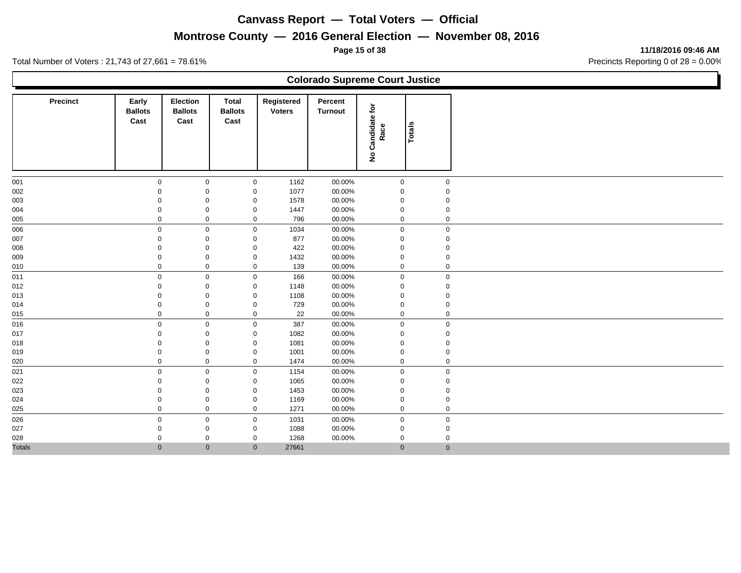# Canvass Report — Total Voters — Official

## Montrose County — 2016 General Election — November 08, 2016

11/18/2016 09:46 AM

Total Number of Voters : 21,743 of 27,661 = 78.61%

Precincts Reporting 0 of 28 = 0.00%

### Colorado Supreme Court Justice

| Precinct | Early Ballots Cast | Election Ballots Cast | Total Ballots Cast | Registered Voters | Percent Turnout | No Candidate for Race | Totals |
|---|---|---|---|---|---|---|---|
| 001 | 0 | 0 | 0 | 1162 | 00.00% | 0 | 0 |
| 002 | 0 | 0 | 0 | 1077 | 00.00% | 0 | 0 |
| 003 | 0 | 0 | 0 | 1578 | 00.00% | 0 | 0 |
| 004 | 0 | 0 | 0 | 1447 | 00.00% | 0 | 0 |
| 005 | 0 | 0 | 0 | 796 | 00.00% | 0 | 0 |
| 006 | 0 | 0 | 0 | 1034 | 00.00% | 0 | 0 |
| 007 | 0 | 0 | 0 | 877 | 00.00% | 0 | 0 |
| 008 | 0 | 0 | 0 | 422 | 00.00% | 0 | 0 |
| 009 | 0 | 0 | 0 | 1432 | 00.00% | 0 | 0 |
| 010 | 0 | 0 | 0 | 139 | 00.00% | 0 | 0 |
| 011 | 0 | 0 | 0 | 166 | 00.00% | 0 | 0 |
| 012 | 0 | 0 | 0 | 1148 | 00.00% | 0 | 0 |
| 013 | 0 | 0 | 0 | 1108 | 00.00% | 0 | 0 |
| 014 | 0 | 0 | 0 | 729 | 00.00% | 0 | 0 |
| 015 | 0 | 0 | 0 | 22 | 00.00% | 0 | 0 |
| 016 | 0 | 0 | 0 | 387 | 00.00% | 0 | 0 |
| 017 | 0 | 0 | 0 | 1082 | 00.00% | 0 | 0 |
| 018 | 0 | 0 | 0 | 1081 | 00.00% | 0 | 0 |
| 019 | 0 | 0 | 0 | 1001 | 00.00% | 0 | 0 |
| 020 | 0 | 0 | 0 | 1474 | 00.00% | 0 | 0 |
| 021 | 0 | 0 | 0 | 1154 | 00.00% | 0 | 0 |
| 022 | 0 | 0 | 0 | 1065 | 00.00% | 0 | 0 |
| 023 | 0 | 0 | 0 | 1453 | 00.00% | 0 | 0 |
| 024 | 0 | 0 | 0 | 1169 | 00.00% | 0 | 0 |
| 025 | 0 | 0 | 0 | 1271 | 00.00% | 0 | 0 |
| 026 | 0 | 0 | 0 | 1031 | 00.00% | 0 | 0 |
| 027 | 0 | 0 | 0 | 1088 | 00.00% | 0 | 0 |
| 028 | 0 | 0 | 0 | 1268 | 00.00% | 0 | 0 |
| Totals | 0 | 0 | 0 | 27661 | | 0 | 0 |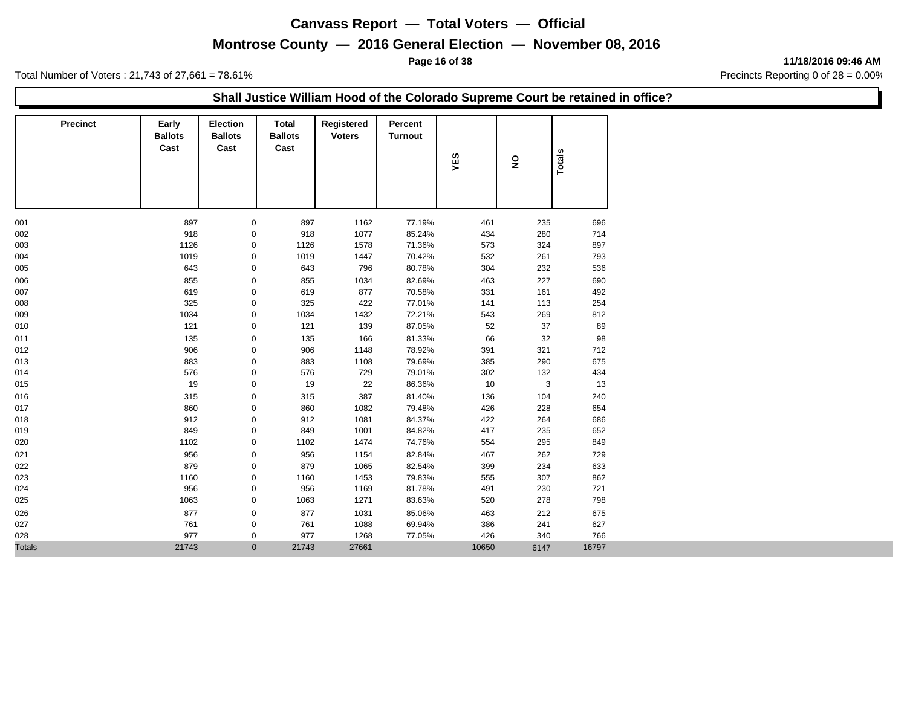# Canvass Report — Total Voters — Official

## Montrose County — 2016 General Election — November 08, 2016

**11/18/2016 09:46 AM**

Total Number of Voters : 21,743 of 27,661 = 78.61%

Precincts Reporting 0 of 28 = 0.00%

### Shall Justice William Hood of the Colorado Supreme Court be retained in office?

| Precinct | Early Ballots Cast | Election Ballots Cast | Total Ballots Cast | Registered Voters | Percent Turnout | YES | NO | Totals |
|---|---|---|---|---|---|---|---|---|
| 001 | 897 | 0 | 897 | 1162 | 77.19% | 461 | 235 | 696 |
| 002 | 918 | 0 | 918 | 1077 | 85.24% | 434 | 280 | 714 |
| 003 | 1126 | 0 | 1126 | 1578 | 71.36% | 573 | 324 | 897 |
| 004 | 1019 | 0 | 1019 | 1447 | 70.42% | 532 | 261 | 793 |
| 005 | 643 | 0 | 643 | 796 | 80.78% | 304 | 232 | 536 |
| 006 | 855 | 0 | 855 | 1034 | 82.69% | 463 | 227 | 690 |
| 007 | 619 | 0 | 619 | 877 | 70.58% | 331 | 161 | 492 |
| 008 | 325 | 0 | 325 | 422 | 77.01% | 141 | 113 | 254 |
| 009 | 1034 | 0 | 1034 | 1432 | 72.21% | 543 | 269 | 812 |
| 010 | 121 | 0 | 121 | 139 | 87.05% | 52 | 37 | 89 |
| 011 | 135 | 0 | 135 | 166 | 81.33% | 66 | 32 | 98 |
| 012 | 906 | 0 | 906 | 1148 | 78.92% | 391 | 321 | 712 |
| 013 | 883 | 0 | 883 | 1108 | 79.69% | 385 | 290 | 675 |
| 014 | 576 | 0 | 576 | 729 | 79.01% | 302 | 132 | 434 |
| 015 | 19 | 0 | 19 | 22 | 86.36% | 10 | 3 | 13 |
| 016 | 315 | 0 | 315 | 387 | 81.40% | 136 | 104 | 240 |
| 017 | 860 | 0 | 860 | 1082 | 79.48% | 426 | 228 | 654 |
| 018 | 912 | 0 | 912 | 1081 | 84.37% | 422 | 264 | 686 |
| 019 | 849 | 0 | 849 | 1001 | 84.82% | 417 | 235 | 652 |
| 020 | 1102 | 0 | 1102 | 1474 | 74.76% | 554 | 295 | 849 |
| 021 | 956 | 0 | 956 | 1154 | 82.84% | 467 | 262 | 729 |
| 022 | 879 | 0 | 879 | 1065 | 82.54% | 399 | 234 | 633 |
| 023 | 1160 | 0 | 1160 | 1453 | 79.83% | 555 | 307 | 862 |
| 024 | 956 | 0 | 956 | 1169 | 81.78% | 491 | 230 | 721 |
| 025 | 1063 | 0 | 1063 | 1271 | 83.63% | 520 | 278 | 798 |
| 026 | 877 | 0 | 877 | 1031 | 85.06% | 463 | 212 | 675 |
| 027 | 761 | 0 | 761 | 1088 | 69.94% | 386 | 241 | 627 |
| 028 | 977 | 0 | 977 | 1268 | 77.05% | 426 | 340 | 766 |
| Totals | 21743 | 0 | 21743 | 27661 | | 10650 | 6147 | 16797 |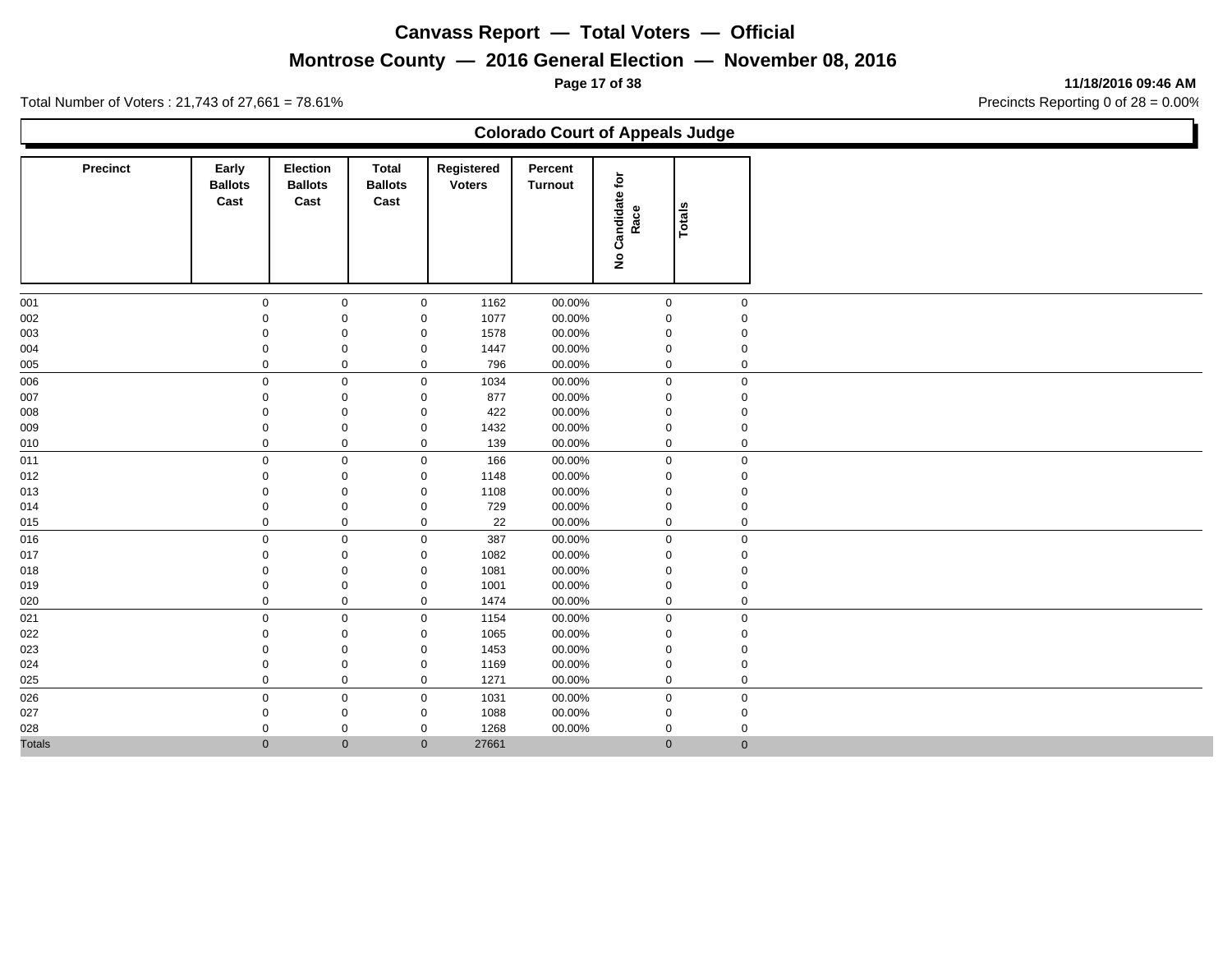# Canvass Report — Total Voters — Official

## Montrose County — 2016 General Election — November 08, 2016

11/18/2016 09:46 AM

Total Number of Voters : 21,743 of 27,661 = 78.61%

Precincts Reporting 0 of 28 = 0.00%

### Colorado Court of Appeals Judge

| Precinct | Early Ballots Cast | Election Ballots Cast | Total Ballots Cast | Registered Voters | Percent Turnout | No Candidate for Race | Totals |
|---|---|---|---|---|---|---|---|
| 001 | 0 | 0 | 0 | 1162 | 00.00% | 0 | 0 |
| 002 | 0 | 0 | 0 | 1077 | 00.00% | 0 | 0 |
| 003 | 0 | 0 | 0 | 1578 | 00.00% | 0 | 0 |
| 004 | 0 | 0 | 0 | 1447 | 00.00% | 0 | 0 |
| 005 | 0 | 0 | 0 | 796 | 00.00% | 0 | 0 |
| 006 | 0 | 0 | 0 | 1034 | 00.00% | 0 | 0 |
| 007 | 0 | 0 | 0 | 877 | 00.00% | 0 | 0 |
| 008 | 0 | 0 | 0 | 422 | 00.00% | 0 | 0 |
| 009 | 0 | 0 | 0 | 1432 | 00.00% | 0 | 0 |
| 010 | 0 | 0 | 0 | 139 | 00.00% | 0 | 0 |
| 011 | 0 | 0 | 0 | 166 | 00.00% | 0 | 0 |
| 012 | 0 | 0 | 0 | 1148 | 00.00% | 0 | 0 |
| 013 | 0 | 0 | 0 | 1108 | 00.00% | 0 | 0 |
| 014 | 0 | 0 | 0 | 729 | 00.00% | 0 | 0 |
| 015 | 0 | 0 | 0 | 22 | 00.00% | 0 | 0 |
| 016 | 0 | 0 | 0 | 387 | 00.00% | 0 | 0 |
| 017 | 0 | 0 | 0 | 1082 | 00.00% | 0 | 0 |
| 018 | 0 | 0 | 0 | 1081 | 00.00% | 0 | 0 |
| 019 | 0 | 0 | 0 | 1001 | 00.00% | 0 | 0 |
| 020 | 0 | 0 | 0 | 1474 | 00.00% | 0 | 0 |
| 021 | 0 | 0 | 0 | 1154 | 00.00% | 0 | 0 |
| 022 | 0 | 0 | 0 | 1065 | 00.00% | 0 | 0 |
| 023 | 0 | 0 | 0 | 1453 | 00.00% | 0 | 0 |
| 024 | 0 | 0 | 0 | 1169 | 00.00% | 0 | 0 |
| 025 | 0 | 0 | 0 | 1271 | 00.00% | 0 | 0 |
| 026 | 0 | 0 | 0 | 1031 | 00.00% | 0 | 0 |
| 027 | 0 | 0 | 0 | 1088 | 00.00% | 0 | 0 |
| 028 | 0 | 0 | 0 | 1268 | 00.00% | 0 | 0 |
| Totals | 0 | 0 | 0 | 27661 | | 0 | 0 |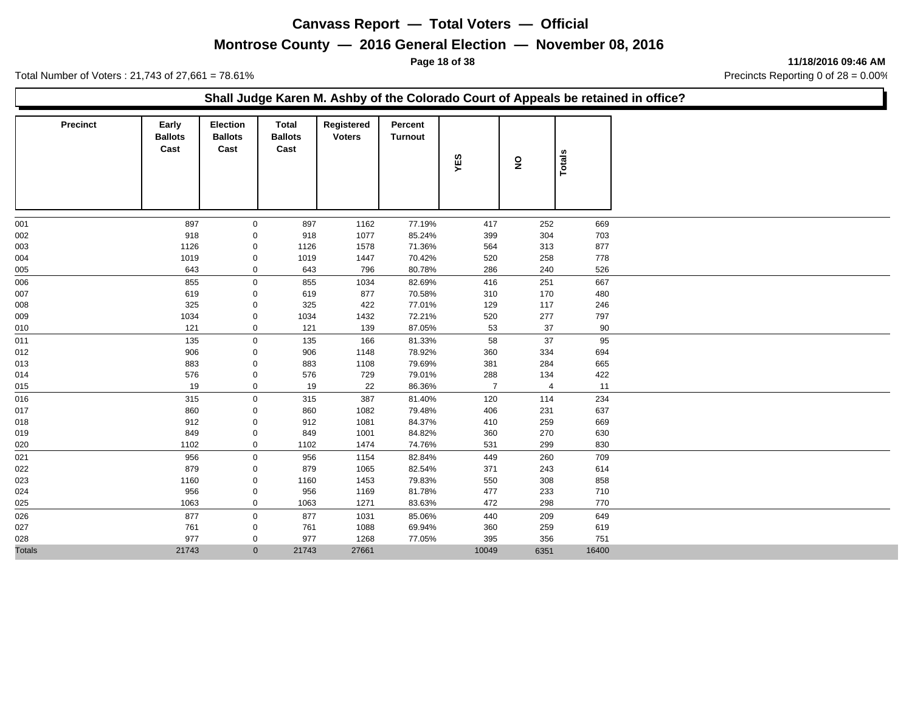# Canvass Report — Total Voters — Official

## Montrose County — 2016 General Election — November 08, 2016

11/18/2016 09:46 AM

Total Number of Voters : 21,743 of 27,661 = 78.61%

Precincts Reporting 0 of 28 = 0.00%

### Shall Judge Karen M. Ashby of the Colorado Court of Appeals be retained in office?

| Precinct | Early Ballots Cast | Election Ballots Cast | Total Ballots Cast | Registered Voters | Percent Turnout | YES | NO | Totals |
|---|---|---|---|---|---|---|---|---|
| 001 | 897 | 0 | 897 | 1162 | 77.19% | 417 | 252 | 669 |
| 002 | 918 | 0 | 918 | 1077 | 85.24% | 399 | 304 | 703 |
| 003 | 1126 | 0 | 1126 | 1578 | 71.36% | 564 | 313 | 877 |
| 004 | 1019 | 0 | 1019 | 1447 | 70.42% | 520 | 258 | 778 |
| 005 | 643 | 0 | 643 | 796 | 80.78% | 286 | 240 | 526 |
| 006 | 855 | 0 | 855 | 1034 | 82.69% | 416 | 251 | 667 |
| 007 | 619 | 0 | 619 | 877 | 70.58% | 310 | 170 | 480 |
| 008 | 325 | 0 | 325 | 422 | 77.01% | 129 | 117 | 246 |
| 009 | 1034 | 0 | 1034 | 1432 | 72.21% | 520 | 277 | 797 |
| 010 | 121 | 0 | 121 | 139 | 87.05% | 53 | 37 | 90 |
| 011 | 135 | 0 | 135 | 166 | 81.33% | 58 | 37 | 95 |
| 012 | 906 | 0 | 906 | 1148 | 78.92% | 360 | 334 | 694 |
| 013 | 883 | 0 | 883 | 1108 | 79.69% | 381 | 284 | 665 |
| 014 | 576 | 0 | 576 | 729 | 79.01% | 288 | 134 | 422 |
| 015 | 19 | 0 | 19 | 22 | 86.36% | 7 | 4 | 11 |
| 016 | 315 | 0 | 315 | 387 | 81.40% | 120 | 114 | 234 |
| 017 | 860 | 0 | 860 | 1082 | 79.48% | 406 | 231 | 637 |
| 018 | 912 | 0 | 912 | 1081 | 84.37% | 410 | 259 | 669 |
| 019 | 849 | 0 | 849 | 1001 | 84.82% | 360 | 270 | 630 |
| 020 | 1102 | 0 | 1102 | 1474 | 74.76% | 531 | 299 | 830 |
| 021 | 956 | 0 | 956 | 1154 | 82.84% | 449 | 260 | 709 |
| 022 | 879 | 0 | 879 | 1065 | 82.54% | 371 | 243 | 614 |
| 023 | 1160 | 0 | 1160 | 1453 | 79.83% | 550 | 308 | 858 |
| 024 | 956 | 0 | 956 | 1169 | 81.78% | 477 | 233 | 710 |
| 025 | 1063 | 0 | 1063 | 1271 | 83.63% | 472 | 298 | 770 |
| 026 | 877 | 0 | 877 | 1031 | 85.06% | 440 | 209 | 649 |
| 027 | 761 | 0 | 761 | 1088 | 69.94% | 360 | 259 | 619 |
| 028 | 977 | 0 | 977 | 1268 | 77.05% | 395 | 356 | 751 |
| Totals | 21743 | 0 | 21743 | 27661 | | 10049 | 6351 | 16400 |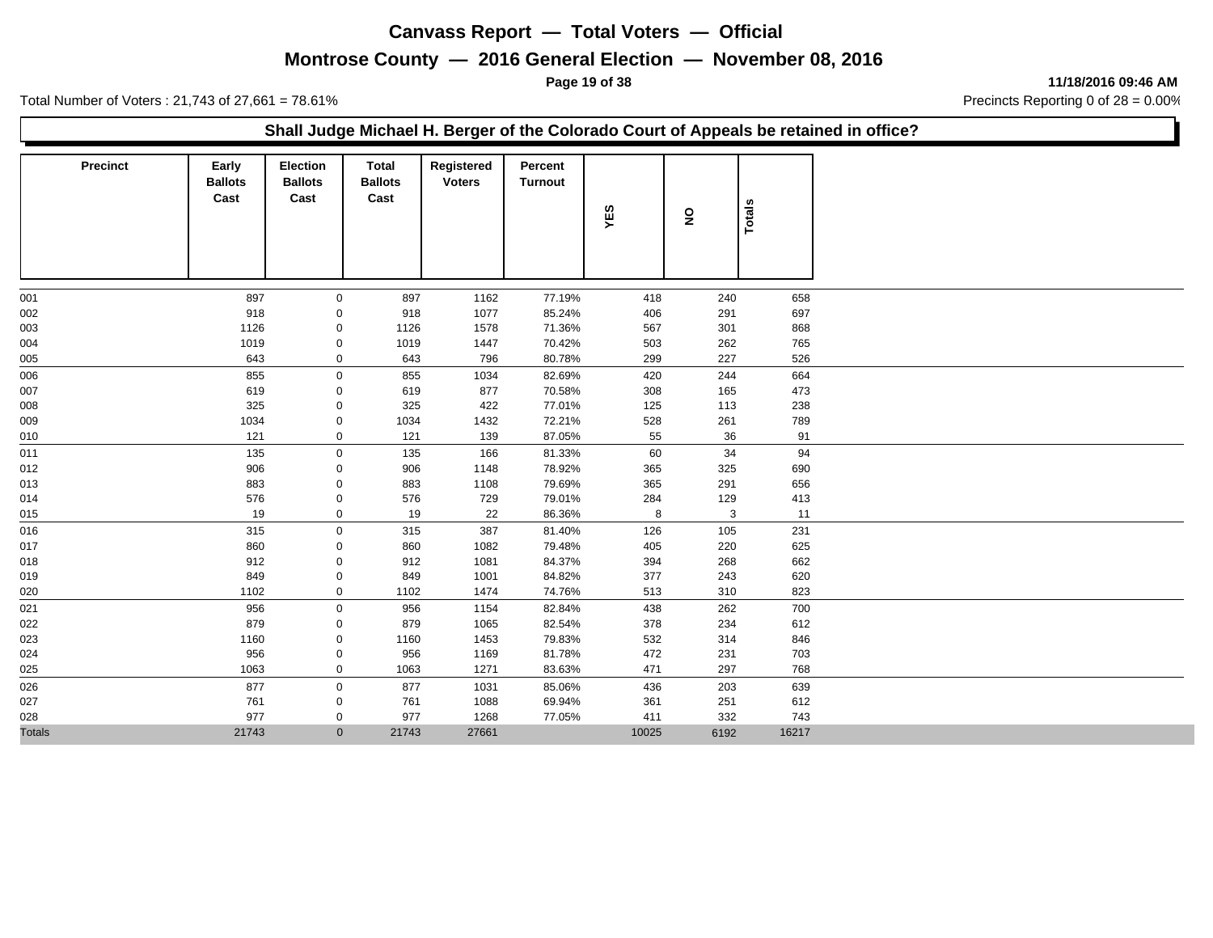# Canvass Report — Total Voters — Official

## Montrose County — 2016 General Election — November 08, 2016

11/18/2016 09:46 AM

Total Number of Voters : 21,743 of 27,661 = 78.61%

Precincts Reporting 0 of 28 = 0.00%

### Shall Judge Michael H. Berger of the Colorado Court of Appeals be retained in office?

| Precinct | Early Ballots Cast | Election Ballots Cast | Total Ballots Cast | Registered Voters | Percent Turnout | YES | NO | Totals |
|---|---|---|---|---|---|---|---|---|
| 001 | 897 | 0 | 897 | 1162 | 77.19% | 418 | 240 | 658 |
| 002 | 918 | 0 | 918 | 1077 | 85.24% | 406 | 291 | 697 |
| 003 | 1126 | 0 | 1126 | 1578 | 71.36% | 567 | 301 | 868 |
| 004 | 1019 | 0 | 1019 | 1447 | 70.42% | 503 | 262 | 765 |
| 005 | 643 | 0 | 643 | 796 | 80.78% | 299 | 227 | 526 |
| 006 | 855 | 0 | 855 | 1034 | 82.69% | 420 | 244 | 664 |
| 007 | 619 | 0 | 619 | 877 | 70.58% | 308 | 165 | 473 |
| 008 | 325 | 0 | 325 | 422 | 77.01% | 125 | 113 | 238 |
| 009 | 1034 | 0 | 1034 | 1432 | 72.21% | 528 | 261 | 789 |
| 010 | 121 | 0 | 121 | 139 | 87.05% | 55 | 36 | 91 |
| 011 | 135 | 0 | 135 | 166 | 81.33% | 60 | 34 | 94 |
| 012 | 906 | 0 | 906 | 1148 | 78.92% | 365 | 325 | 690 |
| 013 | 883 | 0 | 883 | 1108 | 79.69% | 365 | 291 | 656 |
| 014 | 576 | 0 | 576 | 729 | 79.01% | 284 | 129 | 413 |
| 015 | 19 | 0 | 19 | 22 | 86.36% | 8 | 3 | 11 |
| 016 | 315 | 0 | 315 | 387 | 81.40% | 126 | 105 | 231 |
| 017 | 860 | 0 | 860 | 1082 | 79.48% | 405 | 220 | 625 |
| 018 | 912 | 0 | 912 | 1081 | 84.37% | 394 | 268 | 662 |
| 019 | 849 | 0 | 849 | 1001 | 84.82% | 377 | 243 | 620 |
| 020 | 1102 | 0 | 1102 | 1474 | 74.76% | 513 | 310 | 823 |
| 021 | 956 | 0 | 956 | 1154 | 82.84% | 438 | 262 | 700 |
| 022 | 879 | 0 | 879 | 1065 | 82.54% | 378 | 234 | 612 |
| 023 | 1160 | 0 | 1160 | 1453 | 79.83% | 532 | 314 | 846 |
| 024 | 956 | 0 | 956 | 1169 | 81.78% | 472 | 231 | 703 |
| 025 | 1063 | 0 | 1063 | 1271 | 83.63% | 471 | 297 | 768 |
| 026 | 877 | 0 | 877 | 1031 | 85.06% | 436 | 203 | 639 |
| 027 | 761 | 0 | 761 | 1088 | 69.94% | 361 | 251 | 612 |
| 028 | 977 | 0 | 977 | 1268 | 77.05% | 411 | 332 | 743 |
| Totals | 21743 | 0 | 21743 | 27661 | | 10025 | 6192 | 16217 |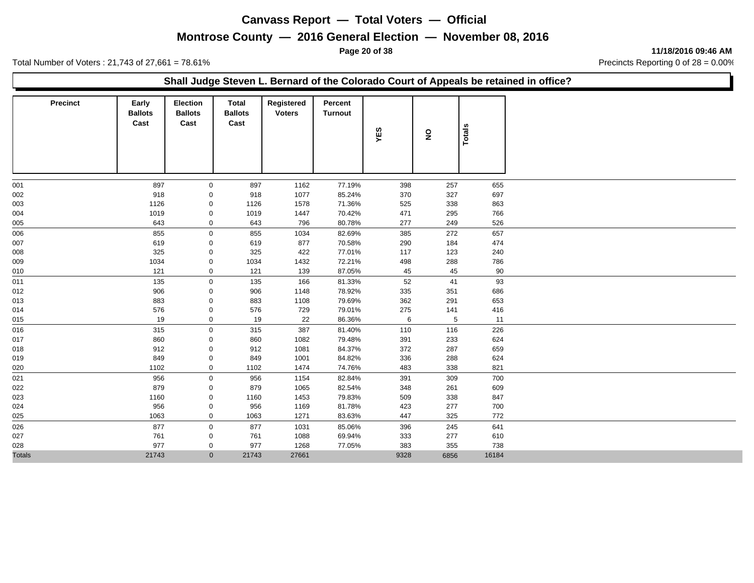# Canvass Report — Total Voters — Official

## Montrose County — 2016 General Election — November 08, 2016

11/18/2016 09:46 AM

Total Number of Voters : 21,743 of 27,661 = 78.61%

Precincts Reporting 0 of 28 = 0.00%

### Shall Judge Steven L. Bernard of the Colorado Court of Appeals be retained in office?

| Precinct | Early Ballots Cast | Election Ballots Cast | Total Ballots Cast | Registered Voters | Percent Turnout | YES | NO | Totals |
|---|---|---|---|---|---|---|---|---|
| 001 | 897 | 0 | 897 | 1162 | 77.19% | 398 | 257 | 655 |
| 002 | 918 | 0 | 918 | 1077 | 85.24% | 370 | 327 | 697 |
| 003 | 1126 | 0 | 1126 | 1578 | 71.36% | 525 | 338 | 863 |
| 004 | 1019 | 0 | 1019 | 1447 | 70.42% | 471 | 295 | 766 |
| 005 | 643 | 0 | 643 | 796 | 80.78% | 277 | 249 | 526 |
| 006 | 855 | 0 | 855 | 1034 | 82.69% | 385 | 272 | 657 |
| 007 | 619 | 0 | 619 | 877 | 70.58% | 290 | 184 | 474 |
| 008 | 325 | 0 | 325 | 422 | 77.01% | 117 | 123 | 240 |
| 009 | 1034 | 0 | 1034 | 1432 | 72.21% | 498 | 288 | 786 |
| 010 | 121 | 0 | 121 | 139 | 87.05% | 45 | 45 | 90 |
| 011 | 135 | 0 | 135 | 166 | 81.33% | 52 | 41 | 93 |
| 012 | 906 | 0 | 906 | 1148 | 78.92% | 335 | 351 | 686 |
| 013 | 883 | 0 | 883 | 1108 | 79.69% | 362 | 291 | 653 |
| 014 | 576 | 0 | 576 | 729 | 79.01% | 275 | 141 | 416 |
| 015 | 19 | 0 | 19 | 22 | 86.36% | 6 | 5 | 11 |
| 016 | 315 | 0 | 315 | 387 | 81.40% | 110 | 116 | 226 |
| 017 | 860 | 0 | 860 | 1082 | 79.48% | 391 | 233 | 624 |
| 018 | 912 | 0 | 912 | 1081 | 84.37% | 372 | 287 | 659 |
| 019 | 849 | 0 | 849 | 1001 | 84.82% | 336 | 288 | 624 |
| 020 | 1102 | 0 | 1102 | 1474 | 74.76% | 483 | 338 | 821 |
| 021 | 956 | 0 | 956 | 1154 | 82.84% | 391 | 309 | 700 |
| 022 | 879 | 0 | 879 | 1065 | 82.54% | 348 | 261 | 609 |
| 023 | 1160 | 0 | 1160 | 1453 | 79.83% | 509 | 338 | 847 |
| 024 | 956 | 0 | 956 | 1169 | 81.78% | 423 | 277 | 700 |
| 025 | 1063 | 0 | 1063 | 1271 | 83.63% | 447 | 325 | 772 |
| 026 | 877 | 0 | 877 | 1031 | 85.06% | 396 | 245 | 641 |
| 027 | 761 | 0 | 761 | 1088 | 69.94% | 333 | 277 | 610 |
| 028 | 977 | 0 | 977 | 1268 | 77.05% | 383 | 355 | 738 |
| Totals | 21743 | 0 | 21743 | 27661 | | 9328 | 6856 | 16184 |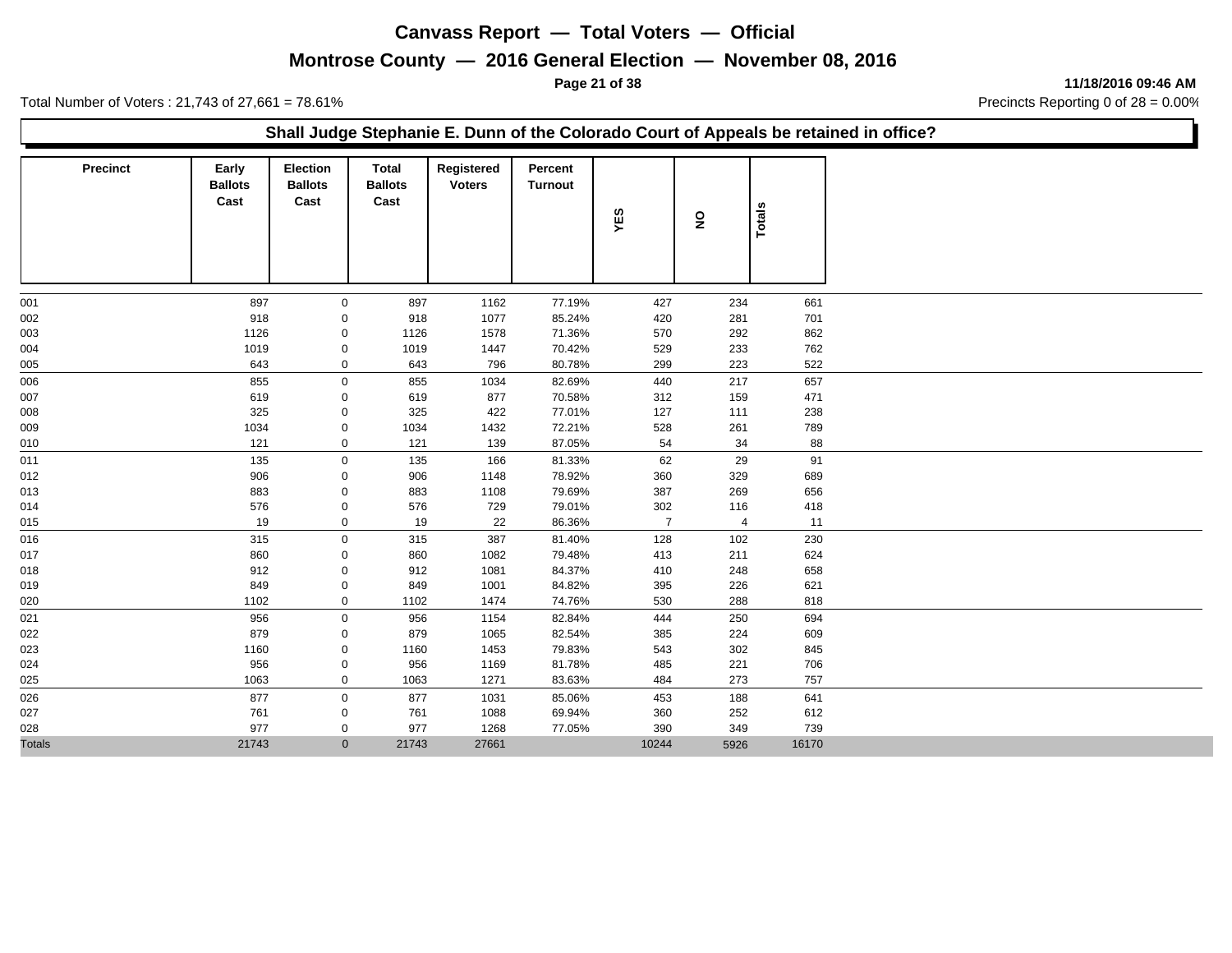# Canvass Report — Total Voters — Official

## Montrose County — 2016 General Election — November 08, 2016

11/18/2016 09:46 AM

Total Number of Voters : 21,743 of 27,661 = 78.61%

Precincts Reporting 0 of 28 = 0.00%

### Shall Judge Stephanie E. Dunn of the Colorado Court of Appeals be retained in office?

| Precinct | Early Ballots Cast | Election Ballots Cast | Total Ballots Cast | Registered Voters | Percent Turnout | YES | NO | Totals |
|---|---|---|---|---|---|---|---|---|
| 001 | 897 | 0 | 897 | 1162 | 77.19% | 427 | 234 | 661 |
| 002 | 918 | 0 | 918 | 1077 | 85.24% | 420 | 281 | 701 |
| 003 | 1126 | 0 | 1126 | 1578 | 71.36% | 570 | 292 | 862 |
| 004 | 1019 | 0 | 1019 | 1447 | 70.42% | 529 | 233 | 762 |
| 005 | 643 | 0 | 643 | 796 | 80.78% | 299 | 223 | 522 |
| 006 | 855 | 0 | 855 | 1034 | 82.69% | 440 | 217 | 657 |
| 007 | 619 | 0 | 619 | 877 | 70.58% | 312 | 159 | 471 |
| 008 | 325 | 0 | 325 | 422 | 77.01% | 127 | 111 | 238 |
| 009 | 1034 | 0 | 1034 | 1432 | 72.21% | 528 | 261 | 789 |
| 010 | 121 | 0 | 121 | 139 | 87.05% | 54 | 34 | 88 |
| 011 | 135 | 0 | 135 | 166 | 81.33% | 62 | 29 | 91 |
| 012 | 906 | 0 | 906 | 1148 | 78.92% | 360 | 329 | 689 |
| 013 | 883 | 0 | 883 | 1108 | 79.69% | 387 | 269 | 656 |
| 014 | 576 | 0 | 576 | 729 | 79.01% | 302 | 116 | 418 |
| 015 | 19 | 0 | 19 | 22 | 86.36% | 7 | 4 | 11 |
| 016 | 315 | 0 | 315 | 387 | 81.40% | 128 | 102 | 230 |
| 017 | 860 | 0 | 860 | 1082 | 79.48% | 413 | 211 | 624 |
| 018 | 912 | 0 | 912 | 1081 | 84.37% | 410 | 248 | 658 |
| 019 | 849 | 0 | 849 | 1001 | 84.82% | 395 | 226 | 621 |
| 020 | 1102 | 0 | 1102 | 1474 | 74.76% | 530 | 288 | 818 |
| 021 | 956 | 0 | 956 | 1154 | 82.84% | 444 | 250 | 694 |
| 022 | 879 | 0 | 879 | 1065 | 82.54% | 385 | 224 | 609 |
| 023 | 1160 | 0 | 1160 | 1453 | 79.83% | 543 | 302 | 845 |
| 024 | 956 | 0 | 956 | 1169 | 81.78% | 485 | 221 | 706 |
| 025 | 1063 | 0 | 1063 | 1271 | 83.63% | 484 | 273 | 757 |
| 026 | 877 | 0 | 877 | 1031 | 85.06% | 453 | 188 | 641 |
| 027 | 761 | 0 | 761 | 1088 | 69.94% | 360 | 252 | 612 |
| 028 | 977 | 0 | 977 | 1268 | 77.05% | 390 | 349 | 739 |
| Totals | 21743 | 0 | 21743 | 27661 | | 10244 | 5926 | 16170 |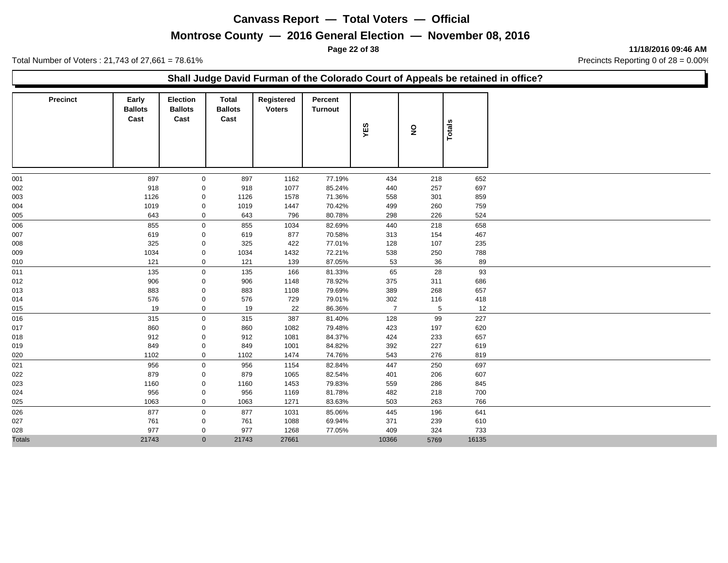# Canvass Report — Total Voters — Official

## Montrose County — 2016 General Election — November 08, 2016

11/18/2016 09:46 AM

Total Number of Voters : 21,743 of 27,661 = 78.61%

Precincts Reporting 0 of 28 = 0.00%

### Shall Judge David Furman of the Colorado Court of Appeals be retained in office?

| Precinct | Early Ballots Cast | Election Ballots Cast | Total Ballots Cast | Registered Voters | Percent Turnout | YES | NO | Totals |
|---|---|---|---|---|---|---|---|---|
| 001 | 897 | 0 | 897 | 1162 | 77.19% | 434 | 218 | 652 |
| 002 | 918 | 0 | 918 | 1077 | 85.24% | 440 | 257 | 697 |
| 003 | 1126 | 0 | 1126 | 1578 | 71.36% | 558 | 301 | 859 |
| 004 | 1019 | 0 | 1019 | 1447 | 70.42% | 499 | 260 | 759 |
| 005 | 643 | 0 | 643 | 796 | 80.78% | 298 | 226 | 524 |
| 006 | 855 | 0 | 855 | 1034 | 82.69% | 440 | 218 | 658 |
| 007 | 619 | 0 | 619 | 877 | 70.58% | 313 | 154 | 467 |
| 008 | 325 | 0 | 325 | 422 | 77.01% | 128 | 107 | 235 |
| 009 | 1034 | 0 | 1034 | 1432 | 72.21% | 538 | 250 | 788 |
| 010 | 121 | 0 | 121 | 139 | 87.05% | 53 | 36 | 89 |
| 011 | 135 | 0 | 135 | 166 | 81.33% | 65 | 28 | 93 |
| 012 | 906 | 0 | 906 | 1148 | 78.92% | 375 | 311 | 686 |
| 013 | 883 | 0 | 883 | 1108 | 79.69% | 389 | 268 | 657 |
| 014 | 576 | 0 | 576 | 729 | 79.01% | 302 | 116 | 418 |
| 015 | 19 | 0 | 19 | 22 | 86.36% | 7 | 5 | 12 |
| 016 | 315 | 0 | 315 | 387 | 81.40% | 128 | 99 | 227 |
| 017 | 860 | 0 | 860 | 1082 | 79.48% | 423 | 197 | 620 |
| 018 | 912 | 0 | 912 | 1081 | 84.37% | 424 | 233 | 657 |
| 019 | 849 | 0 | 849 | 1001 | 84.82% | 392 | 227 | 619 |
| 020 | 1102 | 0 | 1102 | 1474 | 74.76% | 543 | 276 | 819 |
| 021 | 956 | 0 | 956 | 1154 | 82.84% | 447 | 250 | 697 |
| 022 | 879 | 0 | 879 | 1065 | 82.54% | 401 | 206 | 607 |
| 023 | 1160 | 0 | 1160 | 1453 | 79.83% | 559 | 286 | 845 |
| 024 | 956 | 0 | 956 | 1169 | 81.78% | 482 | 218 | 700 |
| 025 | 1063 | 0 | 1063 | 1271 | 83.63% | 503 | 263 | 766 |
| 026 | 877 | 0 | 877 | 1031 | 85.06% | 445 | 196 | 641 |
| 027 | 761 | 0 | 761 | 1088 | 69.94% | 371 | 239 | 610 |
| 028 | 977 | 0 | 977 | 1268 | 77.05% | 409 | 324 | 733 |
| Totals | 21743 | 0 | 21743 | 27661 | | 10366 | 5769 | 16135 |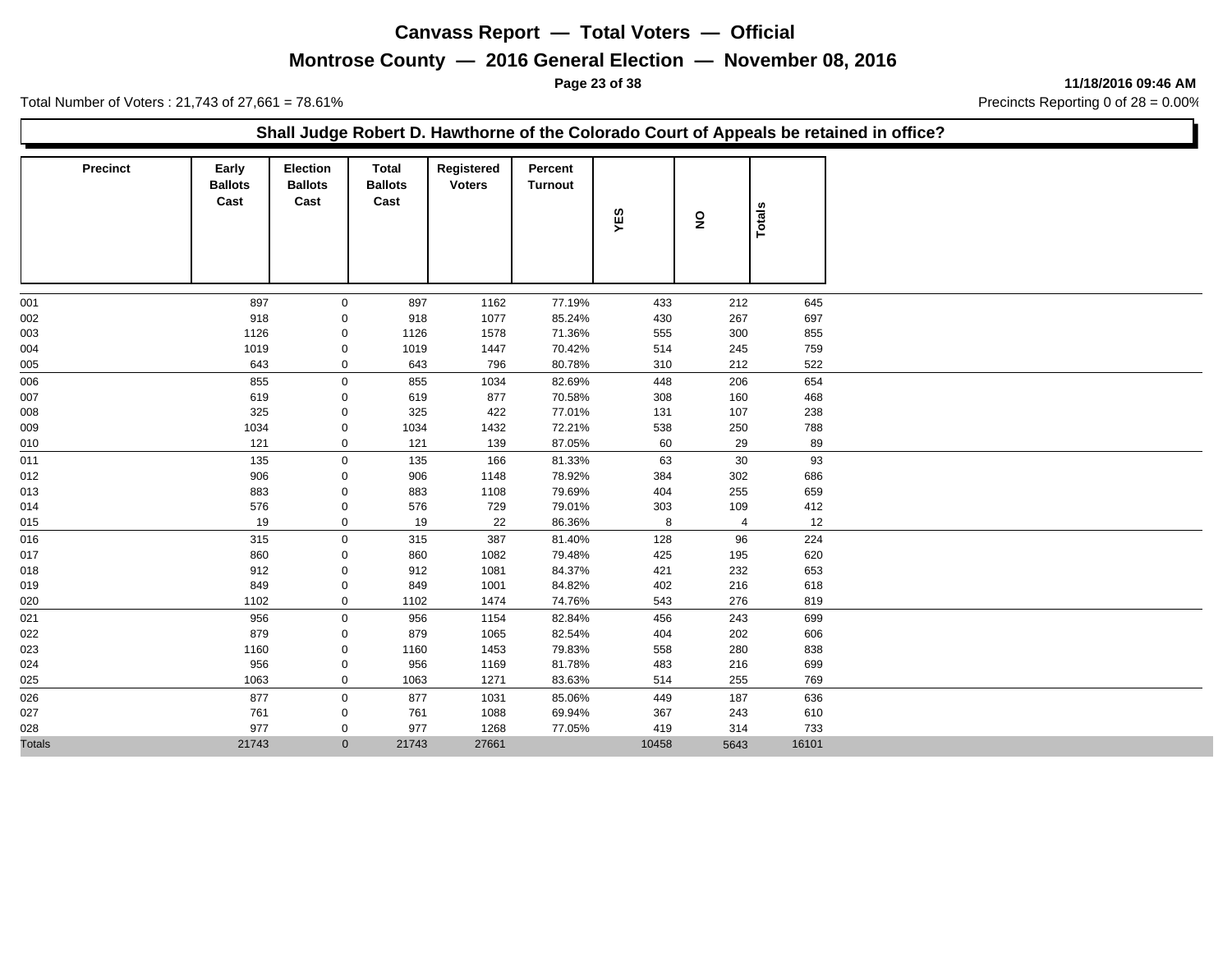# Canvass Report — Total Voters — Official

## Montrose County — 2016 General Election — November 08, 2016

11/18/2016 09:46 AM

Total Number of Voters : 21,743 of 27,661 = 78.61%

Precincts Reporting 0 of 28 = 0.00%

### Shall Judge Robert D. Hawthorne of the Colorado Court of Appeals be retained in office?

| Precinct | Early Ballots Cast | Election Ballots Cast | Total Ballots Cast | Registered Voters | Percent Turnout | YES | NO | Totals |
|---|---|---|---|---|---|---|---|---|
| 001 | 897 | 0 | 897 | 1162 | 77.19% | 433 | 212 | 645 |
| 002 | 918 | 0 | 918 | 1077 | 85.24% | 430 | 267 | 697 |
| 003 | 1126 | 0 | 1126 | 1578 | 71.36% | 555 | 300 | 855 |
| 004 | 1019 | 0 | 1019 | 1447 | 70.42% | 514 | 245 | 759 |
| 005 | 643 | 0 | 643 | 796 | 80.78% | 310 | 212 | 522 |
| 006 | 855 | 0 | 855 | 1034 | 82.69% | 448 | 206 | 654 |
| 007 | 619 | 0 | 619 | 877 | 70.58% | 308 | 160 | 468 |
| 008 | 325 | 0 | 325 | 422 | 77.01% | 131 | 107 | 238 |
| 009 | 1034 | 0 | 1034 | 1432 | 72.21% | 538 | 250 | 788 |
| 010 | 121 | 0 | 121 | 139 | 87.05% | 60 | 29 | 89 |
| 011 | 135 | 0 | 135 | 166 | 81.33% | 63 | 30 | 93 |
| 012 | 906 | 0 | 906 | 1148 | 78.92% | 384 | 302 | 686 |
| 013 | 883 | 0 | 883 | 1108 | 79.69% | 404 | 255 | 659 |
| 014 | 576 | 0 | 576 | 729 | 79.01% | 303 | 109 | 412 |
| 015 | 19 | 0 | 19 | 22 | 86.36% | 8 | 4 | 12 |
| 016 | 315 | 0 | 315 | 387 | 81.40% | 128 | 96 | 224 |
| 017 | 860 | 0 | 860 | 1082 | 79.48% | 425 | 195 | 620 |
| 018 | 912 | 0 | 912 | 1081 | 84.37% | 421 | 232 | 653 |
| 019 | 849 | 0 | 849 | 1001 | 84.82% | 402 | 216 | 618 |
| 020 | 1102 | 0 | 1102 | 1474 | 74.76% | 543 | 276 | 819 |
| 021 | 956 | 0 | 956 | 1154 | 82.84% | 456 | 243 | 699 |
| 022 | 879 | 0 | 879 | 1065 | 82.54% | 404 | 202 | 606 |
| 023 | 1160 | 0 | 1160 | 1453 | 79.83% | 558 | 280 | 838 |
| 024 | 956 | 0 | 956 | 1169 | 81.78% | 483 | 216 | 699 |
| 025 | 1063 | 0 | 1063 | 1271 | 83.63% | 514 | 255 | 769 |
| 026 | 877 | 0 | 877 | 1031 | 85.06% | 449 | 187 | 636 |
| 027 | 761 | 0 | 761 | 1088 | 69.94% | 367 | 243 | 610 |
| 028 | 977 | 0 | 977 | 1268 | 77.05% | 419 | 314 | 733 |
| Totals | 21743 | 0 | 21743 | 27661 | | 10458 | 5643 | 16101 |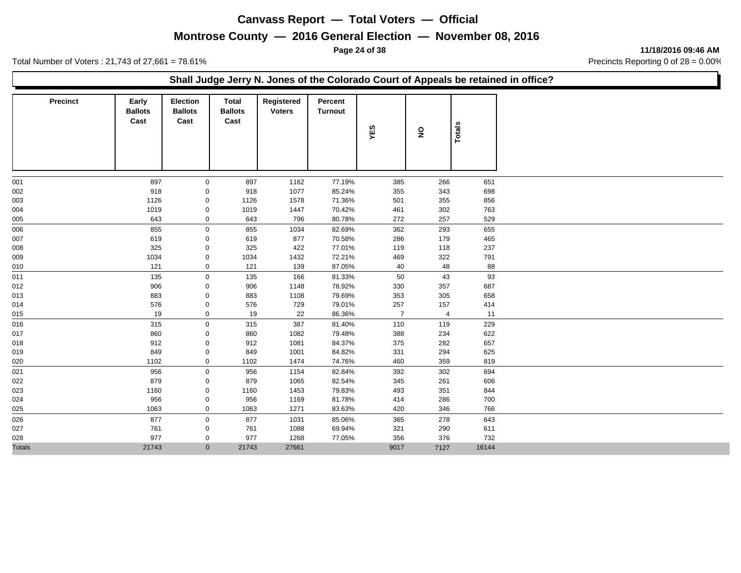# Canvass Report — Total Voters — Official

## Montrose County — 2016 General Election — November 08, 2016

**11/18/2016 09:46 AM**

Total Number of Voters : 21,743 of 27,661 = 78.61%

Precincts Reporting 0 of 28 = 0.00%

### Shall Judge Jerry N. Jones of the Colorado Court of Appeals be retained in office?

| Precinct | Early Ballots Cast | Election Ballots Cast | Total Ballots Cast | Registered Voters | Percent Turnout | YES | NO | Totals |
|---|---|---|---|---|---|---|---|---|
| 001 | 897 | 0 | 897 | 1162 | 77.19% | 385 | 266 | 651 |
| 002 | 918 | 0 | 918 | 1077 | 85.24% | 355 | 343 | 698 |
| 003 | 1126 | 0 | 1126 | 1578 | 71.36% | 501 | 355 | 856 |
| 004 | 1019 | 0 | 1019 | 1447 | 70.42% | 461 | 302 | 763 |
| 005 | 643 | 0 | 643 | 796 | 80.78% | 272 | 257 | 529 |
| 006 | 855 | 0 | 855 | 1034 | 82.69% | 362 | 293 | 655 |
| 007 | 619 | 0 | 619 | 877 | 70.58% | 286 | 179 | 465 |
| 008 | 325 | 0 | 325 | 422 | 77.01% | 119 | 118 | 237 |
| 009 | 1034 | 0 | 1034 | 1432 | 72.21% | 469 | 322 | 791 |
| 010 | 121 | 0 | 121 | 139 | 87.05% | 40 | 48 | 88 |
| 011 | 135 | 0 | 135 | 166 | 81.33% | 50 | 43 | 93 |
| 012 | 906 | 0 | 906 | 1148 | 78.92% | 330 | 357 | 687 |
| 013 | 883 | 0 | 883 | 1108 | 79.69% | 353 | 305 | 658 |
| 014 | 576 | 0 | 576 | 729 | 79.01% | 257 | 157 | 414 |
| 015 | 19 | 0 | 19 | 22 | 86.36% | 7 | 4 | 11 |
| 016 | 315 | 0 | 315 | 387 | 81.40% | 110 | 119 | 229 |
| 017 | 860 | 0 | 860 | 1082 | 79.48% | 388 | 234 | 622 |
| 018 | 912 | 0 | 912 | 1081 | 84.37% | 375 | 282 | 657 |
| 019 | 849 | 0 | 849 | 1001 | 84.82% | 331 | 294 | 625 |
| 020 | 1102 | 0 | 1102 | 1474 | 74.76% | 460 | 359 | 819 |
| 021 | 956 | 0 | 956 | 1154 | 82.84% | 392 | 302 | 694 |
| 022 | 879 | 0 | 879 | 1065 | 82.54% | 345 | 261 | 606 |
| 023 | 1160 | 0 | 1160 | 1453 | 79.83% | 493 | 351 | 844 |
| 024 | 956 | 0 | 956 | 1169 | 81.78% | 414 | 286 | 700 |
| 025 | 1063 | 0 | 1063 | 1271 | 83.63% | 420 | 346 | 766 |
| 026 | 877 | 0 | 877 | 1031 | 85.06% | 365 | 278 | 643 |
| 027 | 761 | 0 | 761 | 1088 | 69.94% | 321 | 290 | 611 |
| 028 | 977 | 0 | 977 | 1268 | 77.05% | 356 | 376 | 732 |
| Totals | 21743 | 0 | 21743 | 27661 | | 9017 | 7127 | 16144 |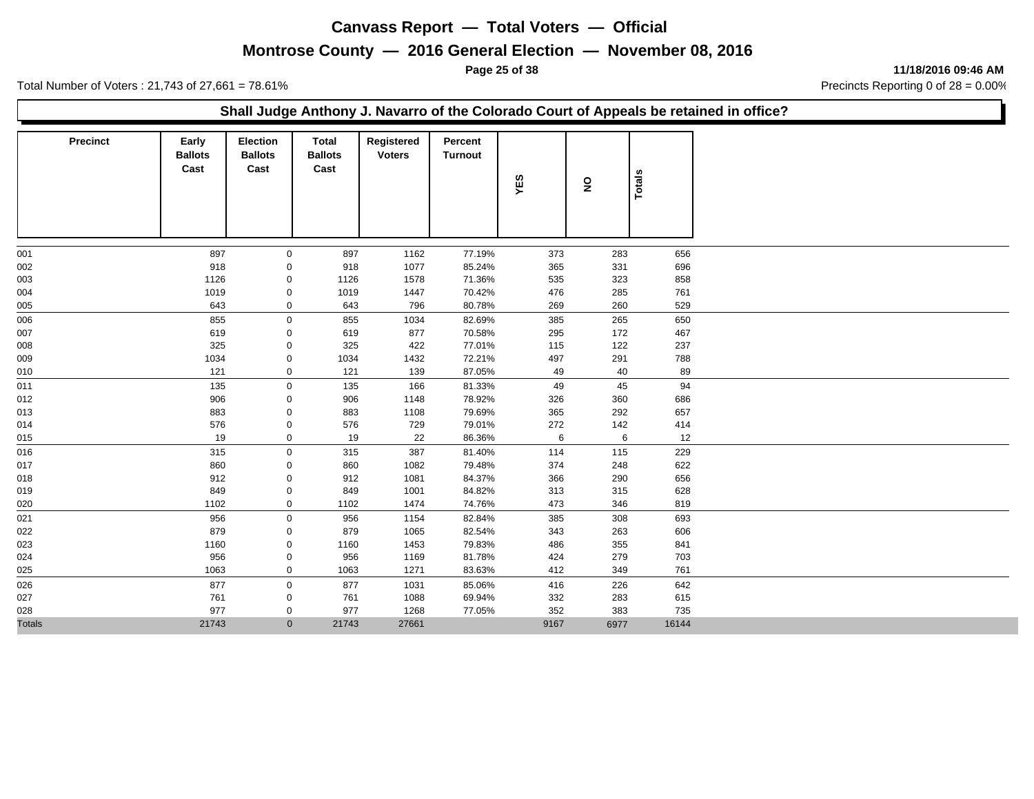# Canvass Report — Total Voters — Official

## Montrose County — 2016 General Election — November 08, 2016

Total Number of Voters : 21,743 of 27,661 = 78.61%

Precincts Reporting 0 of 28 = 0.00%

### Shall Judge Anthony J. Navarro of the Colorado Court of Appeals be retained in office?

| Precinct | Early Ballots Cast | Election Ballots Cast | Total Ballots Cast | Registered Voters | Percent Turnout | YES | NO | Totals |
|---|---|---|---|---|---|---|---|---|
| 001 | 897 | 0 | 897 | 1162 | 77.19% | 373 | 283 | 656 |
| 002 | 918 | 0 | 918 | 1077 | 85.24% | 365 | 331 | 696 |
| 003 | 1126 | 0 | 1126 | 1578 | 71.36% | 535 | 323 | 858 |
| 004 | 1019 | 0 | 1019 | 1447 | 70.42% | 476 | 285 | 761 |
| 005 | 643 | 0 | 643 | 796 | 80.78% | 269 | 260 | 529 |
| 006 | 855 | 0 | 855 | 1034 | 82.69% | 385 | 265 | 650 |
| 007 | 619 | 0 | 619 | 877 | 70.58% | 295 | 172 | 467 |
| 008 | 325 | 0 | 325 | 422 | 77.01% | 115 | 122 | 237 |
| 009 | 1034 | 0 | 1034 | 1432 | 72.21% | 497 | 291 | 788 |
| 010 | 121 | 0 | 121 | 139 | 87.05% | 49 | 40 | 89 |
| 011 | 135 | 0 | 135 | 166 | 81.33% | 49 | 45 | 94 |
| 012 | 906 | 0 | 906 | 1148 | 78.92% | 326 | 360 | 686 |
| 013 | 883 | 0 | 883 | 1108 | 79.69% | 365 | 292 | 657 |
| 014 | 576 | 0 | 576 | 729 | 79.01% | 272 | 142 | 414 |
| 015 | 19 | 0 | 19 | 22 | 86.36% | 6 | 6 | 12 |
| 016 | 315 | 0 | 315 | 387 | 81.40% | 114 | 115 | 229 |
| 017 | 860 | 0 | 860 | 1082 | 79.48% | 374 | 248 | 622 |
| 018 | 912 | 0 | 912 | 1081 | 84.37% | 366 | 290 | 656 |
| 019 | 849 | 0 | 849 | 1001 | 84.82% | 313 | 315 | 628 |
| 020 | 1102 | 0 | 1102 | 1474 | 74.76% | 473 | 346 | 819 |
| 021 | 956 | 0 | 956 | 1154 | 82.84% | 385 | 308 | 693 |
| 022 | 879 | 0 | 879 | 1065 | 82.54% | 343 | 263 | 606 |
| 023 | 1160 | 0 | 1160 | 1453 | 79.83% | 486 | 355 | 841 |
| 024 | 956 | 0 | 956 | 1169 | 81.78% | 424 | 279 | 703 |
| 025 | 1063 | 0 | 1063 | 1271 | 83.63% | 412 | 349 | 761 |
| 026 | 877 | 0 | 877 | 1031 | 85.06% | 416 | 226 | 642 |
| 027 | 761 | 0 | 761 | 1088 | 69.94% | 332 | 283 | 615 |
| 028 | 977 | 0 | 977 | 1268 | 77.05% | 352 | 383 | 735 |
| Totals | 21743 | 0 | 21743 | 27661 | | 9167 | 6977 | 16144 |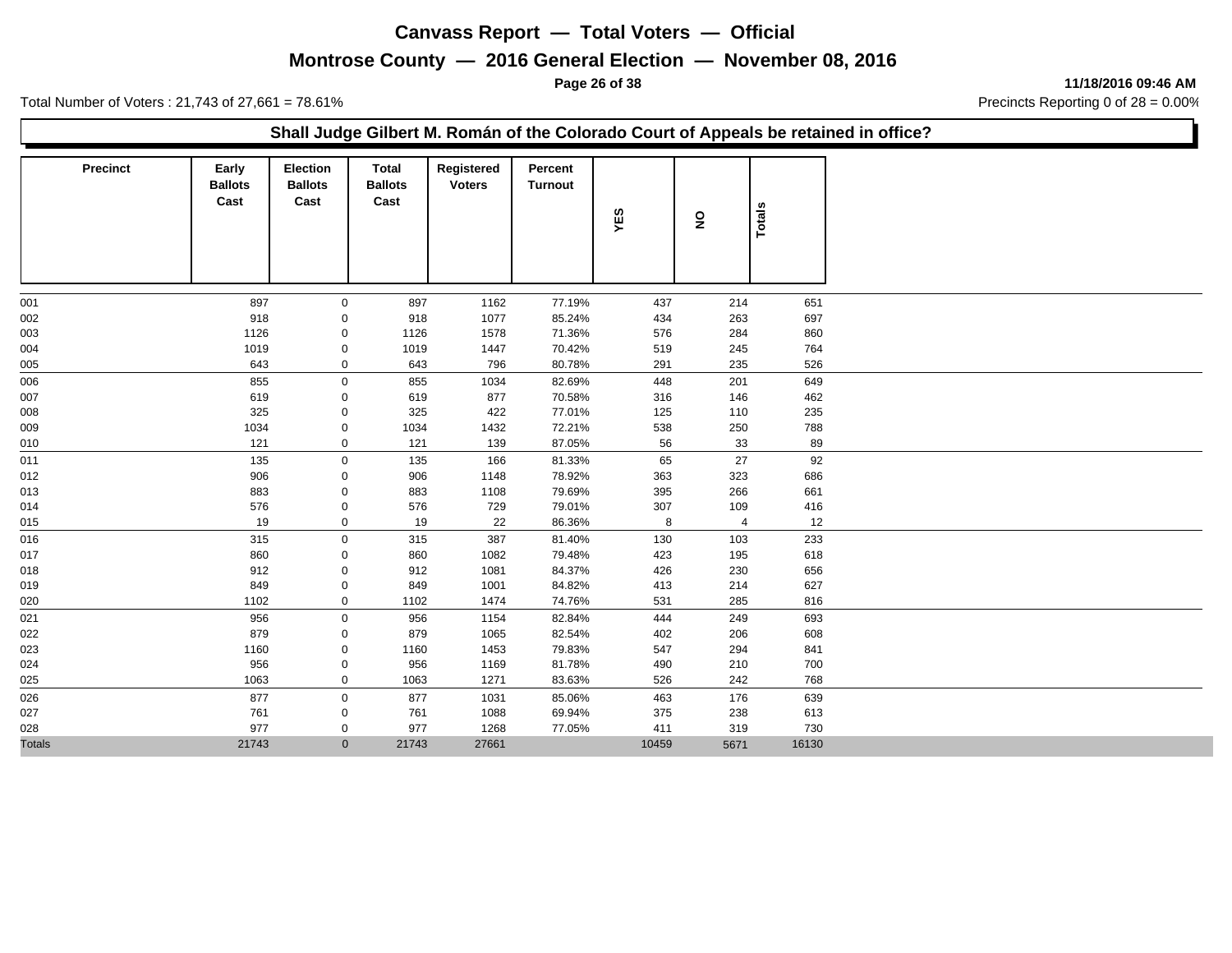# Canvass Report — Total Voters — Official

## Montrose County — 2016 General Election — November 08, 2016

11/18/2016 09:46 AM

Total Number of Voters : 21,743 of 27,661 = 78.61%

Precincts Reporting 0 of 28 = 0.00%

### Shall Judge Gilbert M. Román of the Colorado Court of Appeals be retained in office?

| Precinct | Early Ballots Cast | Election Ballots Cast | Total Ballots Cast | Registered Voters | Percent Turnout | YES | NO | Totals |
|---|---|---|---|---|---|---|---|---|
| 001 | 897 | 0 | 897 | 1162 | 77.19% | 437 | 214 | 651 |
| 002 | 918 | 0 | 918 | 1077 | 85.24% | 434 | 263 | 697 |
| 003 | 1126 | 0 | 1126 | 1578 | 71.36% | 576 | 284 | 860 |
| 004 | 1019 | 0 | 1019 | 1447 | 70.42% | 519 | 245 | 764 |
| 005 | 643 | 0 | 643 | 796 | 80.78% | 291 | 235 | 526 |
| 006 | 855 | 0 | 855 | 1034 | 82.69% | 448 | 201 | 649 |
| 007 | 619 | 0 | 619 | 877 | 70.58% | 316 | 146 | 462 |
| 008 | 325 | 0 | 325 | 422 | 77.01% | 125 | 110 | 235 |
| 009 | 1034 | 0 | 1034 | 1432 | 72.21% | 538 | 250 | 788 |
| 010 | 121 | 0 | 121 | 139 | 87.05% | 56 | 33 | 89 |
| 011 | 135 | 0 | 135 | 166 | 81.33% | 65 | 27 | 92 |
| 012 | 906 | 0 | 906 | 1148 | 78.92% | 363 | 323 | 686 |
| 013 | 883 | 0 | 883 | 1108 | 79.69% | 395 | 266 | 661 |
| 014 | 576 | 0 | 576 | 729 | 79.01% | 307 | 109 | 416 |
| 015 | 19 | 0 | 19 | 22 | 86.36% | 8 | 4 | 12 |
| 016 | 315 | 0 | 315 | 387 | 81.40% | 130 | 103 | 233 |
| 017 | 860 | 0 | 860 | 1082 | 79.48% | 423 | 195 | 618 |
| 018 | 912 | 0 | 912 | 1081 | 84.37% | 426 | 230 | 656 |
| 019 | 849 | 0 | 849 | 1001 | 84.82% | 413 | 214 | 627 |
| 020 | 1102 | 0 | 1102 | 1474 | 74.76% | 531 | 285 | 816 |
| 021 | 956 | 0 | 956 | 1154 | 82.84% | 444 | 249 | 693 |
| 022 | 879 | 0 | 879 | 1065 | 82.54% | 402 | 206 | 608 |
| 023 | 1160 | 0 | 1160 | 1453 | 79.83% | 547 | 294 | 841 |
| 024 | 956 | 0 | 956 | 1169 | 81.78% | 490 | 210 | 700 |
| 025 | 1063 | 0 | 1063 | 1271 | 83.63% | 526 | 242 | 768 |
| 026 | 877 | 0 | 877 | 1031 | 85.06% | 463 | 176 | 639 |
| 027 | 761 | 0 | 761 | 1088 | 69.94% | 375 | 238 | 613 |
| 028 | 977 | 0 | 977 | 1268 | 77.05% | 411 | 319 | 730 |
| Totals | 21743 | 0 | 21743 | 27661 | | 10459 | 5671 | 16130 |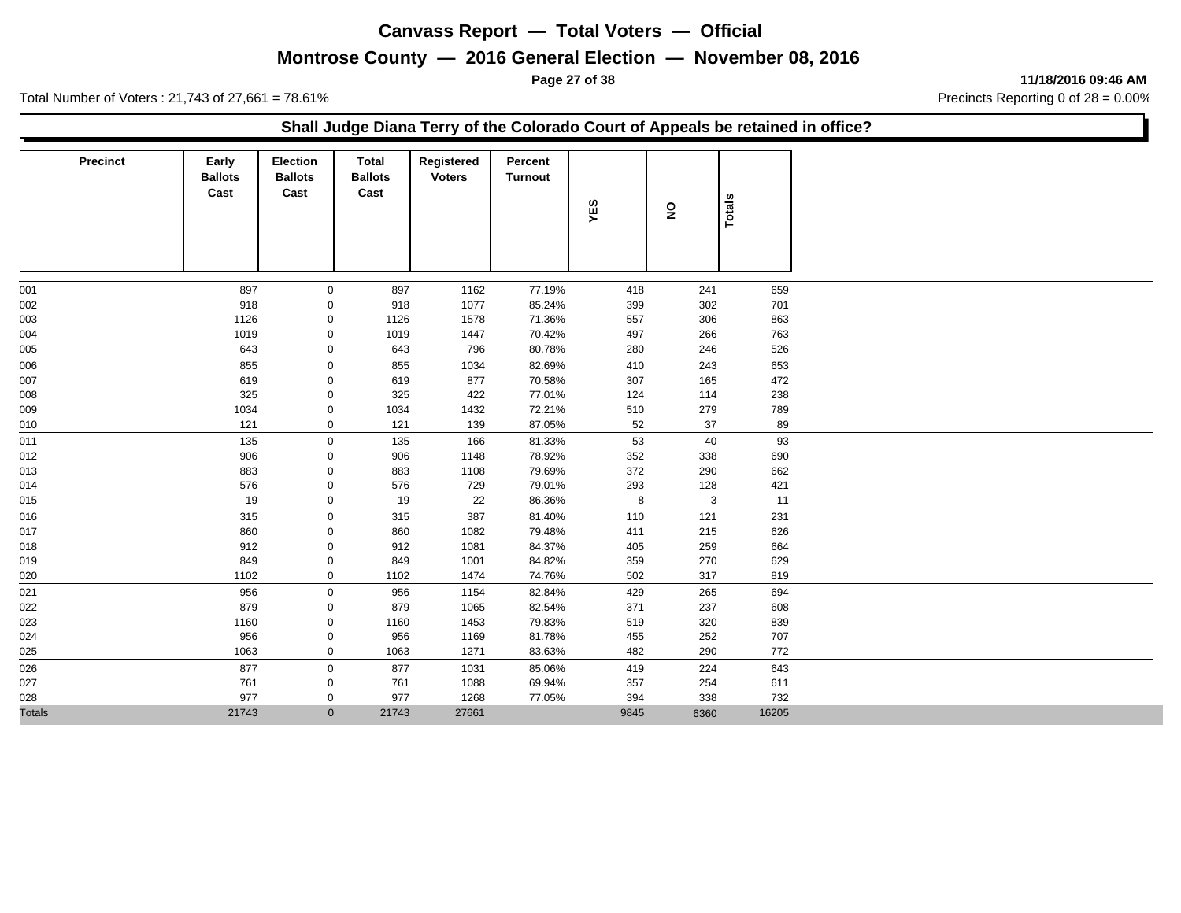# Canvass Report — Total Voters — Official

## Montrose County — 2016 General Election — November 08, 2016

11/18/2016 09:46 AM

Total Number of Voters : 21,743 of 27,661 = 78.61%

Precincts Reporting 0 of 28 = 0.00%

### Shall Judge Diana Terry of the Colorado Court of Appeals be retained in office?

| Precinct | Early Ballots Cast | Election Ballots Cast | Total Ballots Cast | Registered Voters | Percent Turnout | YES | NO | Totals |
|---|---|---|---|---|---|---|---|---|
| 001 | 897 | 0 | 897 | 1162 | 77.19% | 418 | 241 | 659 |
| 002 | 918 | 0 | 918 | 1077 | 85.24% | 399 | 302 | 701 |
| 003 | 1126 | 0 | 1126 | 1578 | 71.36% | 557 | 306 | 863 |
| 004 | 1019 | 0 | 1019 | 1447 | 70.42% | 497 | 266 | 763 |
| 005 | 643 | 0 | 643 | 796 | 80.78% | 280 | 246 | 526 |
| 006 | 855 | 0 | 855 | 1034 | 82.69% | 410 | 243 | 653 |
| 007 | 619 | 0 | 619 | 877 | 70.58% | 307 | 165 | 472 |
| 008 | 325 | 0 | 325 | 422 | 77.01% | 124 | 114 | 238 |
| 009 | 1034 | 0 | 1034 | 1432 | 72.21% | 510 | 279 | 789 |
| 010 | 121 | 0 | 121 | 139 | 87.05% | 52 | 37 | 89 |
| 011 | 135 | 0 | 135 | 166 | 81.33% | 53 | 40 | 93 |
| 012 | 906 | 0 | 906 | 1148 | 78.92% | 352 | 338 | 690 |
| 013 | 883 | 0 | 883 | 1108 | 79.69% | 372 | 290 | 662 |
| 014 | 576 | 0 | 576 | 729 | 79.01% | 293 | 128 | 421 |
| 015 | 19 | 0 | 19 | 22 | 86.36% | 8 | 3 | 11 |
| 016 | 315 | 0 | 315 | 387 | 81.40% | 110 | 121 | 231 |
| 017 | 860 | 0 | 860 | 1082 | 79.48% | 411 | 215 | 626 |
| 018 | 912 | 0 | 912 | 1081 | 84.37% | 405 | 259 | 664 |
| 019 | 849 | 0 | 849 | 1001 | 84.82% | 359 | 270 | 629 |
| 020 | 1102 | 0 | 1102 | 1474 | 74.76% | 502 | 317 | 819 |
| 021 | 956 | 0 | 956 | 1154 | 82.84% | 429 | 265 | 694 |
| 022 | 879 | 0 | 879 | 1065 | 82.54% | 371 | 237 | 608 |
| 023 | 1160 | 0 | 1160 | 1453 | 79.83% | 519 | 320 | 839 |
| 024 | 956 | 0 | 956 | 1169 | 81.78% | 455 | 252 | 707 |
| 025 | 1063 | 0 | 1063 | 1271 | 83.63% | 482 | 290 | 772 |
| 026 | 877 | 0 | 877 | 1031 | 85.06% | 419 | 224 | 643 |
| 027 | 761 | 0 | 761 | 1088 | 69.94% | 357 | 254 | 611 |
| 028 | 977 | 0 | 977 | 1268 | 77.05% | 394 | 338 | 732 |
| Totals | 21743 | 0 | 21743 | 27661 | | 9845 | 6360 | 16205 |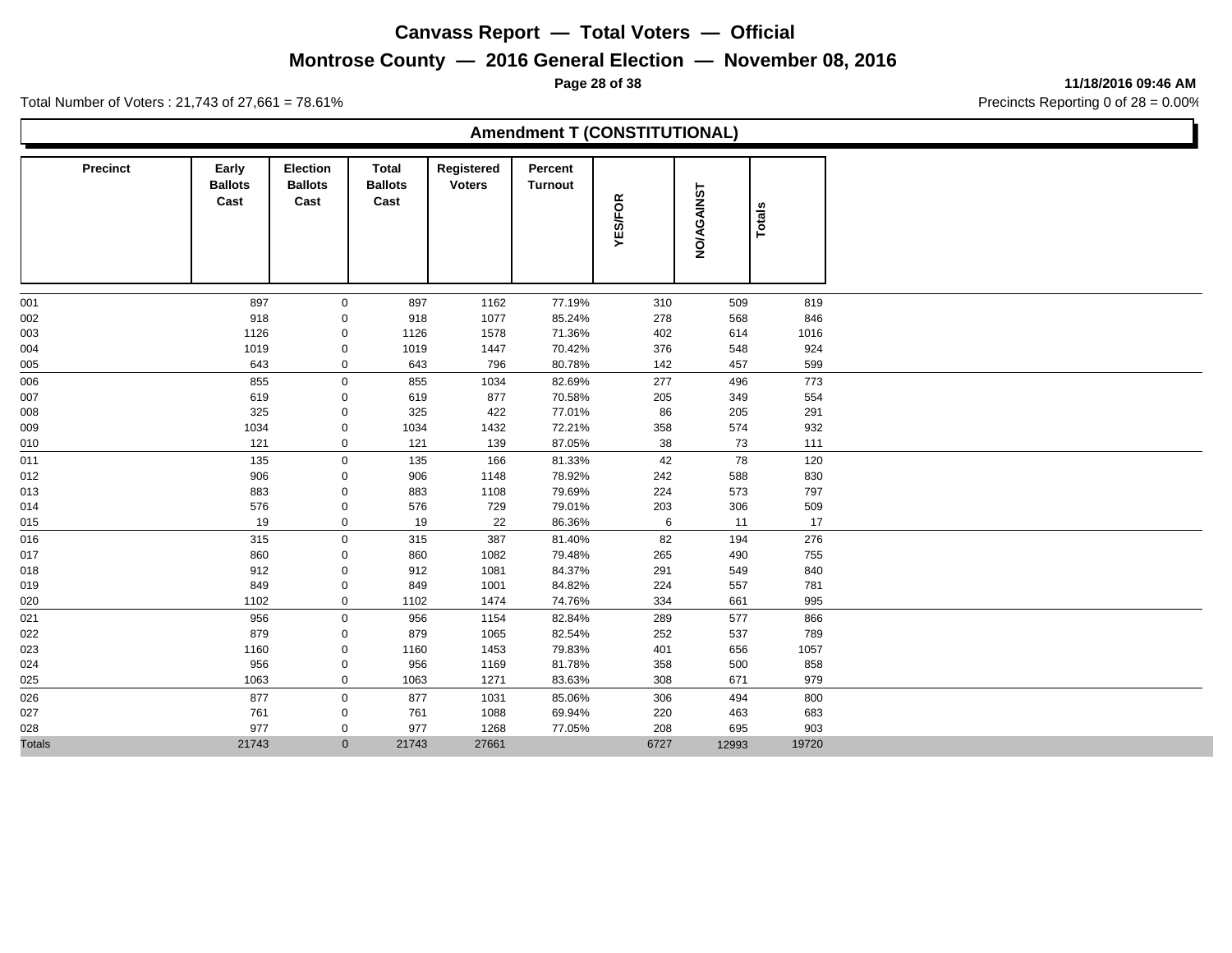# Canvass Report — Total Voters — Official

## Montrose County — 2016 General Election — November 08, 2016

11/18/2016 09:46 AM

Total Number of Voters : 21,743 of 27,661 = 78.61%

Precincts Reporting 0 of 28 = 0.00%

### Amendment T (CONSTITUTIONAL)

| Precinct | Early Ballots Cast | Election Ballots Cast | Total Ballots Cast | Registered Voters | Percent Turnout | YES/FOR | NO/AGAINST | Totals |
|---|---|---|---|---|---|---|---|---|
| 001 | 897 | 0 | 897 | 1162 | 77.19% | 310 | 509 | 819 |
| 002 | 918 | 0 | 918 | 1077 | 85.24% | 278 | 568 | 846 |
| 003 | 1126 | 0 | 1126 | 1578 | 71.36% | 402 | 614 | 1016 |
| 004 | 1019 | 0 | 1019 | 1447 | 70.42% | 376 | 548 | 924 |
| 005 | 643 | 0 | 643 | 796 | 80.78% | 142 | 457 | 599 |
| 006 | 855 | 0 | 855 | 1034 | 82.69% | 277 | 496 | 773 |
| 007 | 619 | 0 | 619 | 877 | 70.58% | 205 | 349 | 554 |
| 008 | 325 | 0 | 325 | 422 | 77.01% | 86 | 205 | 291 |
| 009 | 1034 | 0 | 1034 | 1432 | 72.21% | 358 | 574 | 932 |
| 010 | 121 | 0 | 121 | 139 | 87.05% | 38 | 73 | 111 |
| 011 | 135 | 0 | 135 | 166 | 81.33% | 42 | 78 | 120 |
| 012 | 906 | 0 | 906 | 1148 | 78.92% | 242 | 588 | 830 |
| 013 | 883 | 0 | 883 | 1108 | 79.69% | 224 | 573 | 797 |
| 014 | 576 | 0 | 576 | 729 | 79.01% | 203 | 306 | 509 |
| 015 | 19 | 0 | 19 | 22 | 86.36% | 6 | 11 | 17 |
| 016 | 315 | 0 | 315 | 387 | 81.40% | 82 | 194 | 276 |
| 017 | 860 | 0 | 860 | 1082 | 79.48% | 265 | 490 | 755 |
| 018 | 912 | 0 | 912 | 1081 | 84.37% | 291 | 549 | 840 |
| 019 | 849 | 0 | 849 | 1001 | 84.82% | 224 | 557 | 781 |
| 020 | 1102 | 0 | 1102 | 1474 | 74.76% | 334 | 661 | 995 |
| 021 | 956 | 0 | 956 | 1154 | 82.84% | 289 | 577 | 866 |
| 022 | 879 | 0 | 879 | 1065 | 82.54% | 252 | 537 | 789 |
| 023 | 1160 | 0 | 1160 | 1453 | 79.83% | 401 | 656 | 1057 |
| 024 | 956 | 0 | 956 | 1169 | 81.78% | 358 | 500 | 858 |
| 025 | 1063 | 0 | 1063 | 1271 | 83.63% | 308 | 671 | 979 |
| 026 | 877 | 0 | 877 | 1031 | 85.06% | 306 | 494 | 800 |
| 027 | 761 | 0 | 761 | 1088 | 69.94% | 220 | 463 | 683 |
| 028 | 977 | 0 | 977 | 1268 | 77.05% | 208 | 695 | 903 |
| Totals | 21743 | 0 | 21743 | 27661 | | 6727 | 12993 | 19720 |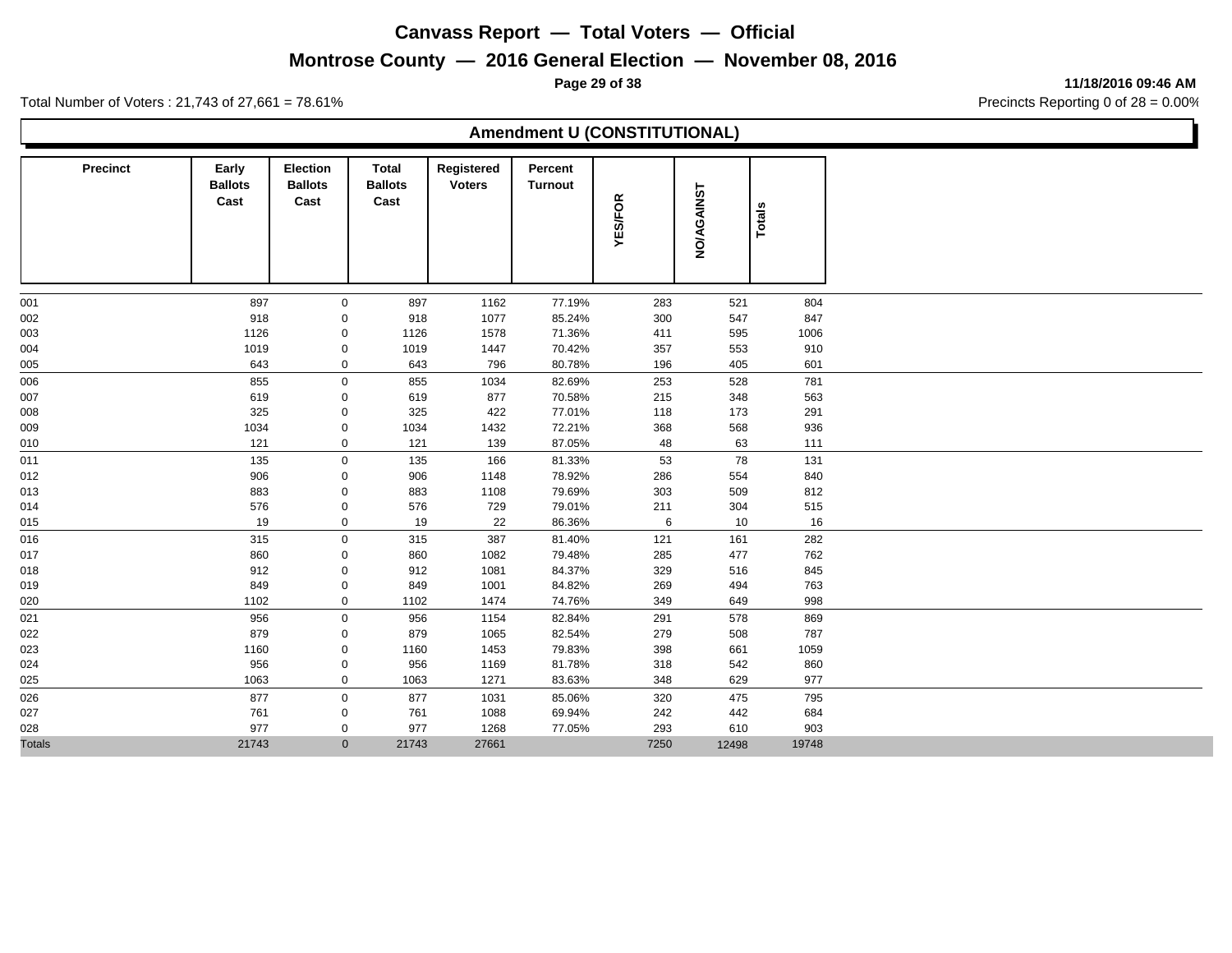# Canvass Report — Total Voters — Official

## Montrose County — 2016 General Election — November 08, 2016

11/18/2016 09:46 AM

Total Number of Voters : 21,743 of 27,661 = 78.61%

Precincts Reporting 0 of 28 = 0.00%

### Amendment U (CONSTITUTIONAL)

| Precinct | Early Ballots Cast | Election Ballots Cast | Total Ballots Cast | Registered Voters | Percent Turnout | YES/FOR | NO/AGAINST | Totals |
|---|---|---|---|---|---|---|---|---|
| 001 | 897 | 0 | 897 | 1162 | 77.19% | 283 | 521 | 804 |
| 002 | 918 | 0 | 918 | 1077 | 85.24% | 300 | 547 | 847 |
| 003 | 1126 | 0 | 1126 | 1578 | 71.36% | 411 | 595 | 1006 |
| 004 | 1019 | 0 | 1019 | 1447 | 70.42% | 357 | 553 | 910 |
| 005 | 643 | 0 | 643 | 796 | 80.78% | 196 | 405 | 601 |
| 006 | 855 | 0 | 855 | 1034 | 82.69% | 253 | 528 | 781 |
| 007 | 619 | 0 | 619 | 877 | 70.58% | 215 | 348 | 563 |
| 008 | 325 | 0 | 325 | 422 | 77.01% | 118 | 173 | 291 |
| 009 | 1034 | 0 | 1034 | 1432 | 72.21% | 368 | 568 | 936 |
| 010 | 121 | 0 | 121 | 139 | 87.05% | 48 | 63 | 111 |
| 011 | 135 | 0 | 135 | 166 | 81.33% | 53 | 78 | 131 |
| 012 | 906 | 0 | 906 | 1148 | 78.92% | 286 | 554 | 840 |
| 013 | 883 | 0 | 883 | 1108 | 79.69% | 303 | 509 | 812 |
| 014 | 576 | 0 | 576 | 729 | 79.01% | 211 | 304 | 515 |
| 015 | 19 | 0 | 19 | 22 | 86.36% | 6 | 10 | 16 |
| 016 | 315 | 0 | 315 | 387 | 81.40% | 121 | 161 | 282 |
| 017 | 860 | 0 | 860 | 1082 | 79.48% | 285 | 477 | 762 |
| 018 | 912 | 0 | 912 | 1081 | 84.37% | 329 | 516 | 845 |
| 019 | 849 | 0 | 849 | 1001 | 84.82% | 269 | 494 | 763 |
| 020 | 1102 | 0 | 1102 | 1474 | 74.76% | 349 | 649 | 998 |
| 021 | 956 | 0 | 956 | 1154 | 82.84% | 291 | 578 | 869 |
| 022 | 879 | 0 | 879 | 1065 | 82.54% | 279 | 508 | 787 |
| 023 | 1160 | 0 | 1160 | 1453 | 79.83% | 398 | 661 | 1059 |
| 024 | 956 | 0 | 956 | 1169 | 81.78% | 318 | 542 | 860 |
| 025 | 1063 | 0 | 1063 | 1271 | 83.63% | 348 | 629 | 977 |
| 026 | 877 | 0 | 877 | 1031 | 85.06% | 320 | 475 | 795 |
| 027 | 761 | 0 | 761 | 1088 | 69.94% | 242 | 442 | 684 |
| 028 | 977 | 0 | 977 | 1268 | 77.05% | 293 | 610 | 903 |
| Totals | 21743 | 0 | 21743 | 27661 | | 7250 | 12498 | 19748 |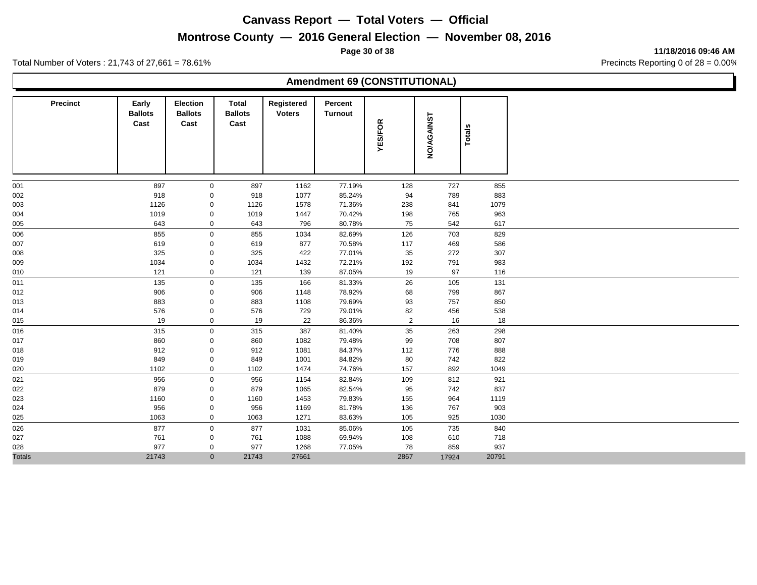# Canvass Report — Total Voters — Official

## Montrose County — 2016 General Election — November 08, 2016

**11/18/2016 09:46 AM**

Total Number of Voters : 21,743 of 27,661 = 78.61%

Precincts Reporting 0 of 28 = 0.00%

### Amendment 69 (CONSTITUTIONAL)

| Precinct | Early Ballots Cast | Election Ballots Cast | Total Ballots Cast | Registered Voters | Percent Turnout | YES/FOR | NO/AGAINST | Totals |
|---|---|---|---|---|---|---|---|---|
| 001 | 897 | 0 | 897 | 1162 | 77.19% | 128 | 727 | 855 |
| 002 | 918 | 0 | 918 | 1077 | 85.24% | 94 | 789 | 883 |
| 003 | 1126 | 0 | 1126 | 1578 | 71.36% | 238 | 841 | 1079 |
| 004 | 1019 | 0 | 1019 | 1447 | 70.42% | 198 | 765 | 963 |
| 005 | 643 | 0 | 643 | 796 | 80.78% | 75 | 542 | 617 |
| 006 | 855 | 0 | 855 | 1034 | 82.69% | 126 | 703 | 829 |
| 007 | 619 | 0 | 619 | 877 | 70.58% | 117 | 469 | 586 |
| 008 | 325 | 0 | 325 | 422 | 77.01% | 35 | 272 | 307 |
| 009 | 1034 | 0 | 1034 | 1432 | 72.21% | 192 | 791 | 983 |
| 010 | 121 | 0 | 121 | 139 | 87.05% | 19 | 97 | 116 |
| 011 | 135 | 0 | 135 | 166 | 81.33% | 26 | 105 | 131 |
| 012 | 906 | 0 | 906 | 1148 | 78.92% | 68 | 799 | 867 |
| 013 | 883 | 0 | 883 | 1108 | 79.69% | 93 | 757 | 850 |
| 014 | 576 | 0 | 576 | 729 | 79.01% | 82 | 456 | 538 |
| 015 | 19 | 0 | 19 | 22 | 86.36% | 2 | 16 | 18 |
| 016 | 315 | 0 | 315 | 387 | 81.40% | 35 | 263 | 298 |
| 017 | 860 | 0 | 860 | 1082 | 79.48% | 99 | 708 | 807 |
| 018 | 912 | 0 | 912 | 1081 | 84.37% | 112 | 776 | 888 |
| 019 | 849 | 0 | 849 | 1001 | 84.82% | 80 | 742 | 822 |
| 020 | 1102 | 0 | 1102 | 1474 | 74.76% | 157 | 892 | 1049 |
| 021 | 956 | 0 | 956 | 1154 | 82.84% | 109 | 812 | 921 |
| 022 | 879 | 0 | 879 | 1065 | 82.54% | 95 | 742 | 837 |
| 023 | 1160 | 0 | 1160 | 1453 | 79.83% | 155 | 964 | 1119 |
| 024 | 956 | 0 | 956 | 1169 | 81.78% | 136 | 767 | 903 |
| 025 | 1063 | 0 | 1063 | 1271 | 83.63% | 105 | 925 | 1030 |
| 026 | 877 | 0 | 877 | 1031 | 85.06% | 105 | 735 | 840 |
| 027 | 761 | 0 | 761 | 1088 | 69.94% | 108 | 610 | 718 |
| 028 | 977 | 0 | 977 | 1268 | 77.05% | 78 | 859 | 937 |
| Totals | 21743 | 0 | 21743 | 27661 | | 2867 | 17924 | 20791 |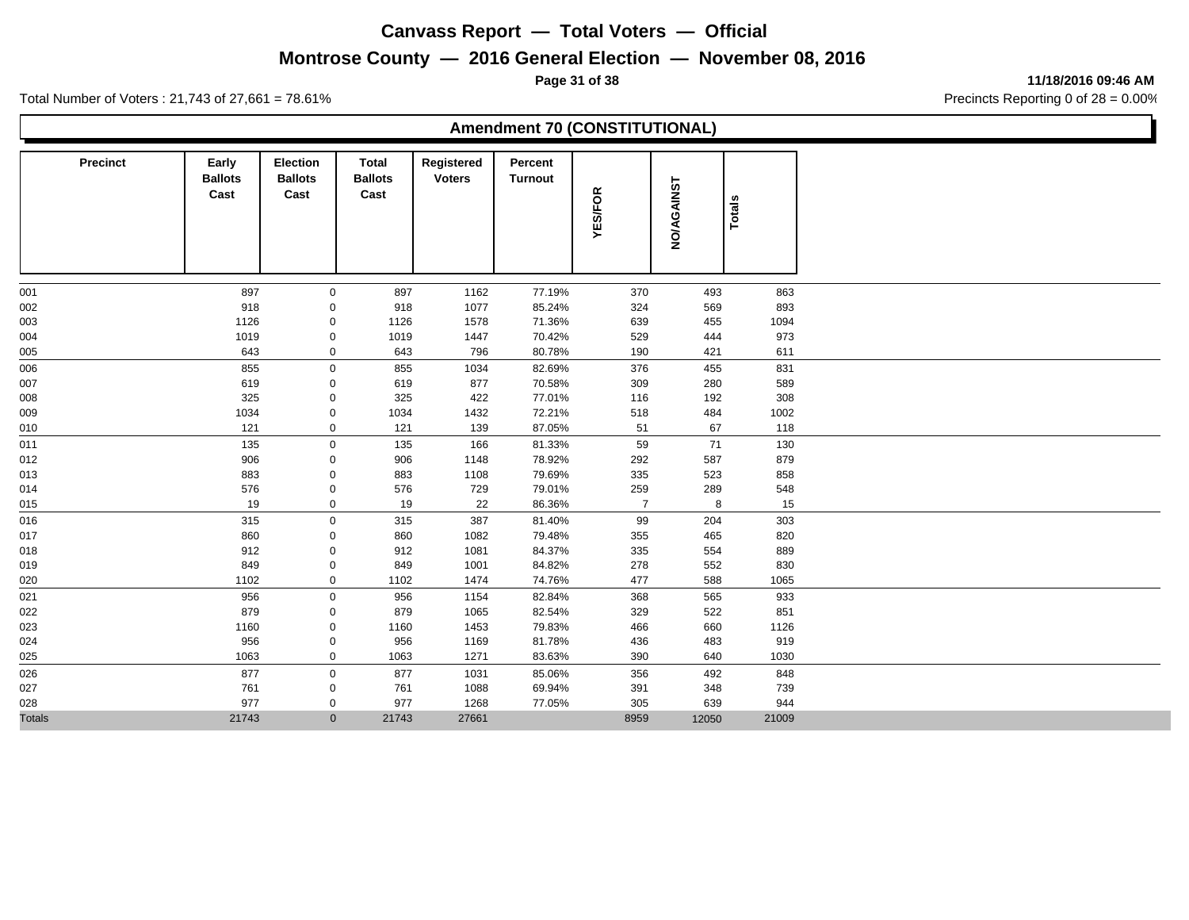# Canvass Report — Total Voters — Official

## Montrose County — 2016 General Election — November 08, 2016

**11/18/2016 09:46 AM**

Total Number of Voters : 21,743 of 27,661 = 78.61%

Precincts Reporting 0 of 28 = 0.00%

### Amendment 70 (CONSTITUTIONAL)

| Precinct | Early Ballots Cast | Election Ballots Cast | Total Ballots Cast | Registered Voters | Percent Turnout | YES/FOR | NO/AGAINST | Totals |
|---|---|---|---|---|---|---|---|---|
| 001 | 897 | 0 | 897 | 1162 | 77.19% | 370 | 493 | 863 |
| 002 | 918 | 0 | 918 | 1077 | 85.24% | 324 | 569 | 893 |
| 003 | 1126 | 0 | 1126 | 1578 | 71.36% | 639 | 455 | 1094 |
| 004 | 1019 | 0 | 1019 | 1447 | 70.42% | 529 | 444 | 973 |
| 005 | 643 | 0 | 643 | 796 | 80.78% | 190 | 421 | 611 |
| 006 | 855 | 0 | 855 | 1034 | 82.69% | 376 | 455 | 831 |
| 007 | 619 | 0 | 619 | 877 | 70.58% | 309 | 280 | 589 |
| 008 | 325 | 0 | 325 | 422 | 77.01% | 116 | 192 | 308 |
| 009 | 1034 | 0 | 1034 | 1432 | 72.21% | 518 | 484 | 1002 |
| 010 | 121 | 0 | 121 | 139 | 87.05% | 51 | 67 | 118 |
| 011 | 135 | 0 | 135 | 166 | 81.33% | 59 | 71 | 130 |
| 012 | 906 | 0 | 906 | 1148 | 78.92% | 292 | 587 | 879 |
| 013 | 883 | 0 | 883 | 1108 | 79.69% | 335 | 523 | 858 |
| 014 | 576 | 0 | 576 | 729 | 79.01% | 259 | 289 | 548 |
| 015 | 19 | 0 | 19 | 22 | 86.36% | 7 | 8 | 15 |
| 016 | 315 | 0 | 315 | 387 | 81.40% | 99 | 204 | 303 |
| 017 | 860 | 0 | 860 | 1082 | 79.48% | 355 | 465 | 820 |
| 018 | 912 | 0 | 912 | 1081 | 84.37% | 335 | 554 | 889 |
| 019 | 849 | 0 | 849 | 1001 | 84.82% | 278 | 552 | 830 |
| 020 | 1102 | 0 | 1102 | 1474 | 74.76% | 477 | 588 | 1065 |
| 021 | 956 | 0 | 956 | 1154 | 82.84% | 368 | 565 | 933 |
| 022 | 879 | 0 | 879 | 1065 | 82.54% | 329 | 522 | 851 |
| 023 | 1160 | 0 | 1160 | 1453 | 79.83% | 466 | 660 | 1126 |
| 024 | 956 | 0 | 956 | 1169 | 81.78% | 436 | 483 | 919 |
| 025 | 1063 | 0 | 1063 | 1271 | 83.63% | 390 | 640 | 1030 |
| 026 | 877 | 0 | 877 | 1031 | 85.06% | 356 | 492 | 848 |
| 027 | 761 | 0 | 761 | 1088 | 69.94% | 391 | 348 | 739 |
| 028 | 977 | 0 | 977 | 1268 | 77.05% | 305 | 639 | 944 |
| Totals | 21743 | 0 | 21743 | 27661 | | 8959 | 12050 | 21009 |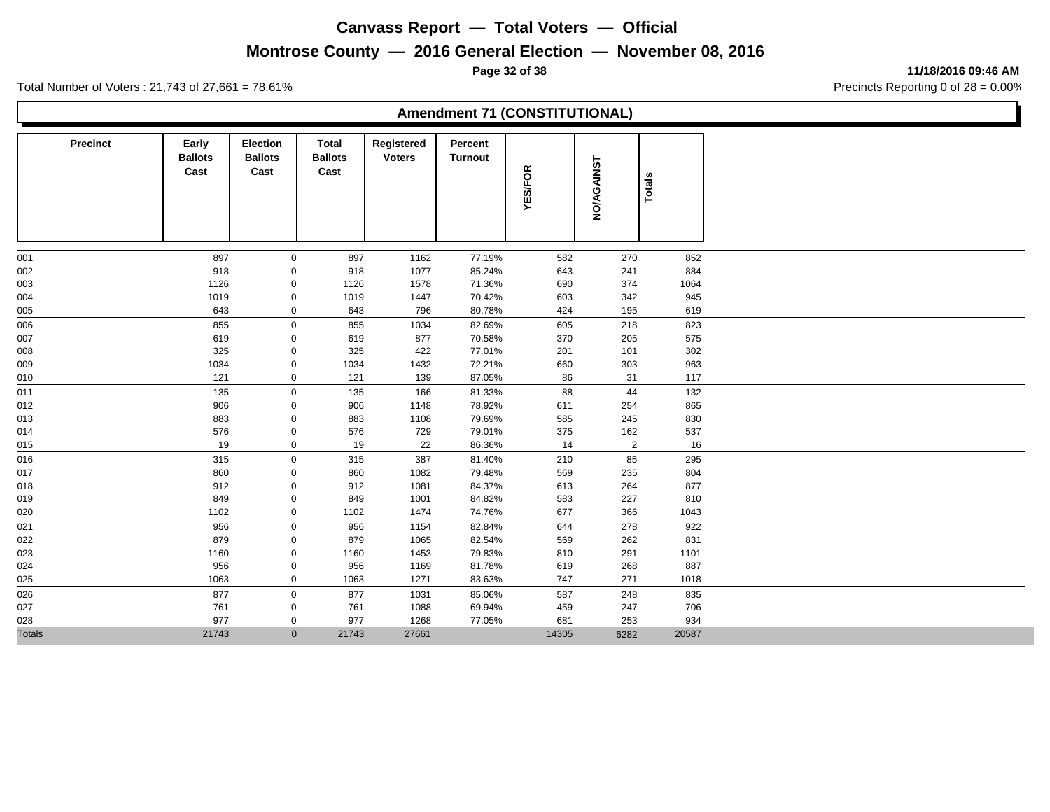# Canvass Report — Total Voters — Official

## Montrose County — 2016 General Election — November 08, 2016

11/18/2016 09:46 AM

Total Number of Voters : 21,743 of 27,661 = 78.61%

Precincts Reporting 0 of 28 = 0.00%

### Amendment 71 (CONSTITUTIONAL)

| Precinct | Early Ballots Cast | Election Ballots Cast | Total Ballots Cast | Registered Voters | Percent Turnout | YES/FOR | NO/AGAINST | Totals |
|---|---|---|---|---|---|---|---|---|
| 001 | 897 | 0 | 897 | 1162 | 77.19% | 582 | 270 | 852 |
| 002 | 918 | 0 | 918 | 1077 | 85.24% | 643 | 241 | 884 |
| 003 | 1126 | 0 | 1126 | 1578 | 71.36% | 690 | 374 | 1064 |
| 004 | 1019 | 0 | 1019 | 1447 | 70.42% | 603 | 342 | 945 |
| 005 | 643 | 0 | 643 | 796 | 80.78% | 424 | 195 | 619 |
| 006 | 855 | 0 | 855 | 1034 | 82.69% | 605 | 218 | 823 |
| 007 | 619 | 0 | 619 | 877 | 70.58% | 370 | 205 | 575 |
| 008 | 325 | 0 | 325 | 422 | 77.01% | 201 | 101 | 302 |
| 009 | 1034 | 0 | 1034 | 1432 | 72.21% | 660 | 303 | 963 |
| 010 | 121 | 0 | 121 | 139 | 87.05% | 86 | 31 | 117 |
| 011 | 135 | 0 | 135 | 166 | 81.33% | 88 | 44 | 132 |
| 012 | 906 | 0 | 906 | 1148 | 78.92% | 611 | 254 | 865 |
| 013 | 883 | 0 | 883 | 1108 | 79.69% | 585 | 245 | 830 |
| 014 | 576 | 0 | 576 | 729 | 79.01% | 375 | 162 | 537 |
| 015 | 19 | 0 | 19 | 22 | 86.36% | 14 | 2 | 16 |
| 016 | 315 | 0 | 315 | 387 | 81.40% | 210 | 85 | 295 |
| 017 | 860 | 0 | 860 | 1082 | 79.48% | 569 | 235 | 804 |
| 018 | 912 | 0 | 912 | 1081 | 84.37% | 613 | 264 | 877 |
| 019 | 849 | 0 | 849 | 1001 | 84.82% | 583 | 227 | 810 |
| 020 | 1102 | 0 | 1102 | 1474 | 74.76% | 677 | 366 | 1043 |
| 021 | 956 | 0 | 956 | 1154 | 82.84% | 644 | 278 | 922 |
| 022 | 879 | 0 | 879 | 1065 | 82.54% | 569 | 262 | 831 |
| 023 | 1160 | 0 | 1160 | 1453 | 79.83% | 810 | 291 | 1101 |
| 024 | 956 | 0 | 956 | 1169 | 81.78% | 619 | 268 | 887 |
| 025 | 1063 | 0 | 1063 | 1271 | 83.63% | 747 | 271 | 1018 |
| 026 | 877 | 0 | 877 | 1031 | 85.06% | 587 | 248 | 835 |
| 027 | 761 | 0 | 761 | 1088 | 69.94% | 459 | 247 | 706 |
| 028 | 977 | 0 | 977 | 1268 | 77.05% | 681 | 253 | 934 |
| Totals | 21743 | 0 | 21743 | 27661 | | 14305 | 6282 | 20587 |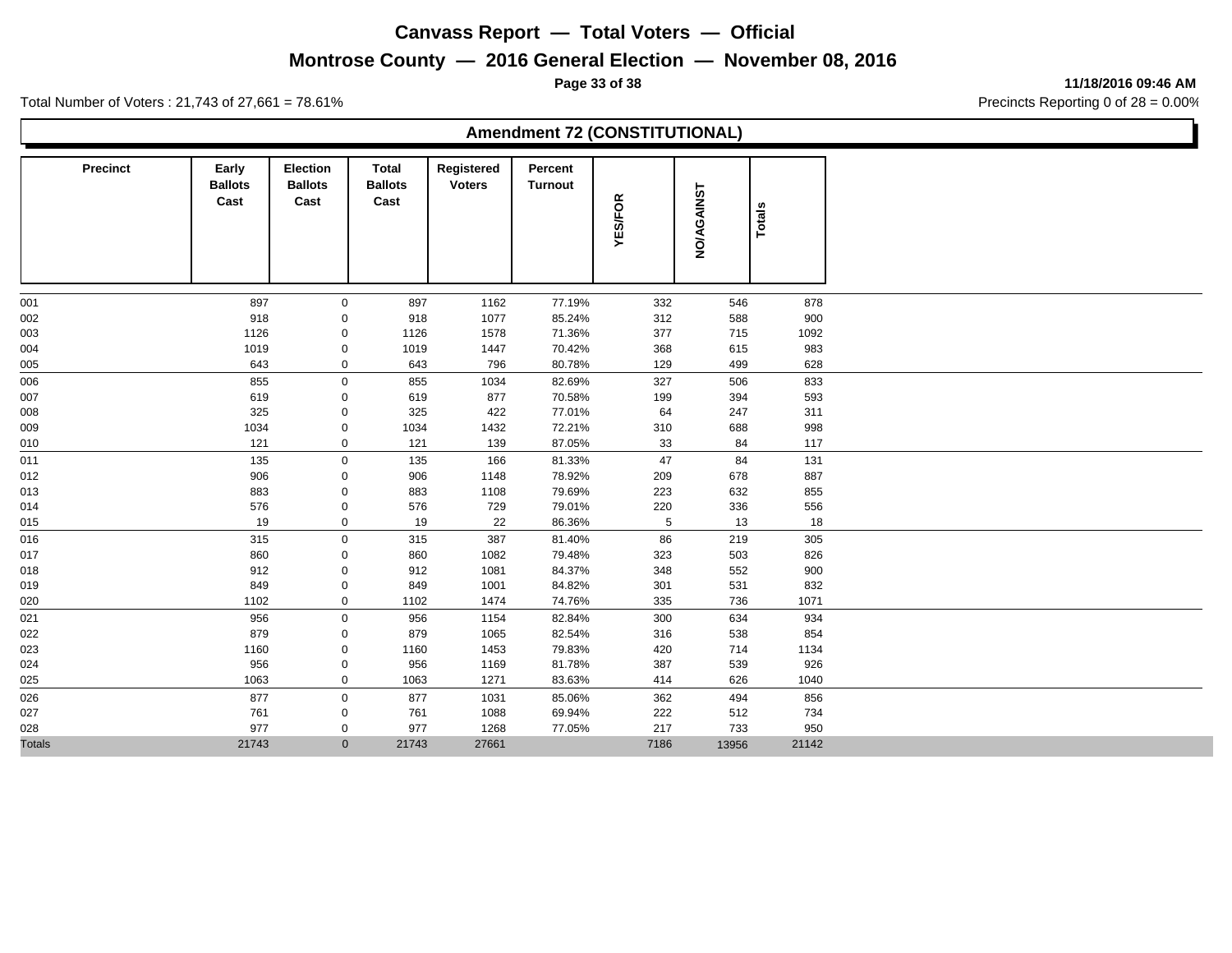# Canvass Report — Total Voters — Official

## Montrose County — 2016 General Election — November 08, 2016

11/18/2016 09:46 AM

Total Number of Voters : 21,743 of 27,661 = 78.61%

Precincts Reporting 0 of 28 = 0.00%

### Amendment 72 (CONSTITUTIONAL)

| Precinct | Early Ballots Cast | Election Ballots Cast | Total Ballots Cast | Registered Voters | Percent Turnout | YES/FOR | NO/AGAINST | Totals |
|---|---|---|---|---|---|---|---|---|
| 001 | 897 | 0 | 897 | 1162 | 77.19% | 332 | 546 | 878 |
| 002 | 918 | 0 | 918 | 1077 | 85.24% | 312 | 588 | 900 |
| 003 | 1126 | 0 | 1126 | 1578 | 71.36% | 377 | 715 | 1092 |
| 004 | 1019 | 0 | 1019 | 1447 | 70.42% | 368 | 615 | 983 |
| 005 | 643 | 0 | 643 | 796 | 80.78% | 129 | 499 | 628 |
| 006 | 855 | 0 | 855 | 1034 | 82.69% | 327 | 506 | 833 |
| 007 | 619 | 0 | 619 | 877 | 70.58% | 199 | 394 | 593 |
| 008 | 325 | 0 | 325 | 422 | 77.01% | 64 | 247 | 311 |
| 009 | 1034 | 0 | 1034 | 1432 | 72.21% | 310 | 688 | 998 |
| 010 | 121 | 0 | 121 | 139 | 87.05% | 33 | 84 | 117 |
| 011 | 135 | 0 | 135 | 166 | 81.33% | 47 | 84 | 131 |
| 012 | 906 | 0 | 906 | 1148 | 78.92% | 209 | 678 | 887 |
| 013 | 883 | 0 | 883 | 1108 | 79.69% | 223 | 632 | 855 |
| 014 | 576 | 0 | 576 | 729 | 79.01% | 220 | 336 | 556 |
| 015 | 19 | 0 | 19 | 22 | 86.36% | 5 | 13 | 18 |
| 016 | 315 | 0 | 315 | 387 | 81.40% | 86 | 219 | 305 |
| 017 | 860 | 0 | 860 | 1082 | 79.48% | 323 | 503 | 826 |
| 018 | 912 | 0 | 912 | 1081 | 84.37% | 348 | 552 | 900 |
| 019 | 849 | 0 | 849 | 1001 | 84.82% | 301 | 531 | 832 |
| 020 | 1102 | 0 | 1102 | 1474 | 74.76% | 335 | 736 | 1071 |
| 021 | 956 | 0 | 956 | 1154 | 82.84% | 300 | 634 | 934 |
| 022 | 879 | 0 | 879 | 1065 | 82.54% | 316 | 538 | 854 |
| 023 | 1160 | 0 | 1160 | 1453 | 79.83% | 420 | 714 | 1134 |
| 024 | 956 | 0 | 956 | 1169 | 81.78% | 387 | 539 | 926 |
| 025 | 1063 | 0 | 1063 | 1271 | 83.63% | 414 | 626 | 1040 |
| 026 | 877 | 0 | 877 | 1031 | 85.06% | 362 | 494 | 856 |
| 027 | 761 | 0 | 761 | 1088 | 69.94% | 222 | 512 | 734 |
| 028 | 977 | 0 | 977 | 1268 | 77.05% | 217 | 733 | 950 |
| Totals | 21743 | 0 | 21743 | 27661 | | 7186 | 13956 | 21142 |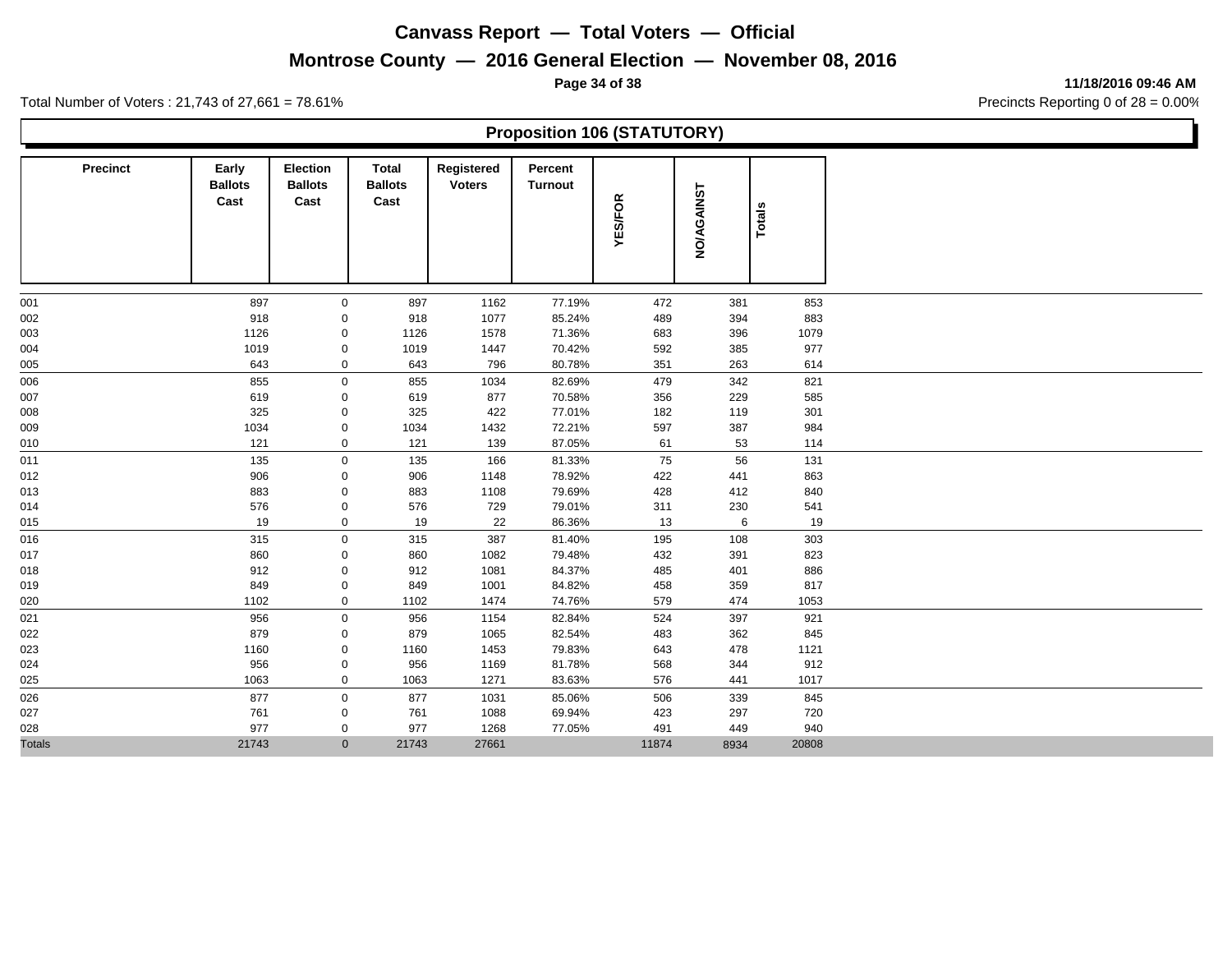# Canvass Report — Total Voters — Official

## Montrose County — 2016 General Election — November 08, 2016

11/18/2016 09:46 AM

Total Number of Voters : 21,743 of 27,661 = 78.61%

Precincts Reporting 0 of 28 = 0.00%

### Proposition 106 (STATUTORY)

| Precinct | Early Ballots Cast | Election Ballots Cast | Total Ballots Cast | Registered Voters | Percent Turnout | YES/FOR | NO/AGAINST | Totals |
|---|---|---|---|---|---|---|---|---|
| 001 | 897 | 0 | 897 | 1162 | 77.19% | 472 | 381 | 853 |
| 002 | 918 | 0 | 918 | 1077 | 85.24% | 489 | 394 | 883 |
| 003 | 1126 | 0 | 1126 | 1578 | 71.36% | 683 | 396 | 1079 |
| 004 | 1019 | 0 | 1019 | 1447 | 70.42% | 592 | 385 | 977 |
| 005 | 643 | 0 | 643 | 796 | 80.78% | 351 | 263 | 614 |
| 006 | 855 | 0 | 855 | 1034 | 82.69% | 479 | 342 | 821 |
| 007 | 619 | 0 | 619 | 877 | 70.58% | 356 | 229 | 585 |
| 008 | 325 | 0 | 325 | 422 | 77.01% | 182 | 119 | 301 |
| 009 | 1034 | 0 | 1034 | 1432 | 72.21% | 597 | 387 | 984 |
| 010 | 121 | 0 | 121 | 139 | 87.05% | 61 | 53 | 114 |
| 011 | 135 | 0 | 135 | 166 | 81.33% | 75 | 56 | 131 |
| 012 | 906 | 0 | 906 | 1148 | 78.92% | 422 | 441 | 863 |
| 013 | 883 | 0 | 883 | 1108 | 79.69% | 428 | 412 | 840 |
| 014 | 576 | 0 | 576 | 729 | 79.01% | 311 | 230 | 541 |
| 015 | 19 | 0 | 19 | 22 | 86.36% | 13 | 6 | 19 |
| 016 | 315 | 0 | 315 | 387 | 81.40% | 195 | 108 | 303 |
| 017 | 860 | 0 | 860 | 1082 | 79.48% | 432 | 391 | 823 |
| 018 | 912 | 0 | 912 | 1081 | 84.37% | 485 | 401 | 886 |
| 019 | 849 | 0 | 849 | 1001 | 84.82% | 458 | 359 | 817 |
| 020 | 1102 | 0 | 1102 | 1474 | 74.76% | 579 | 474 | 1053 |
| 021 | 956 | 0 | 956 | 1154 | 82.84% | 524 | 397 | 921 |
| 022 | 879 | 0 | 879 | 1065 | 82.54% | 483 | 362 | 845 |
| 023 | 1160 | 0 | 1160 | 1453 | 79.83% | 643 | 478 | 1121 |
| 024 | 956 | 0 | 956 | 1169 | 81.78% | 568 | 344 | 912 |
| 025 | 1063 | 0 | 1063 | 1271 | 83.63% | 576 | 441 | 1017 |
| 026 | 877 | 0 | 877 | 1031 | 85.06% | 506 | 339 | 845 |
| 027 | 761 | 0 | 761 | 1088 | 69.94% | 423 | 297 | 720 |
| 028 | 977 | 0 | 977 | 1268 | 77.05% | 491 | 449 | 940 |
| Totals | 21743 | 0 | 21743 | 27661 | | 11874 | 8934 | 20808 |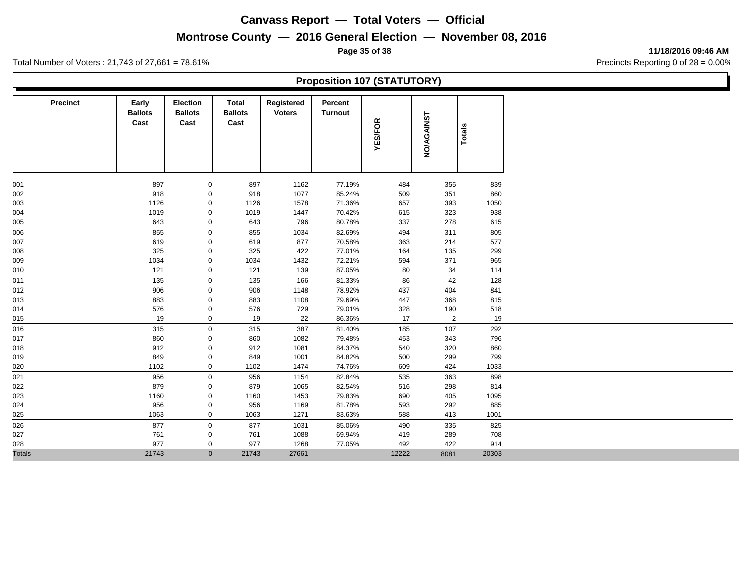# Canvass Report — Total Voters — Official

## Montrose County — 2016 General Election — November 08, 2016

11/18/2016 09:46 AM

Total Number of Voters : 21,743 of 27,661 = 78.61%

Precincts Reporting 0 of 28 = 0.00%

### Proposition 107 (STATUTORY)

| Precinct | Early Ballots Cast | Election Ballots Cast | Total Ballots Cast | Registered Voters | Percent Turnout | YES/FOR | NO/AGAINST | Totals |
|---|---|---|---|---|---|---|---|---|
| 001 | 897 | 0 | 897 | 1162 | 77.19% | 484 | 355 | 839 |
| 002 | 918 | 0 | 918 | 1077 | 85.24% | 509 | 351 | 860 |
| 003 | 1126 | 0 | 1126 | 1578 | 71.36% | 657 | 393 | 1050 |
| 004 | 1019 | 0 | 1019 | 1447 | 70.42% | 615 | 323 | 938 |
| 005 | 643 | 0 | 643 | 796 | 80.78% | 337 | 278 | 615 |
| 006 | 855 | 0 | 855 | 1034 | 82.69% | 494 | 311 | 805 |
| 007 | 619 | 0 | 619 | 877 | 70.58% | 363 | 214 | 577 |
| 008 | 325 | 0 | 325 | 422 | 77.01% | 164 | 135 | 299 |
| 009 | 1034 | 0 | 1034 | 1432 | 72.21% | 594 | 371 | 965 |
| 010 | 121 | 0 | 121 | 139 | 87.05% | 80 | 34 | 114 |
| 011 | 135 | 0 | 135 | 166 | 81.33% | 86 | 42 | 128 |
| 012 | 906 | 0 | 906 | 1148 | 78.92% | 437 | 404 | 841 |
| 013 | 883 | 0 | 883 | 1108 | 79.69% | 447 | 368 | 815 |
| 014 | 576 | 0 | 576 | 729 | 79.01% | 328 | 190 | 518 |
| 015 | 19 | 0 | 19 | 22 | 86.36% | 17 | 2 | 19 |
| 016 | 315 | 0 | 315 | 387 | 81.40% | 185 | 107 | 292 |
| 017 | 860 | 0 | 860 | 1082 | 79.48% | 453 | 343 | 796 |
| 018 | 912 | 0 | 912 | 1081 | 84.37% | 540 | 320 | 860 |
| 019 | 849 | 0 | 849 | 1001 | 84.82% | 500 | 299 | 799 |
| 020 | 1102 | 0 | 1102 | 1474 | 74.76% | 609 | 424 | 1033 |
| 021 | 956 | 0 | 956 | 1154 | 82.84% | 535 | 363 | 898 |
| 022 | 879 | 0 | 879 | 1065 | 82.54% | 516 | 298 | 814 |
| 023 | 1160 | 0 | 1160 | 1453 | 79.83% | 690 | 405 | 1095 |
| 024 | 956 | 0 | 956 | 1169 | 81.78% | 593 | 292 | 885 |
| 025 | 1063 | 0 | 1063 | 1271 | 83.63% | 588 | 413 | 1001 |
| 026 | 877 | 0 | 877 | 1031 | 85.06% | 490 | 335 | 825 |
| 027 | 761 | 0 | 761 | 1088 | 69.94% | 419 | 289 | 708 |
| 028 | 977 | 0 | 977 | 1268 | 77.05% | 492 | 422 | 914 |
| Totals | 21743 | 0 | 21743 | 27661 | | 12222 | 8081 | 20303 |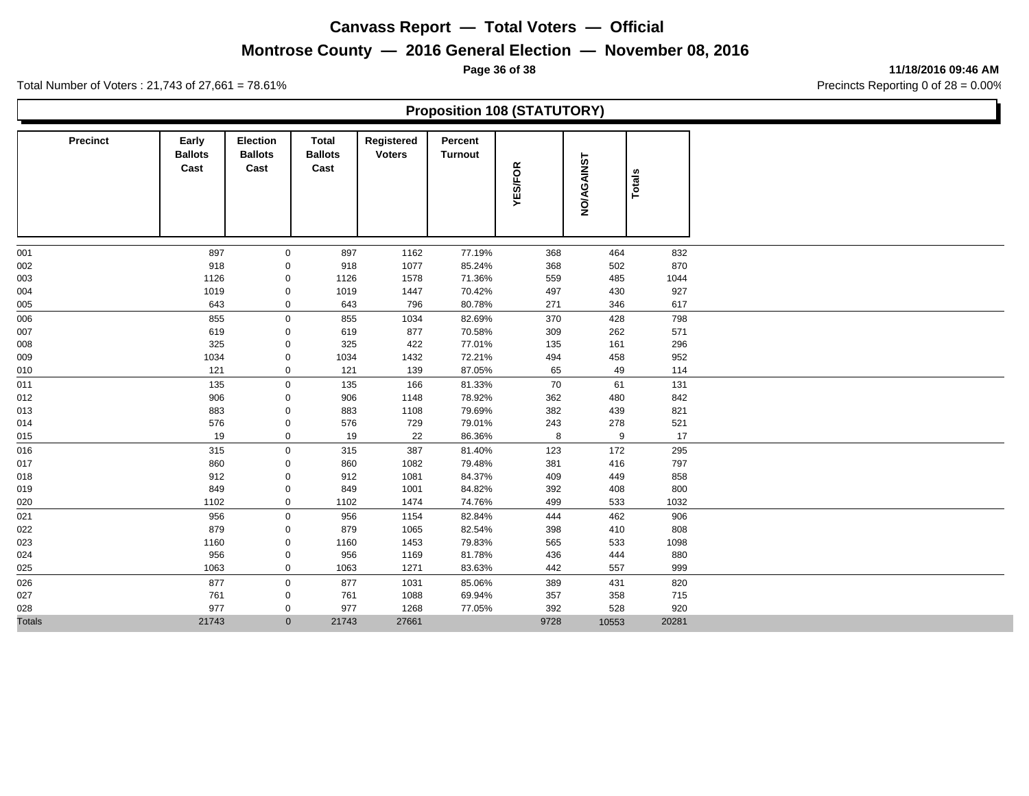# Canvass Report — Total Voters — Official

## Montrose County — 2016 General Election — November 08, 2016

**11/18/2016 09:46 AM**

Total Number of Voters : 21,743 of 27,661 = 78.61%

Precincts Reporting 0 of 28 = 0.00%

### Proposition 108 (STATUTORY)

| Precinct | Early Ballots Cast | Election Ballots Cast | Total Ballots Cast | Registered Voters | Percent Turnout | YES/FOR | NO/AGAINST | Totals |
|---|---|---|---|---|---|---|---|---|
| 001 | 897 | 0 | 897 | 1162 | 77.19% | 368 | 464 | 832 |
| 002 | 918 | 0 | 918 | 1077 | 85.24% | 368 | 502 | 870 |
| 003 | 1126 | 0 | 1126 | 1578 | 71.36% | 559 | 485 | 1044 |
| 004 | 1019 | 0 | 1019 | 1447 | 70.42% | 497 | 430 | 927 |
| 005 | 643 | 0 | 643 | 796 | 80.78% | 271 | 346 | 617 |
| 006 | 855 | 0 | 855 | 1034 | 82.69% | 370 | 428 | 798 |
| 007 | 619 | 0 | 619 | 877 | 70.58% | 309 | 262 | 571 |
| 008 | 325 | 0 | 325 | 422 | 77.01% | 135 | 161 | 296 |
| 009 | 1034 | 0 | 1034 | 1432 | 72.21% | 494 | 458 | 952 |
| 010 | 121 | 0 | 121 | 139 | 87.05% | 65 | 49 | 114 |
| 011 | 135 | 0 | 135 | 166 | 81.33% | 70 | 61 | 131 |
| 012 | 906 | 0 | 906 | 1148 | 78.92% | 362 | 480 | 842 |
| 013 | 883 | 0 | 883 | 1108 | 79.69% | 382 | 439 | 821 |
| 014 | 576 | 0 | 576 | 729 | 79.01% | 243 | 278 | 521 |
| 015 | 19 | 0 | 19 | 22 | 86.36% | 8 | 9 | 17 |
| 016 | 315 | 0 | 315 | 387 | 81.40% | 123 | 172 | 295 |
| 017 | 860 | 0 | 860 | 1082 | 79.48% | 381 | 416 | 797 |
| 018 | 912 | 0 | 912 | 1081 | 84.37% | 409 | 449 | 858 |
| 019 | 849 | 0 | 849 | 1001 | 84.82% | 392 | 408 | 800 |
| 020 | 1102 | 0 | 1102 | 1474 | 74.76% | 499 | 533 | 1032 |
| 021 | 956 | 0 | 956 | 1154 | 82.84% | 444 | 462 | 906 |
| 022 | 879 | 0 | 879 | 1065 | 82.54% | 398 | 410 | 808 |
| 023 | 1160 | 0 | 1160 | 1453 | 79.83% | 565 | 533 | 1098 |
| 024 | 956 | 0 | 956 | 1169 | 81.78% | 436 | 444 | 880 |
| 025 | 1063 | 0 | 1063 | 1271 | 83.63% | 442 | 557 | 999 |
| 026 | 877 | 0 | 877 | 1031 | 85.06% | 389 | 431 | 820 |
| 027 | 761 | 0 | 761 | 1088 | 69.94% | 357 | 358 | 715 |
| 028 | 977 | 0 | 977 | 1268 | 77.05% | 392 | 528 | 920 |
| Totals | 21743 | 0 | 21743 | 27661 | | 9728 | 10553 | 20281 |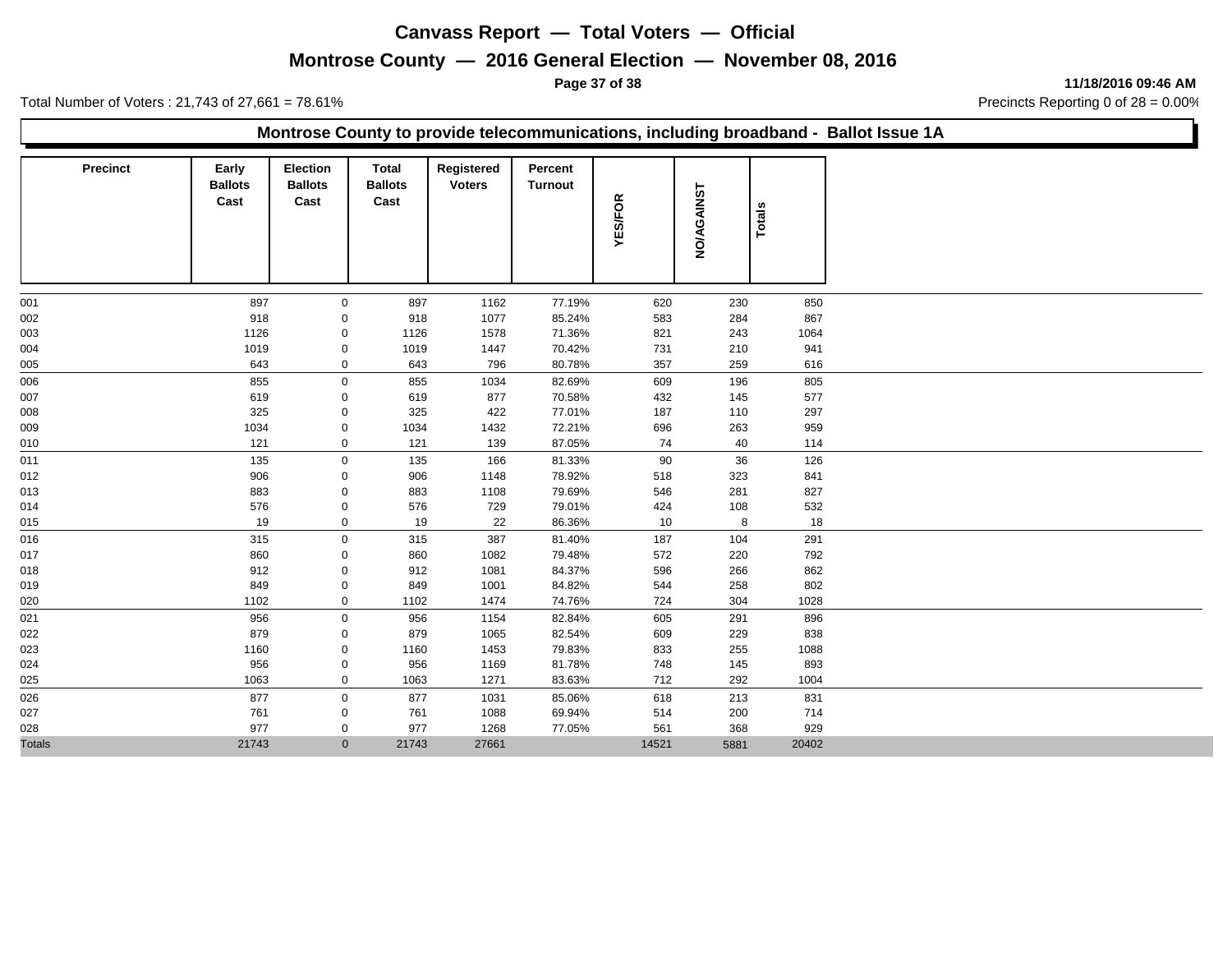# Canvass Report — Total Voters — Official

## Montrose County — 2016 General Election — November 08, 2016

11/18/2016 09:46 AM

Total Number of Voters : 21,743 of 27,661 = 78.61%

Precincts Reporting 0 of 28 = 0.00%

### Montrose County to provide telecommunications, including broadband - Ballot Issue 1A

| Precinct | Early Ballots Cast | Election Ballots Cast | Total Ballots Cast | Registered Voters | Percent Turnout | YES/FOR | NO/AGAINST | Totals |
|---|---|---|---|---|---|---|---|---|
| 001 | 897 | 0 | 897 | 1162 | 77.19% | 620 | 230 | 850 |
| 002 | 918 | 0 | 918 | 1077 | 85.24% | 583 | 284 | 867 |
| 003 | 1126 | 0 | 1126 | 1578 | 71.36% | 821 | 243 | 1064 |
| 004 | 1019 | 0 | 1019 | 1447 | 70.42% | 731 | 210 | 941 |
| 005 | 643 | 0 | 643 | 796 | 80.78% | 357 | 259 | 616 |
| 006 | 855 | 0 | 855 | 1034 | 82.69% | 609 | 196 | 805 |
| 007 | 619 | 0 | 619 | 877 | 70.58% | 432 | 145 | 577 |
| 008 | 325 | 0 | 325 | 422 | 77.01% | 187 | 110 | 297 |
| 009 | 1034 | 0 | 1034 | 1432 | 72.21% | 696 | 263 | 959 |
| 010 | 121 | 0 | 121 | 139 | 87.05% | 74 | 40 | 114 |
| 011 | 135 | 0 | 135 | 166 | 81.33% | 90 | 36 | 126 |
| 012 | 906 | 0 | 906 | 1148 | 78.92% | 518 | 323 | 841 |
| 013 | 883 | 0 | 883 | 1108 | 79.69% | 546 | 281 | 827 |
| 014 | 576 | 0 | 576 | 729 | 79.01% | 424 | 108 | 532 |
| 015 | 19 | 0 | 19 | 22 | 86.36% | 10 | 8 | 18 |
| 016 | 315 | 0 | 315 | 387 | 81.40% | 187 | 104 | 291 |
| 017 | 860 | 0 | 860 | 1082 | 79.48% | 572 | 220 | 792 |
| 018 | 912 | 0 | 912 | 1081 | 84.37% | 596 | 266 | 862 |
| 019 | 849 | 0 | 849 | 1001 | 84.82% | 544 | 258 | 802 |
| 020 | 1102 | 0 | 1102 | 1474 | 74.76% | 724 | 304 | 1028 |
| 021 | 956 | 0 | 956 | 1154 | 82.84% | 605 | 291 | 896 |
| 022 | 879 | 0 | 879 | 1065 | 82.54% | 609 | 229 | 838 |
| 023 | 1160 | 0 | 1160 | 1453 | 79.83% | 833 | 255 | 1088 |
| 024 | 956 | 0 | 956 | 1169 | 81.78% | 748 | 145 | 893 |
| 025 | 1063 | 0 | 1063 | 1271 | 83.63% | 712 | 292 | 1004 |
| 026 | 877 | 0 | 877 | 1031 | 85.06% | 618 | 213 | 831 |
| 027 | 761 | 0 | 761 | 1088 | 69.94% | 514 | 200 | 714 |
| 028 | 977 | 0 | 977 | 1268 | 77.05% | 561 | 368 | 929 |
| Totals | 21743 | 0 | 21743 | 27661 | | 14521 | 5881 | 20402 |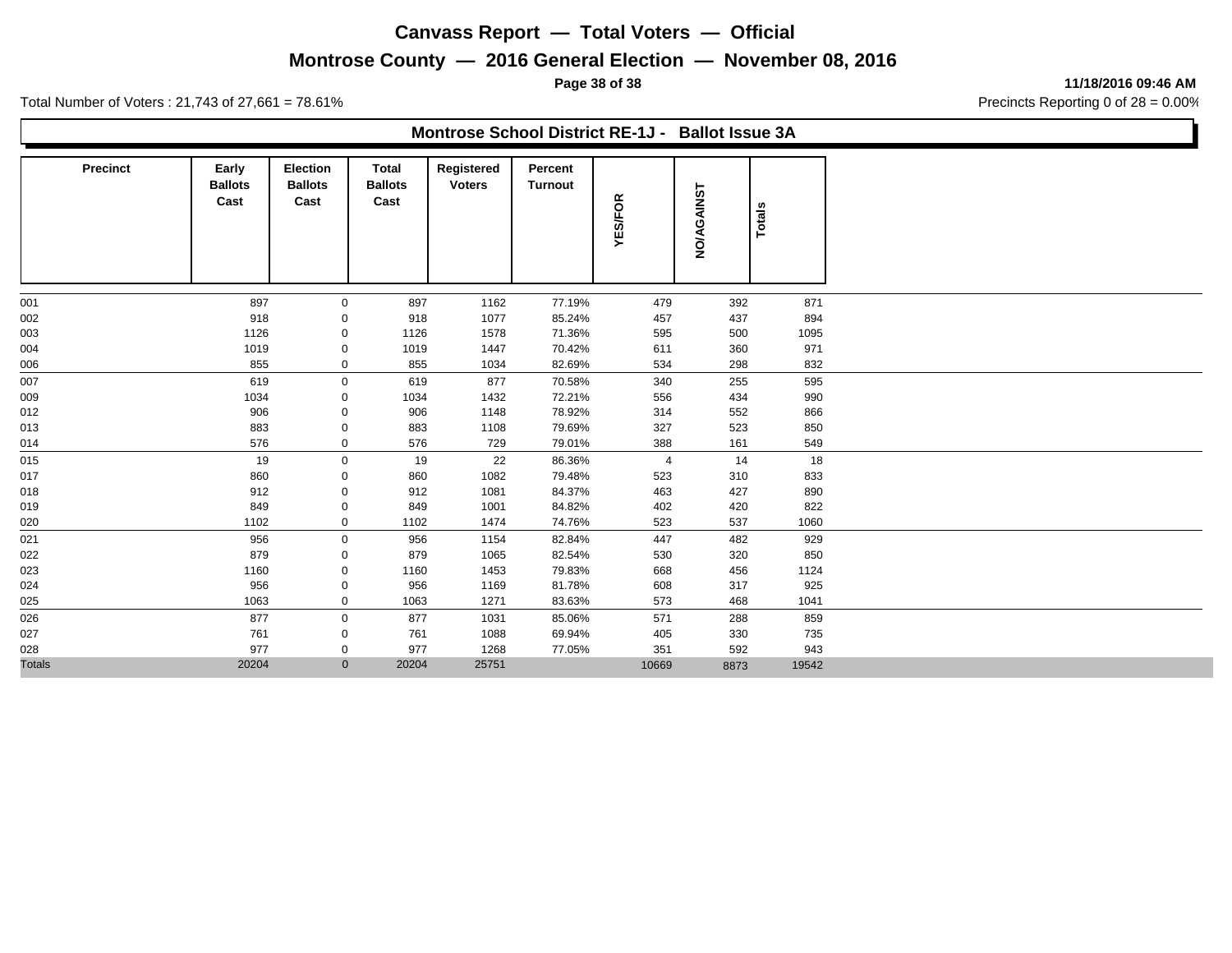# Canvass Report — Total Voters — Official

## Montrose County — 2016 General Election — November 08, 2016

11/18/2016 09:46 AM

Total Number of Voters : 21,743 of 27,661 = 78.61%

Precincts Reporting 0 of 28 = 0.00%

### Montrose School District RE-1J - Ballot Issue 3A

| Precinct | Early Ballots Cast | Election Ballots Cast | Total Ballots Cast | Registered Voters | Percent Turnout | YES/FOR | NO/AGAINST | Totals |
|---|---|---|---|---|---|---|---|---|
| 001 | 897 | 0 | 897 | 1162 | 77.19% | 479 | 392 | 871 |
| 002 | 918 | 0 | 918 | 1077 | 85.24% | 457 | 437 | 894 |
| 003 | 1126 | 0 | 1126 | 1578 | 71.36% | 595 | 500 | 1095 |
| 004 | 1019 | 0 | 1019 | 1447 | 70.42% | 611 | 360 | 971 |
| 006 | 855 | 0 | 855 | 1034 | 82.69% | 534 | 298 | 832 |
| 007 | 619 | 0 | 619 | 877 | 70.58% | 340 | 255 | 595 |
| 009 | 1034 | 0 | 1034 | 1432 | 72.21% | 556 | 434 | 990 |
| 012 | 906 | 0 | 906 | 1148 | 78.92% | 314 | 552 | 866 |
| 013 | 883 | 0 | 883 | 1108 | 79.69% | 327 | 523 | 850 |
| 014 | 576 | 0 | 576 | 729 | 79.01% | 388 | 161 | 549 |
| 015 | 19 | 0 | 19 | 22 | 86.36% | 4 | 14 | 18 |
| 017 | 860 | 0 | 860 | 1082 | 79.48% | 523 | 310 | 833 |
| 018 | 912 | 0 | 912 | 1081 | 84.37% | 463 | 427 | 890 |
| 019 | 849 | 0 | 849 | 1001 | 84.82% | 402 | 420 | 822 |
| 020 | 1102 | 0 | 1102 | 1474 | 74.76% | 523 | 537 | 1060 |
| 021 | 956 | 0 | 956 | 1154 | 82.84% | 447 | 482 | 929 |
| 022 | 879 | 0 | 879 | 1065 | 82.54% | 530 | 320 | 850 |
| 023 | 1160 | 0 | 1160 | 1453 | 79.83% | 668 | 456 | 1124 |
| 024 | 956 | 0 | 956 | 1169 | 81.78% | 608 | 317 | 925 |
| 025 | 1063 | 0 | 1063 | 1271 | 83.63% | 573 | 468 | 1041 |
| 026 | 877 | 0 | 877 | 1031 | 85.06% | 571 | 288 | 859 |
| 027 | 761 | 0 | 761 | 1088 | 69.94% | 405 | 330 | 735 |
| 028 | 977 | 0 | 977 | 1268 | 77.05% | 351 | 592 | 943 |
| Totals | 20204 | 0 | 20204 | 25751 | | 10669 | 8873 | 19542 |